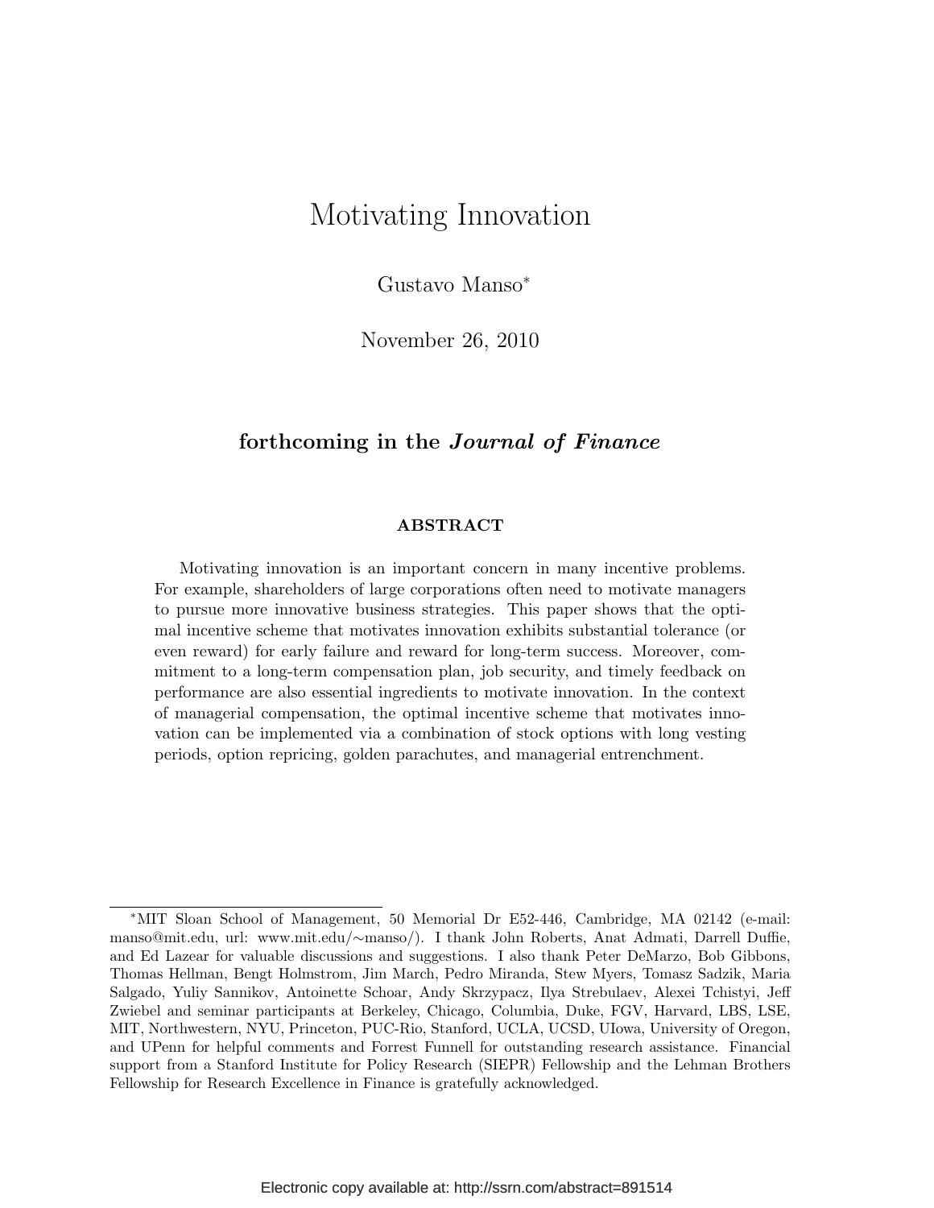# Motivating Innovation

Gustavo Manso*

November 26, 2010

## forthcoming in the *Journal of Finance*

### ABSTRACT

Motivating innovation is an important concern in many incentive problems. For example, shareholders of large corporations often need to motivate managers to pursue more innovative business strategies. This paper shows that the optimal incentive scheme that motivates innovation exhibits substantial tolerance (or even reward) for early failure and reward for long-term success. Moreover, commitment to a long-term compensation plan, job security, and timely feedback on performance are also essential ingredients to motivate innovation. In the context of managerial compensation, the optimal incentive scheme that motivates innovation can be implemented via a combination of stock options with long vesting periods, option repricing, golden parachutes, and managerial entrenchment.

---

*MIT Sloan School of Management, 50 Memorial Dr E52-446, Cambridge, MA 02142 (e-mail: manso@mit.edu, url: www.mit.edu/∼manso/). I thank John Roberts, Anat Admati, Darrell Duffie, and Ed Lazear for valuable discussions and suggestions. I also thank Peter DeMarzo, Bob Gibbons, Thomas Hellman, Bengt Holmstrom, Jim March, Pedro Miranda, Stew Myers, Tomasz Sadzik, Maria Salgado, Yuliy Sannikov, Antoinette Schoar, Andy Skrzypacz, Ilya Strebulaev, Alexei Tchistyi, Jeff Zwiebel and seminar participants at Berkeley, Chicago, Columbia, Duke, FGV, Harvard, LBS, LSE, MIT, Northwestern, NYU, Princeton, PUC-Rio, Stanford, UCLA, UCSD, UIowa, University of Oregon, and UPenn for helpful comments and Forrest Funnell for outstanding research assistance. Financial support from a Stanford Institute for Policy Research (SIEPR) Fellowship and the Lehman Brothers Fellowship for Research Excellence in Finance is gratefully acknowledged.

Electronic copy available at: http://ssrn.com/abstract=891514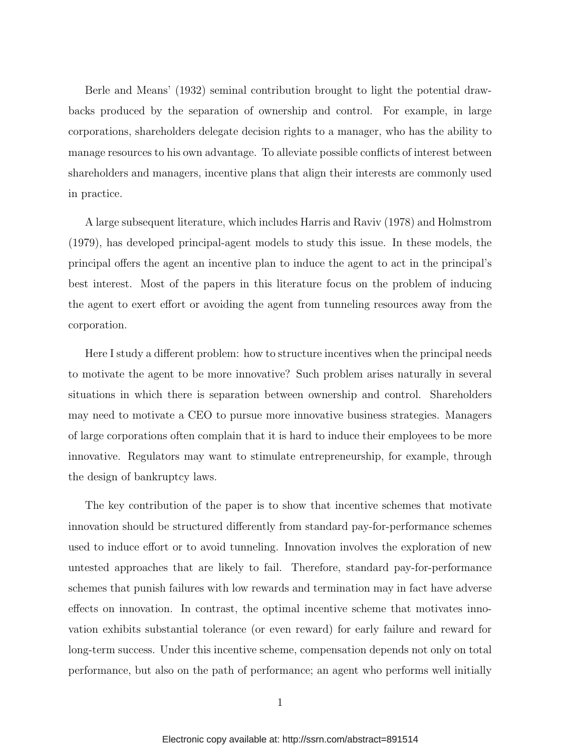Berle and Means' (1932) seminal contribution brought to light the potential drawbacks produced by the separation of ownership and control. For example, in large corporations, shareholders delegate decision rights to a manager, who has the ability to manage resources to his own advantage. To alleviate possible conflicts of interest between shareholders and managers, incentive plans that align their interests are commonly used in practice.

A large subsequent literature, which includes Harris and Raviv (1978) and Holmstrom (1979), has developed principal-agent models to study this issue. In these models, the principal offers the agent an incentive plan to induce the agent to act in the principal's best interest. Most of the papers in this literature focus on the problem of inducing the agent to exert effort or avoiding the agent from tunneling resources away from the corporation.

Here I study a different problem: how to structure incentives when the principal needs to motivate the agent to be more innovative? Such problem arises naturally in several situations in which there is separation between ownership and control. Shareholders may need to motivate a CEO to pursue more innovative business strategies. Managers of large corporations often complain that it is hard to induce their employees to be more innovative. Regulators may want to stimulate entrepreneurship, for example, through the design of bankruptcy laws.

The key contribution of the paper is to show that incentive schemes that motivate innovation should be structured differently from standard pay-for-performance schemes used to induce effort or to avoid tunneling. Innovation involves the exploration of new untested approaches that are likely to fail. Therefore, standard pay-for-performance schemes that punish failures with low rewards and termination may in fact have adverse effects on innovation. In contrast, the optimal incentive scheme that motivates innovation exhibits substantial tolerance (or even reward) for early failure and reward for long-term success. Under this incentive scheme, compensation depends not only on total performance, but also on the path of performance; an agent who performs well initially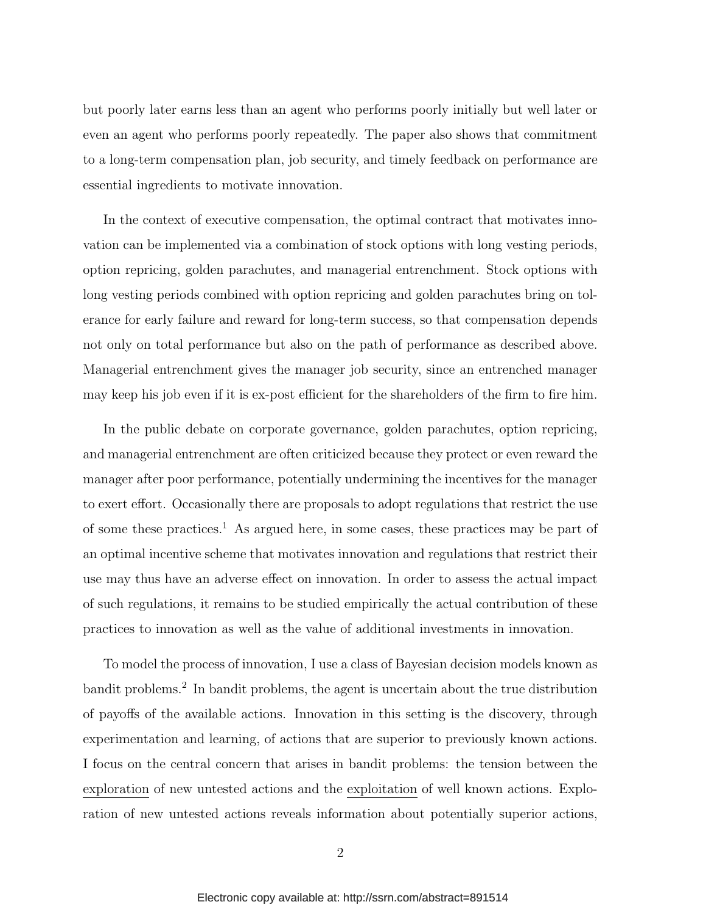but poorly later earns less than an agent who performs poorly initially but well later or even an agent who performs poorly repeatedly. The paper also shows that commitment to a long-term compensation plan, job security, and timely feedback on performance are essential ingredients to motivate innovation.

In the context of executive compensation, the optimal contract that motivates innovation can be implemented via a combination of stock options with long vesting periods, option repricing, golden parachutes, and managerial entrenchment. Stock options with long vesting periods combined with option repricing and golden parachutes bring on tolerance for early failure and reward for long-term success, so that compensation depends not only on total performance but also on the path of performance as described above. Managerial entrenchment gives the manager job security, since an entrenched manager may keep his job even if it is ex-post efficient for the shareholders of the firm to fire him.

In the public debate on corporate governance, golden parachutes, option repricing, and managerial entrenchment are often criticized because they protect or even reward the manager after poor performance, potentially undermining the incentives for the manager to exert effort. Occasionally there are proposals to adopt regulations that restrict the use of some these practices.[1] As argued here, in some cases, these practices may be part of an optimal incentive scheme that motivates innovation and regulations that restrict their use may thus have an adverse effect on innovation. In order to assess the actual impact of such regulations, it remains to be studied empirically the actual contribution of these practices to innovation as well as the value of additional investments in innovation.

To model the process of innovation, I use a class of Bayesian decision models known as bandit problems.[2] In bandit problems, the agent is uncertain about the true distribution of payoffs of the available actions. Innovation in this setting is the discovery, through experimentation and learning, of actions that are superior to previously known actions. I focus on the central concern that arises in bandit problems: the tension between the exploration of new untested actions and the exploitation of well known actions. Exploration of new untested actions reveals information about potentially superior actions,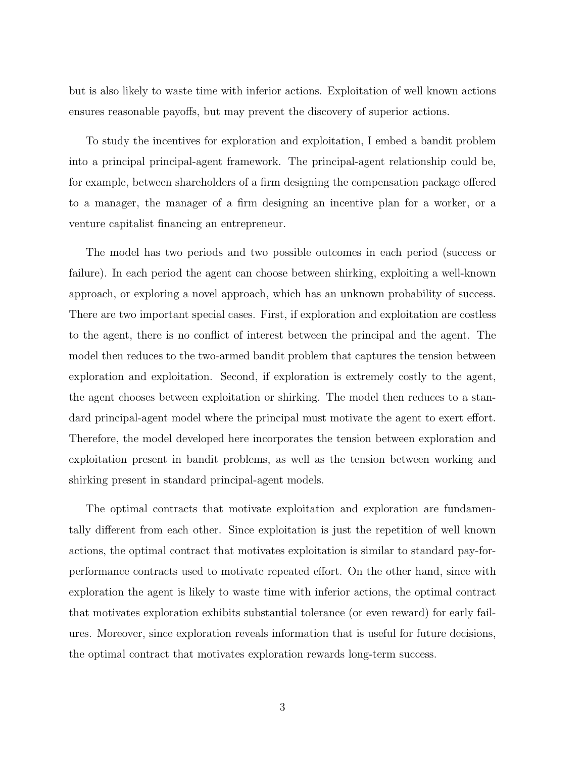but is also likely to waste time with inferior actions. Exploitation of well known actions ensures reasonable payoffs, but may prevent the discovery of superior actions.

To study the incentives for exploration and exploitation, I embed a bandit problem into a principal principal-agent framework. The principal-agent relationship could be, for example, between shareholders of a firm designing the compensation package offered to a manager, the manager of a firm designing an incentive plan for a worker, or a venture capitalist financing an entrepreneur.

The model has two periods and two possible outcomes in each period (success or failure). In each period the agent can choose between shirking, exploiting a well-known approach, or exploring a novel approach, which has an unknown probability of success. There are two important special cases. First, if exploration and exploitation are costless to the agent, there is no conflict of interest between the principal and the agent. The model then reduces to the two-armed bandit problem that captures the tension between exploration and exploitation. Second, if exploration is extremely costly to the agent, the agent chooses between exploitation or shirking. The model then reduces to a standard principal-agent model where the principal must motivate the agent to exert effort. Therefore, the model developed here incorporates the tension between exploration and exploitation present in bandit problems, as well as the tension between working and shirking present in standard principal-agent models.

The optimal contracts that motivate exploitation and exploration are fundamentally different from each other. Since exploitation is just the repetition of well known actions, the optimal contract that motivates exploitation is similar to standard pay-for-performance contracts used to motivate repeated effort. On the other hand, since with exploration the agent is likely to waste time with inferior actions, the optimal contract that motivates exploration exhibits substantial tolerance (or even reward) for early failures. Moreover, since exploration reveals information that is useful for future decisions, the optimal contract that motivates exploration rewards long-term success.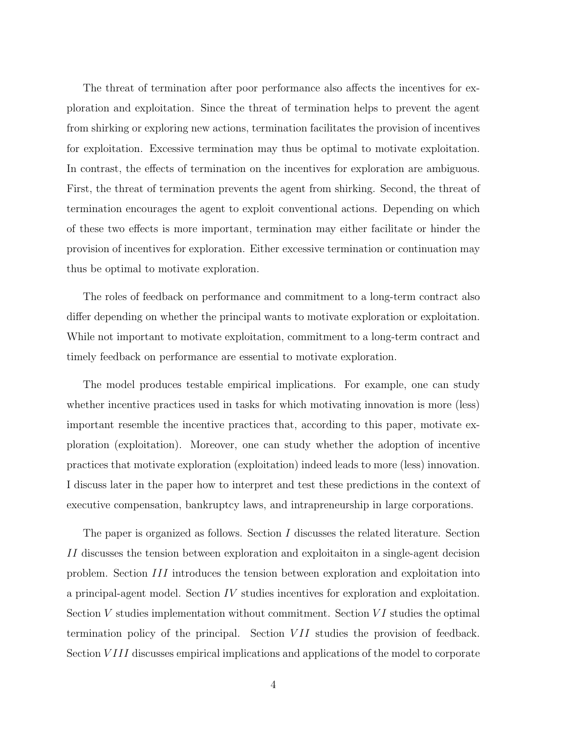The threat of termination after poor performance also affects the incentives for exploration and exploitation. Since the threat of termination helps to prevent the agent from shirking or exploring new actions, termination facilitates the provision of incentives for exploitation. Excessive termination may thus be optimal to motivate exploitation. In contrast, the effects of termination on the incentives for exploration are ambiguous. First, the threat of termination prevents the agent from shirking. Second, the threat of termination encourages the agent to exploit conventional actions. Depending on which of these two effects is more important, termination may either facilitate or hinder the provision of incentives for exploration. Either excessive termination or continuation may thus be optimal to motivate exploration.

The roles of feedback on performance and commitment to a long-term contract also differ depending on whether the principal wants to motivate exploration or exploitation. While not important to motivate exploitation, commitment to a long-term contract and timely feedback on performance are essential to motivate exploration.

The model produces testable empirical implications. For example, one can study whether incentive practices used in tasks for which motivating innovation is more (less) important resemble the incentive practices that, according to this paper, motivate exploration (exploitation). Moreover, one can study whether the adoption of incentive practices that motivate exploration (exploitation) indeed leads to more (less) innovation. I discuss later in the paper how to interpret and test these predictions in the context of executive compensation, bankruptcy laws, and intrapreneurship in large corporations.

The paper is organized as follows. Section $I$ discusses the related literature. Section $II$ discusses the tension between exploration and exploitaiton in a single-agent decision problem. Section $III$ introduces the tension between exploration and exploitation into a principal-agent model. Section $IV$ studies incentives for exploration and exploitation. Section $V$ studies implementation without commitment. Section $VI$ studies the optimal termination policy of the principal. Section $VII$ studies the provision of feedback. Section $VIII$ discusses empirical implications and applications of the model to corporate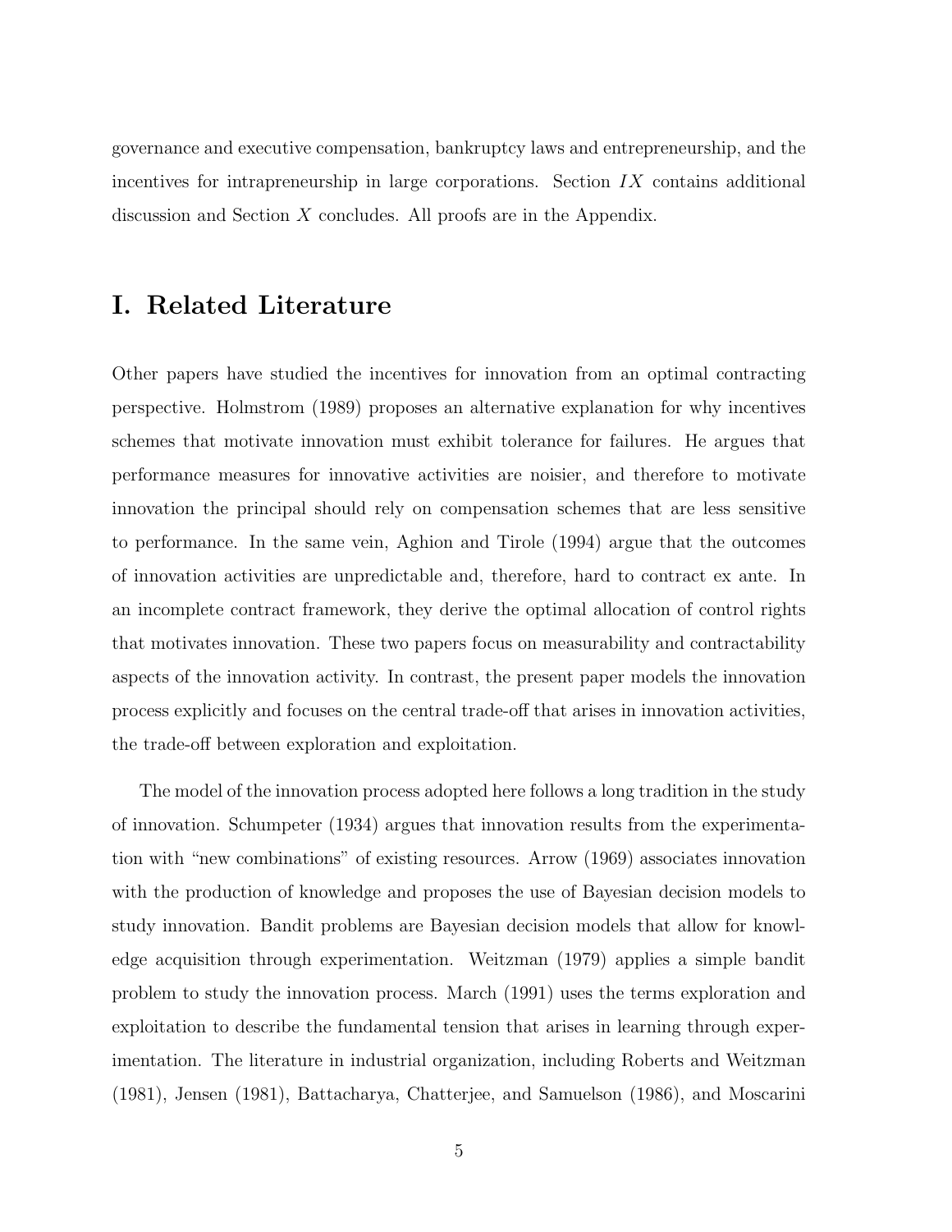governance and executive compensation, bankruptcy laws and entrepreneurship, and the incentives for intrapreneurship in large corporations. Section $IX$ contains additional discussion and Section $X$ concludes. All proofs are in the Appendix.

# I. Related Literature

Other papers have studied the incentives for innovation from an optimal contracting perspective. Holmstrom (1989) proposes an alternative explanation for why incentives schemes that motivate innovation must exhibit tolerance for failures. He argues that performance measures for innovative activities are noisier, and therefore to motivate innovation the principal should rely on compensation schemes that are less sensitive to performance. In the same vein, Aghion and Tirole (1994) argue that the outcomes of innovation activities are unpredictable and, therefore, hard to contract ex ante. In an incomplete contract framework, they derive the optimal allocation of control rights that motivates innovation. These two papers focus on measurability and contractability aspects of the innovation activity. In contrast, the present paper models the innovation process explicitly and focuses on the central trade-off that arises in innovation activities, the trade-off between exploration and exploitation.

The model of the innovation process adopted here follows a long tradition in the study of innovation. Schumpeter (1934) argues that innovation results from the experimentation with "new combinations" of existing resources. Arrow (1969) associates innovation with the production of knowledge and proposes the use of Bayesian decision models to study innovation. Bandit problems are Bayesian decision models that allow for knowledge acquisition through experimentation. Weitzman (1979) applies a simple bandit problem to study the innovation process. March (1991) uses the terms exploration and exploitation to describe the fundamental tension that arises in learning through experimentation. The literature in industrial organization, including Roberts and Weitzman (1981), Jensen (1981), Battacharya, Chatterjee, and Samuelson (1986), and Moscarini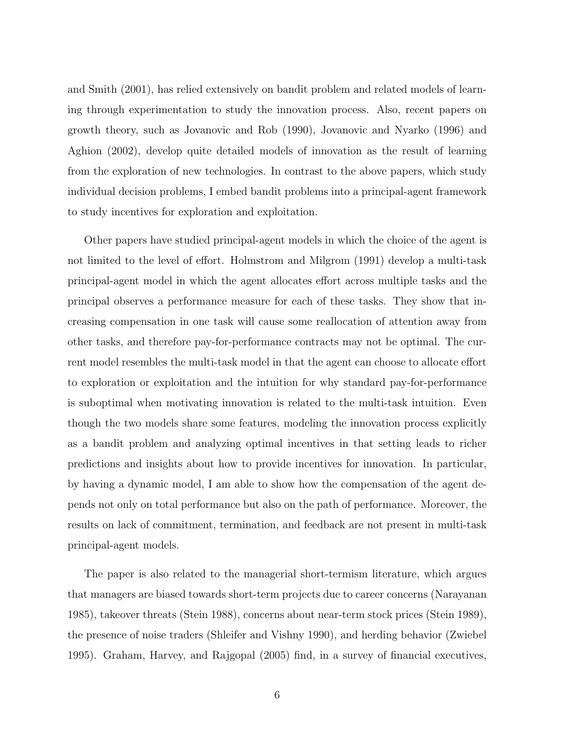and Smith (2001), has relied extensively on bandit problem and related models of learning through experimentation to study the innovation process. Also, recent papers on growth theory, such as Jovanovic and Rob (1990), Jovanovic and Nyarko (1996) and Aghion (2002), develop quite detailed models of innovation as the result of learning from the exploration of new technologies. In contrast to the above papers, which study individual decision problems, I embed bandit problems into a principal-agent framework to study incentives for exploration and exploitation.

Other papers have studied principal-agent models in which the choice of the agent is not limited to the level of effort. Holmstrom and Milgrom (1991) develop a multi-task principal-agent model in which the agent allocates effort across multiple tasks and the principal observes a performance measure for each of these tasks. They show that increasing compensation in one task will cause some reallocation of attention away from other tasks, and therefore pay-for-performance contracts may not be optimal. The current model resembles the multi-task model in that the agent can choose to allocate effort to exploration or exploitation and the intuition for why standard pay-for-performance is suboptimal when motivating innovation is related to the multi-task intuition. Even though the two models share some features, modeling the innovation process explicitly as a bandit problem and analyzing optimal incentives in that setting leads to richer predictions and insights about how to provide incentives for innovation. In particular, by having a dynamic model, I am able to show how the compensation of the agent depends not only on total performance but also on the path of performance. Moreover, the results on lack of commitment, termination, and feedback are not present in multi-task principal-agent models.

The paper is also related to the managerial short-termism literature, which argues that managers are biased towards short-term projects due to career concerns (Narayanan 1985), takeover threats (Stein 1988), concerns about near-term stock prices (Stein 1989), the presence of noise traders (Shleifer and Vishny 1990), and herding behavior (Zwiebel 1995). Graham, Harvey, and Rajgopal (2005) find, in a survey of financial executives,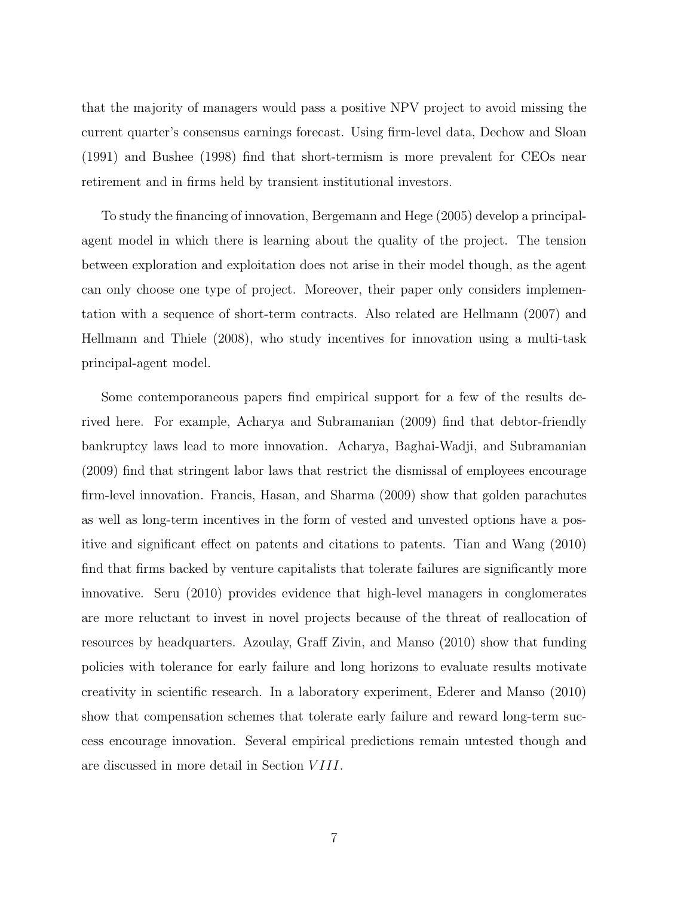that the majority of managers would pass a positive NPV project to avoid missing the current quarter's consensus earnings forecast. Using firm-level data, Dechow and Sloan (1991) and Bushee (1998) find that short-termism is more prevalent for CEOs near retirement and in firms held by transient institutional investors.

To study the financing of innovation, Bergemann and Hege (2005) develop a principal-agent model in which there is learning about the quality of the project. The tension between exploration and exploitation does not arise in their model though, as the agent can only choose one type of project. Moreover, their paper only considers implementation with a sequence of short-term contracts. Also related are Hellmann (2007) and Hellmann and Thiele (2008), who study incentives for innovation using a multi-task principal-agent model.

Some contemporaneous papers find empirical support for a few of the results derived here. For example, Acharya and Subramanian (2009) find that debtor-friendly bankruptcy laws lead to more innovation. Acharya, Baghai-Wadji, and Subramanian (2009) find that stringent labor laws that restrict the dismissal of employees encourage firm-level innovation. Francis, Hasan, and Sharma (2009) show that golden parachutes as well as long-term incentives in the form of vested and unvested options have a positive and significant effect on patents and citations to patents. Tian and Wang (2010) find that firms backed by venture capitalists that tolerate failures are significantly more innovative. Seru (2010) provides evidence that high-level managers in conglomerates are more reluctant to invest in novel projects because of the threat of reallocation of resources by headquarters. Azoulay, Graff Zivin, and Manso (2010) show that funding policies with tolerance for early failure and long horizons to evaluate results motivate creativity in scientific research. In a laboratory experiment, Ederer and Manso (2010) show that compensation schemes that tolerate early failure and reward long-term success encourage innovation. Several empirical predictions remain untested though and are discussed in more detail in Section $VIII$.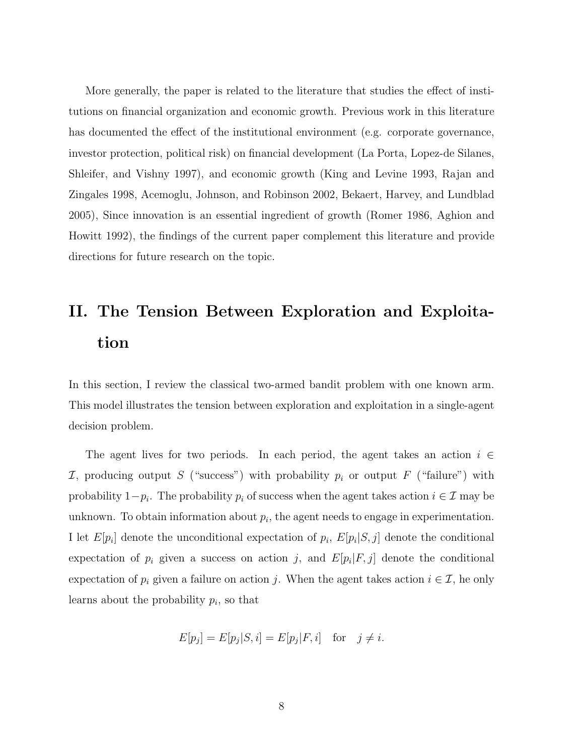More generally, the paper is related to the literature that studies the effect of institutions on financial organization and economic growth. Previous work in this literature has documented the effect of the institutional environment (e.g. corporate governance, investor protection, political risk) on financial development (La Porta, Lopez-de Silanes, Shleifer, and Vishny 1997), and economic growth (King and Levine 1993, Rajan and Zingales 1998, Acemoglu, Johnson, and Robinson 2002, Bekaert, Harvey, and Lundblad 2005), Since innovation is an essential ingredient of growth (Romer 1986, Aghion and Howitt 1992), the findings of the current paper complement this literature and provide directions for future research on the topic.

# II. The Tension Between Exploration and Exploitation

In this section, I review the classical two-armed bandit problem with one known arm. This model illustrates the tension between exploration and exploitation in a single-agent decision problem.

The agent lives for two periods. In each period, the agent takes an action $i \in \mathcal{I}$, producing output $S$ ("success") with probability $p_i$ or output $F$ ("failure") with probability $1-p_i$. The probability $p_i$ of success when the agent takes action $i \in \mathcal{I}$ may be unknown. To obtain information about $p_i$, the agent needs to engage in experimentation. I let $E[p_i]$ denote the unconditional expectation of $p_i$, $E[p_i|S,j]$ denote the conditional expectation of $p_i$ given a success on action $j$, and $E[p_i|F,j]$ denote the conditional expectation of $p_i$ given a failure on action $j$. When the agent takes action $i \in \mathcal{I}$, he only learns about the probability $p_i$, so that

$$E[p_j] = E[p_j|S,i] = E[p_j|F,i] \quad \text{for} \quad j \neq i.$$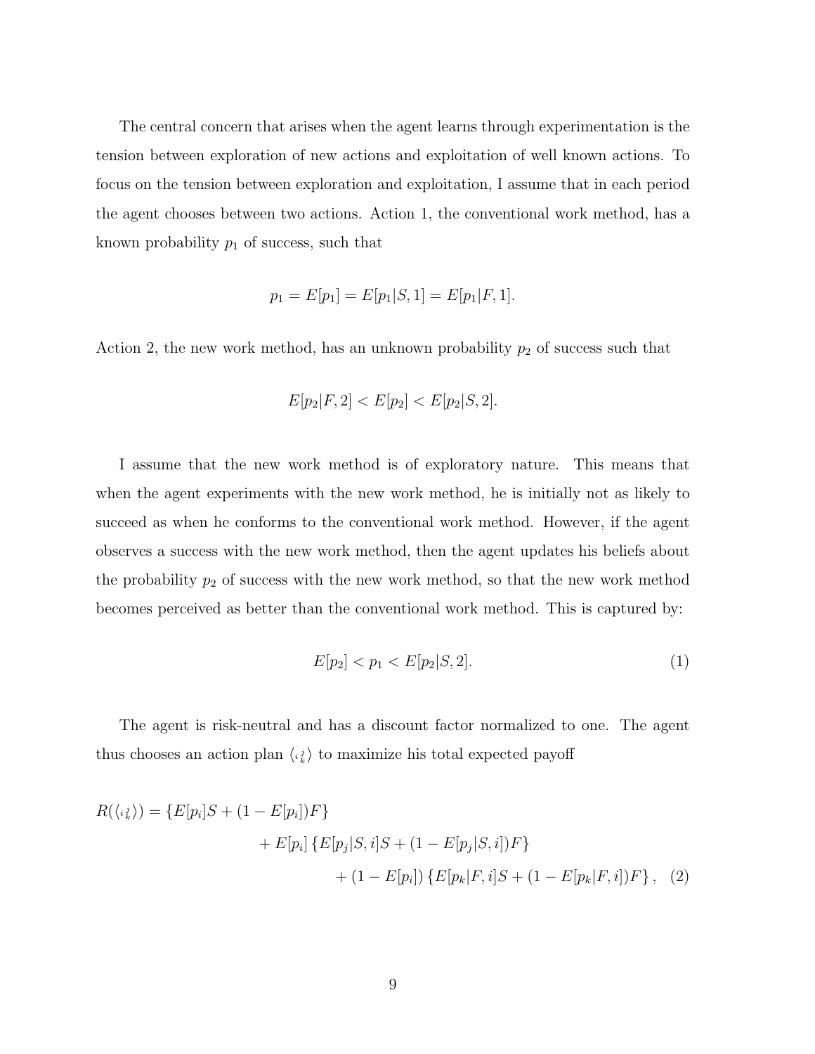The central concern that arises when the agent learns through experimentation is the tension between exploration of new actions and exploitation of well known actions. To focus on the tension between exploration and exploitation, I assume that in each period the agent chooses between two actions. Action 1, the conventional work method, has a known probability $p_1$ of success, such that

$$p_1 = E[p_1] = E[p_1|S,1] = E[p_1|F,1].$$

Action 2, the new work method, has an unknown probability $p_2$ of success such that

$$E[p_2|F,2] < E[p_2] < E[p_2|S,2].$$

I assume that the new work method is of exploratory nature. This means that when the agent experiments with the new work method, he is initially not as likely to succeed as when he conforms to the conventional work method. However, if the agent observes a success with the new work method, then the agent updates his beliefs about the probability $p_2$ of success with the new work method, so that the new work method becomes perceived as better than the conventional work method. This is captured by:

$$E[p_2] < p_1 < E[p_2|S,2]. \tag{1}$$

The agent is risk-neutral and has a discount factor normalized to one. The agent thus chooses an action plan $\langle {}_i{}^j_k \rangle$ to maximize his total expected payoff

$$\begin{aligned}
R(\langle {}_i{}^j_k \rangle) = \{E[p_i]S + (1 - E[p_i])F\} \\
+ E[p_i]\{E[p_j|S,i]S + (1 - E[p_j|S,i])F\} \\
+ (1 - E[p_i])\{E[p_k|F,i]S + (1 - E[p_k|F,i])F\}, \quad (2)
\end{aligned}$$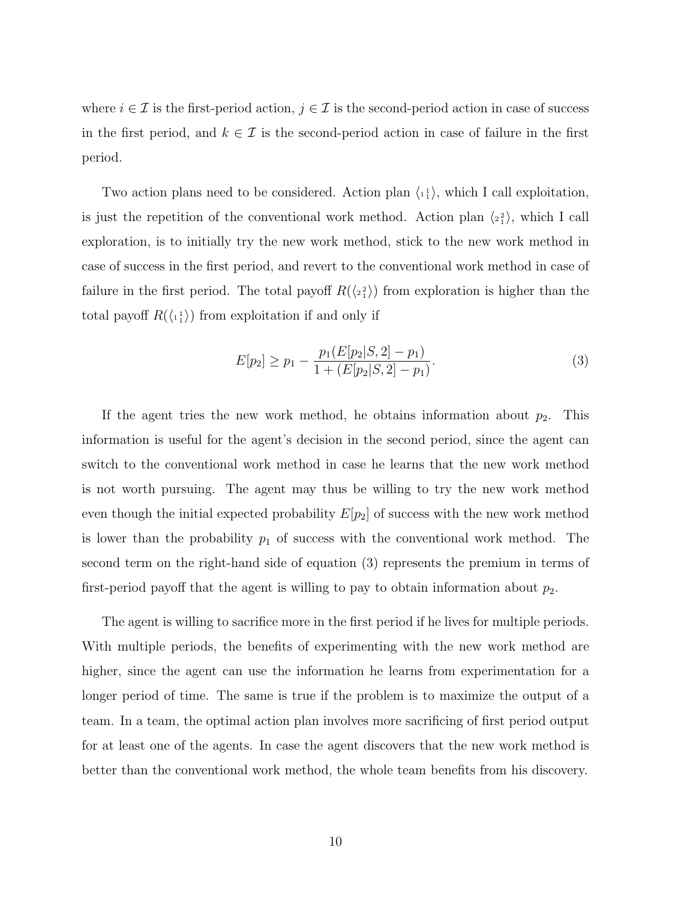where $i \in \mathcal{I}$ is the first-period action, $j \in \mathcal{I}$ is the second-period action in case of success in the first period, and $k \in \mathcal{I}$ is the second-period action in case of failure in the first period.

Two action plans need to be considered. Action plan $\langle {}_1{}^1_1 \rangle$, which I call exploitation, is just the repetition of the conventional work method. Action plan $\langle {}_2{}^2_1 \rangle$, which I call exploration, is to initially try the new work method, stick to the new work method in case of success in the first period, and revert to the conventional work method in case of failure in the first period. The total payoff $R(\langle {}_2{}^2_1 \rangle)$ from exploration is higher than the total payoff $R(\langle {}_1{}^1_1 \rangle)$ from exploitation if and only if

$$E[p_2] \geq p_1 - \frac{p_1(E[p_2|S,2] - p_1)}{1 + (E[p_2|S,2] - p_1)}. \tag{3}$$

If the agent tries the new work method, he obtains information about $p_2$. This information is useful for the agent's decision in the second period, since the agent can switch to the conventional work method in case he learns that the new work method is not worth pursuing. The agent may thus be willing to try the new work method even though the initial expected probability $E[p_2]$ of success with the new work method is lower than the probability $p_1$ of success with the conventional work method. The second term on the right-hand side of equation (3) represents the premium in terms of first-period payoff that the agent is willing to pay to obtain information about $p_2$.

The agent is willing to sacrifice more in the first period if he lives for multiple periods. With multiple periods, the benefits of experimenting with the new work method are higher, since the agent can use the information he learns from experimentation for a longer period of time. The same is true if the problem is to maximize the output of a team. In a team, the optimal action plan involves more sacrificing of first period output for at least one of the agents. In case the agent discovers that the new work method is better than the conventional work method, the whole team benefits from his discovery.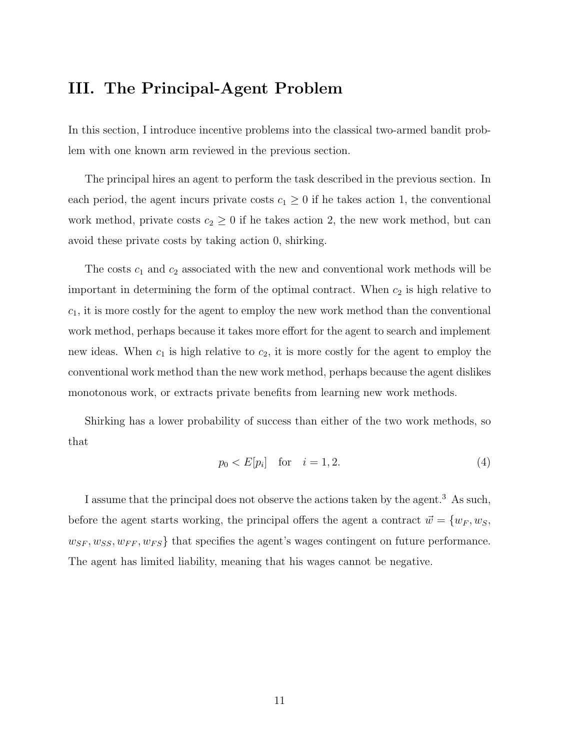## III. The Principal-Agent Problem

In this section, I introduce incentive problems into the classical two-armed bandit problem with one known arm reviewed in the previous section.

The principal hires an agent to perform the task described in the previous section. In each period, the agent incurs private costs $c_1 \geq 0$ if he takes action 1, the conventional work method, private costs $c_2 \geq 0$ if he takes action 2, the new work method, but can avoid these private costs by taking action 0, shirking.

The costs $c_1$ and $c_2$ associated with the new and conventional work methods will be important in determining the form of the optimal contract. When $c_2$ is high relative to $c_1$, it is more costly for the agent to employ the new work method than the conventional work method, perhaps because it takes more effort for the agent to search and implement new ideas. When $c_1$ is high relative to $c_2$, it is more costly for the agent to employ the conventional work method than the new work method, perhaps because the agent dislikes monotonous work, or extracts private benefits from learning new work methods.

Shirking has a lower probability of success than either of the two work methods, so that

$$p_0 < E[p_i] \quad \text{for} \quad i = 1, 2. \tag{4}$$

I assume that the principal does not observe the actions taken by the agent.[3] As such, before the agent starts working, the principal offers the agent a contract $\vec{w} = \{w_F, w_S, w_{SF}, w_{SS}, w_{FF}, w_{FS}\}$ that specifies the agent's wages contingent on future performance. The agent has limited liability, meaning that his wages cannot be negative.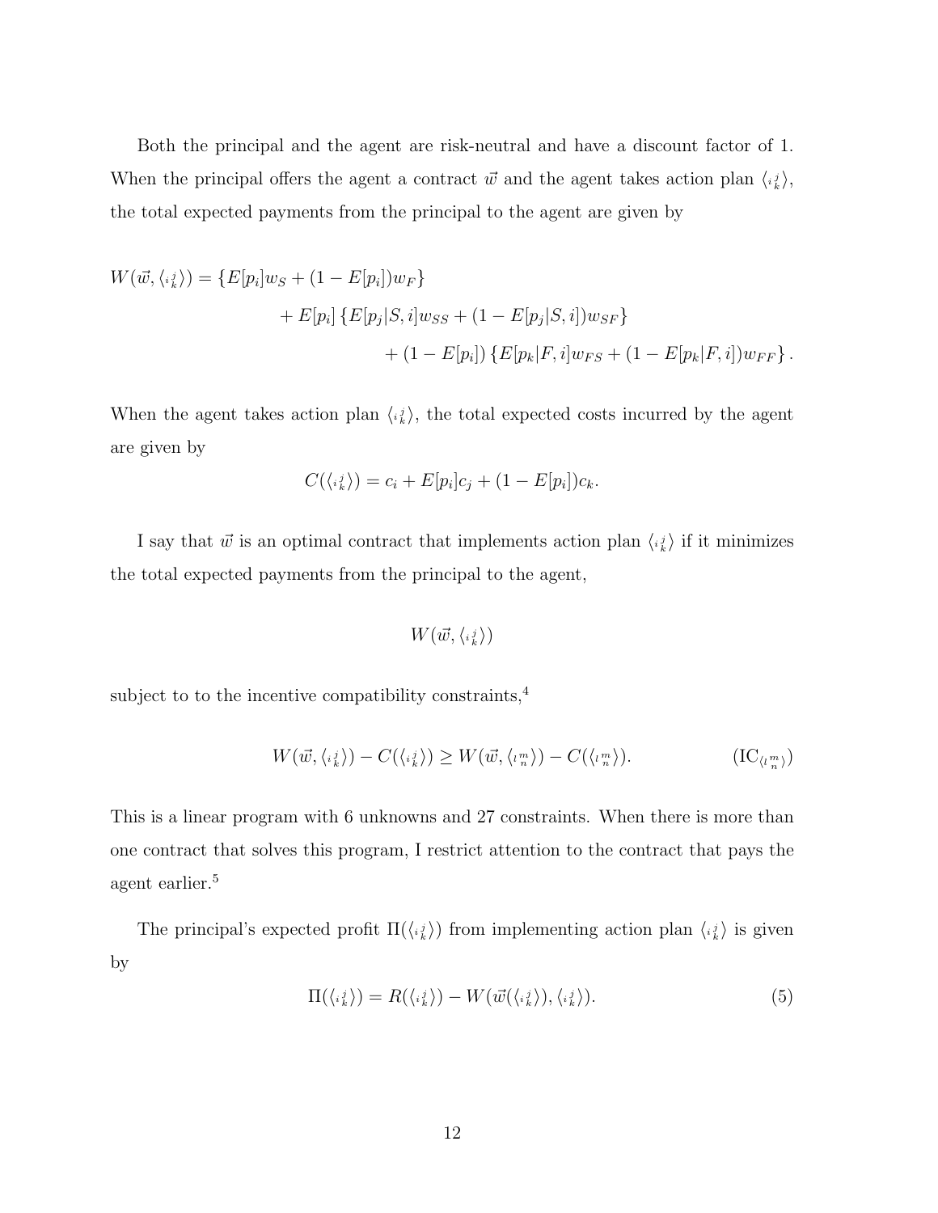Both the principal and the agent are risk-neutral and have a discount factor of 1. When the principal offers the agent a contract $\vec{w}$ and the agent takes action plan $\langle {}_{i}{}^{j}_{k} \rangle$, the total expected payments from the principal to the agent are given by

$$
\begin{aligned}
W(\vec{w}, \langle {}_{i}{}^{j}_{k} \rangle) = \{E[p_i]w_S + (1 - E[p_i])w_F\} \\
+ E[p_i]\{E[p_j|S, i]w_{SS} + (1 - E[p_j|S, i])w_{SF}\} \\
+ (1 - E[p_i])\{E[p_k|F, i]w_{FS} + (1 - E[p_k|F, i])w_{FF}\}.
\end{aligned}
$$

When the agent takes action plan $\langle {}_{i}{}^{j}_{k} \rangle$, the total expected costs incurred by the agent are given by

$$
C(\langle {}_{i}{}^{j}_{k} \rangle) = c_i + E[p_i]c_j + (1 - E[p_i])c_k.
$$

I say that $\vec{w}$ is an optimal contract that implements action plan $\langle {}_{i}{}^{j}_{k} \rangle$ if it minimizes the total expected payments from the principal to the agent,

$$
W(\vec{w}, \langle {}_{i}{}^{j}_{k} \rangle)
$$

subject to to the incentive compatibility constraints,[4]

$$
W(\vec{w}, \langle {}_{i}{}^{j}_{k} \rangle) - C(\langle {}_{i}{}^{j}_{k} \rangle) \geq W(\vec{w}, \langle {}_{l}{}^{m}_{n} \rangle) - C(\langle {}_{l}{}^{m}_{n} \rangle). \qquad (\mathrm{IC}_{\langle {}_{l}{}^{m}_{n} \rangle})
$$

This is a linear program with 6 unknowns and 27 constraints. When there is more than one contract that solves this program, I restrict attention to the contract that pays the agent earlier.[5]

The principal's expected profit $\Pi(\langle {}_{i}{}^{j}_{k} \rangle)$ from implementing action plan $\langle {}_{i}{}^{j}_{k} \rangle$ is given by

$$
\Pi(\langle {}_{i}{}^{j}_{k} \rangle) = R(\langle {}_{i}{}^{j}_{k} \rangle) - W(\vec{w}(\langle {}_{i}{}^{j}_{k} \rangle), \langle {}_{i}{}^{j}_{k} \rangle). \qquad (5)
$$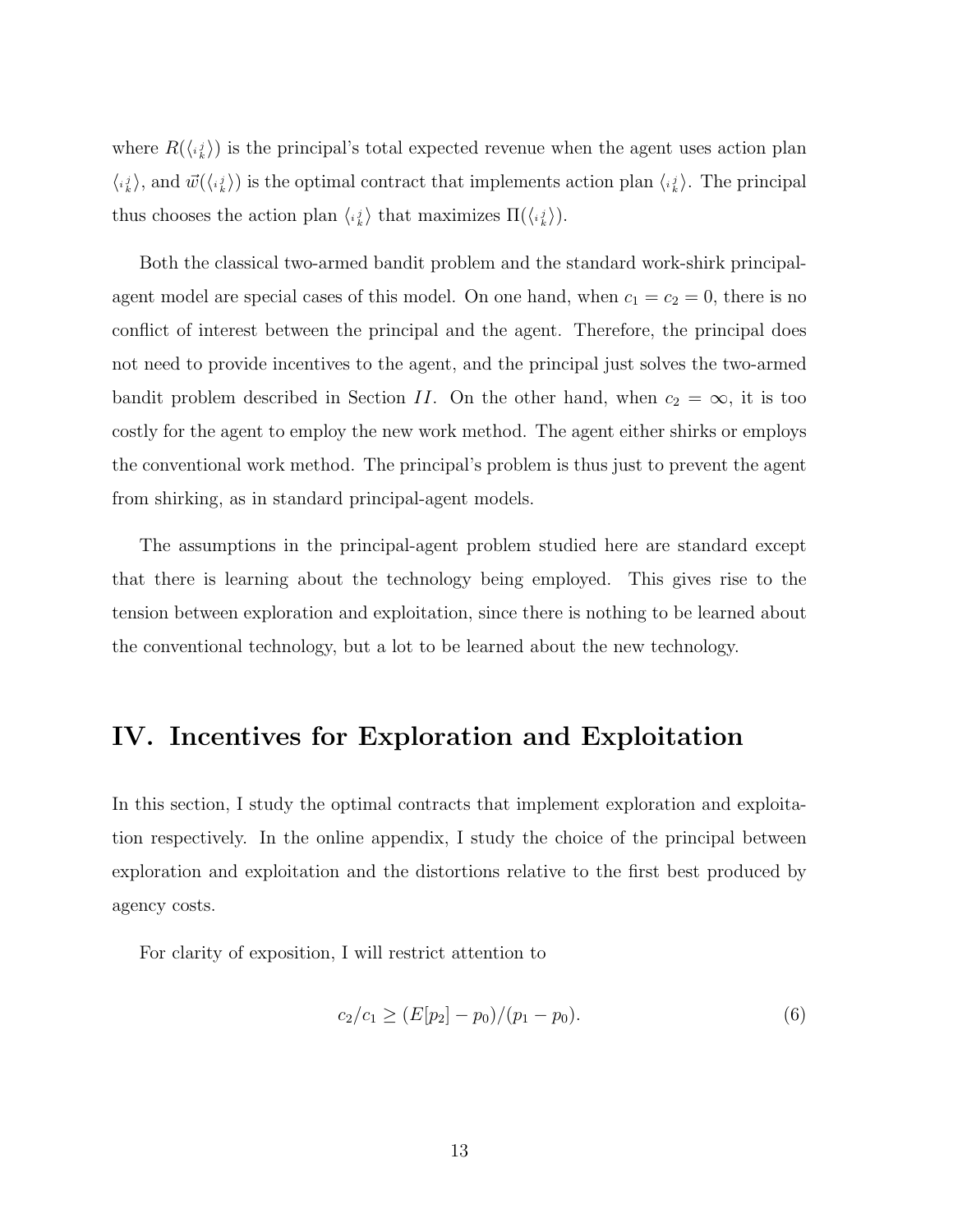where $R(\langle {}_i{}^j{}_k \rangle)$ is the principal's total expected revenue when the agent uses action plan $\langle {}_i{}^j{}_k \rangle$, and $\vec{w}(\langle {}_i{}^j{}_k \rangle)$ is the optimal contract that implements action plan $\langle {}_i{}^j{}_k \rangle$. The principal thus chooses the action plan $\langle {}_i{}^j{}_k \rangle$ that maximizes $\Pi(\langle {}_i{}^j{}_k \rangle)$.

Both the classical two-armed bandit problem and the standard work-shirk principal-agent model are special cases of this model. On one hand, when $c_1 = c_2 = 0$, there is no conflict of interest between the principal and the agent. Therefore, the principal does not need to provide incentives to the agent, and the principal just solves the two-armed bandit problem described in Section $II$. On the other hand, when $c_2 = \infty$, it is too costly for the agent to employ the new work method. The agent either shirks or employs the conventional work method. The principal's problem is thus just to prevent the agent from shirking, as in standard principal-agent models.

The assumptions in the principal-agent problem studied here are standard except that there is learning about the technology being employed. This gives rise to the tension between exploration and exploitation, since there is nothing to be learned about the conventional technology, but a lot to be learned about the new technology.

# IV. Incentives for Exploration and Exploitation

In this section, I study the optimal contracts that implement exploration and exploitation respectively. In the online appendix, I study the choice of the principal between exploration and exploitation and the distortions relative to the first best produced by agency costs.

For clarity of exposition, I will restrict attention to

$$c_2/c_1 \geq (E[p_2] - p_0)/(p_1 - p_0). \tag{6}$$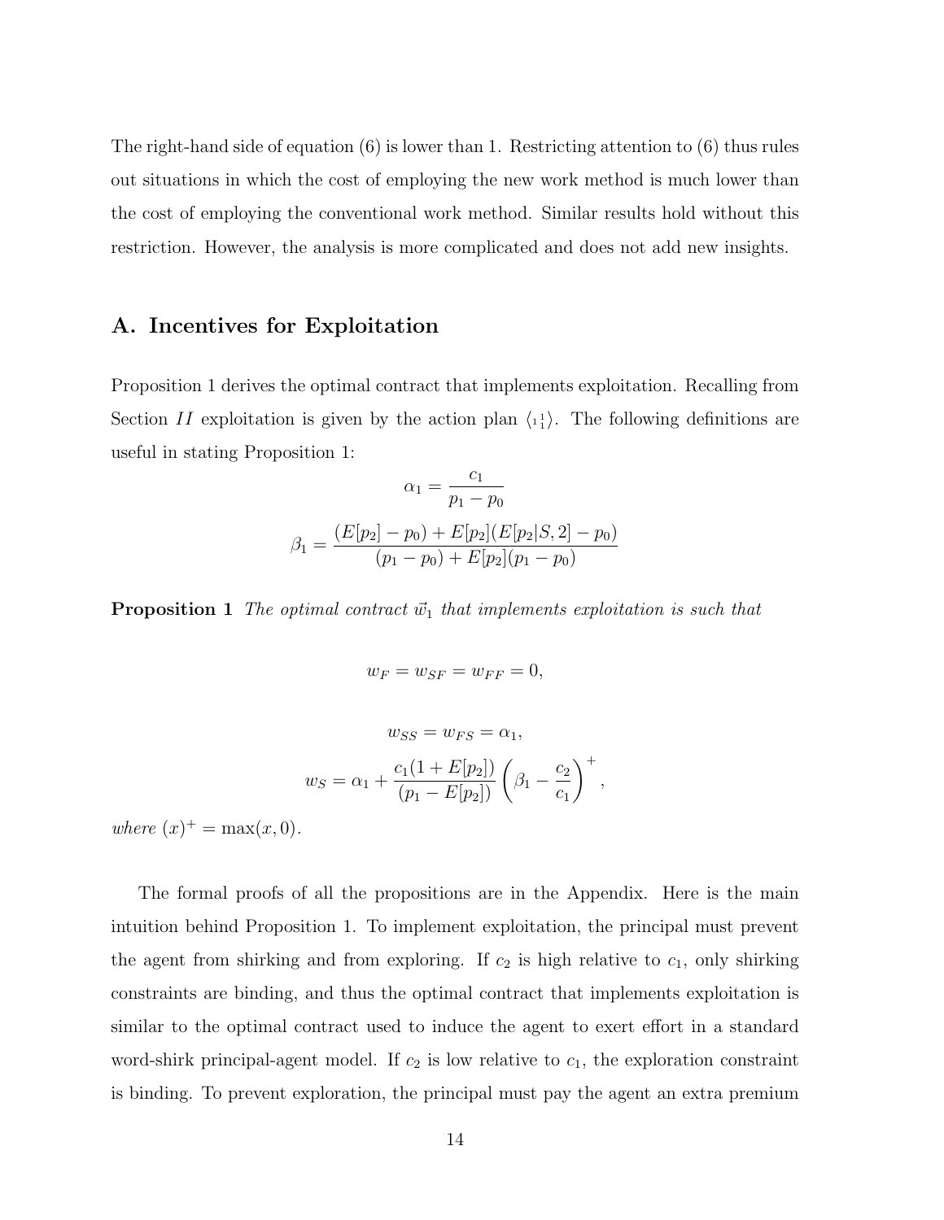The right-hand side of equation (6) is lower than 1. Restricting attention to (6) thus rules out situations in which the cost of employing the new work method is much lower than the cost of employing the conventional work method. Similar results hold without this restriction. However, the analysis is more complicated and does not add new insights.

## A. Incentives for Exploitation

Proposition 1 derives the optimal contract that implements exploitation. Recalling from Section $II$ exploitation is given by the action plan $\langle {}_1{}^1{}_1 \rangle$. The following definitions are useful in stating Proposition 1:

$$\alpha_1 = \frac{c_1}{p_1 - p_0}$$

$$\beta_1 = \frac{(E[p_2] - p_0) + E[p_2](E[p_2|S,2] - p_0)}{(p_1 - p_0) + E[p_2](p_1 - p_0)}$$

**Proposition 1** *The optimal contract $\vec{w}_1$ that implements exploitation is such that*

$$w_F = w_{SF} = w_{FF} = 0,$$

$$w_{SS} = w_{FS} = \alpha_1,$$

$$w_S = \alpha_1 + \frac{c_1(1 + E[p_2])}{(p_1 - E[p_2])}\left(\beta_1 - \frac{c_2}{c_1}\right)^+,$$

*where $(x)^+ = \max(x, 0)$.*

The formal proofs of all the propositions are in the Appendix. Here is the main intuition behind Proposition 1. To implement exploitation, the principal must prevent the agent from shirking and from exploring. If $c_2$ is high relative to $c_1$, only shirking constraints are binding, and thus the optimal contract that implements exploitation is similar to the optimal contract used to induce the agent to exert effort in a standard word-shirk principal-agent model. If $c_2$ is low relative to $c_1$, the exploration constraint is binding. To prevent exploration, the principal must pay the agent an extra premium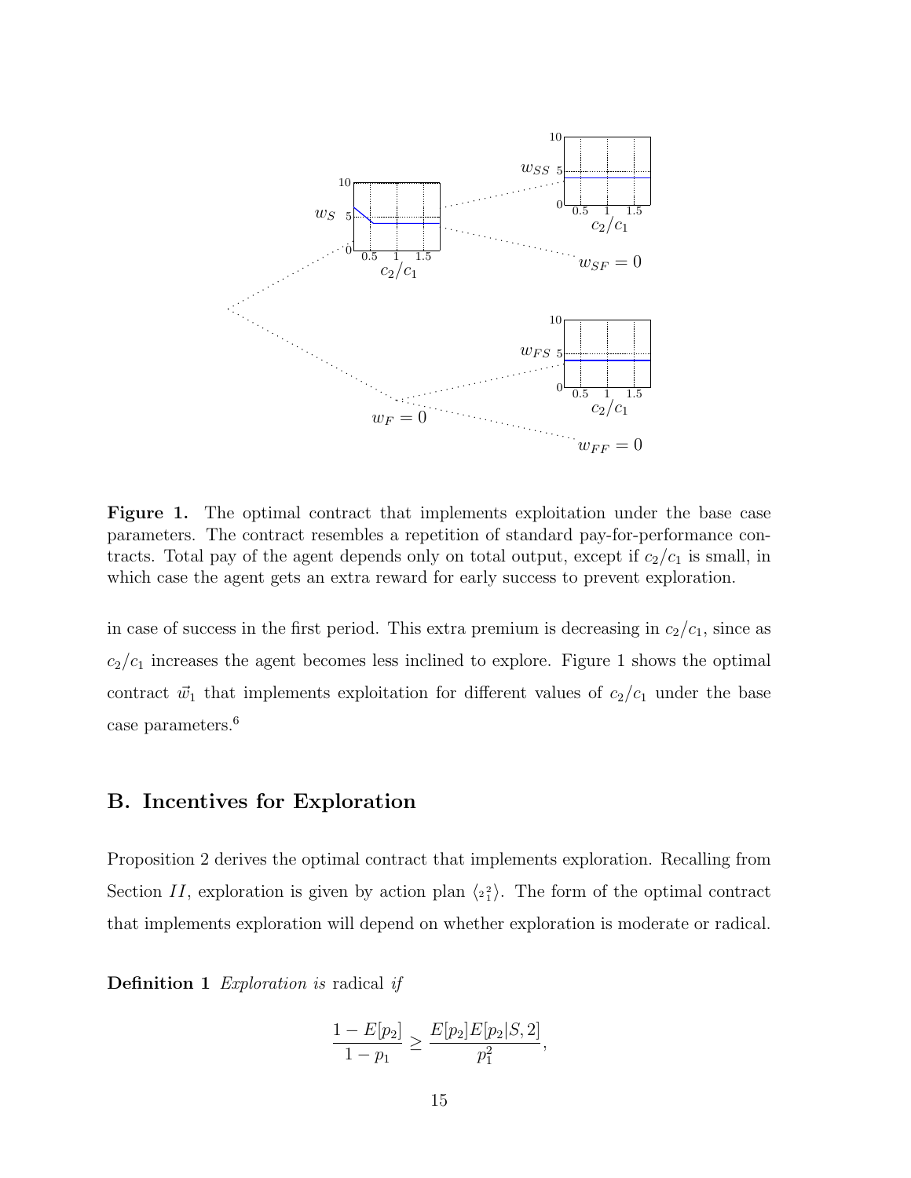**Figure 1.** The optimal contract that implements exploitation under the base case parameters. The contract resembles a repetition of standard pay-for-performance contracts. Total pay of the agent depends only on total output, except if $c_2/c_1$ is small, in which case the agent gets an extra reward for early success to prevent exploration.

in case of success in the first period. This extra premium is decreasing in $c_2/c_1$, since as $c_2/c_1$ increases the agent becomes less inclined to explore. Figure 1 shows the optimal contract $\vec{w}_1$ that implements exploitation for different values of $c_2/c_1$ under the base case parameters.[6]

## B. Incentives for Exploration

Proposition 2 derives the optimal contract that implements exploration. Recalling from Section $II$, exploration is given by action plan $\langle {}_{2}{}^{2}_{1} \rangle$. The form of the optimal contract that implements exploration will depend on whether exploration is moderate or radical.

**Definition 1** *Exploration is* radical *if*

$$\frac{1 - E[p_2]}{1 - p_1} \geq \frac{E[p_2]E[p_2|S, 2]}{p_1^2},$$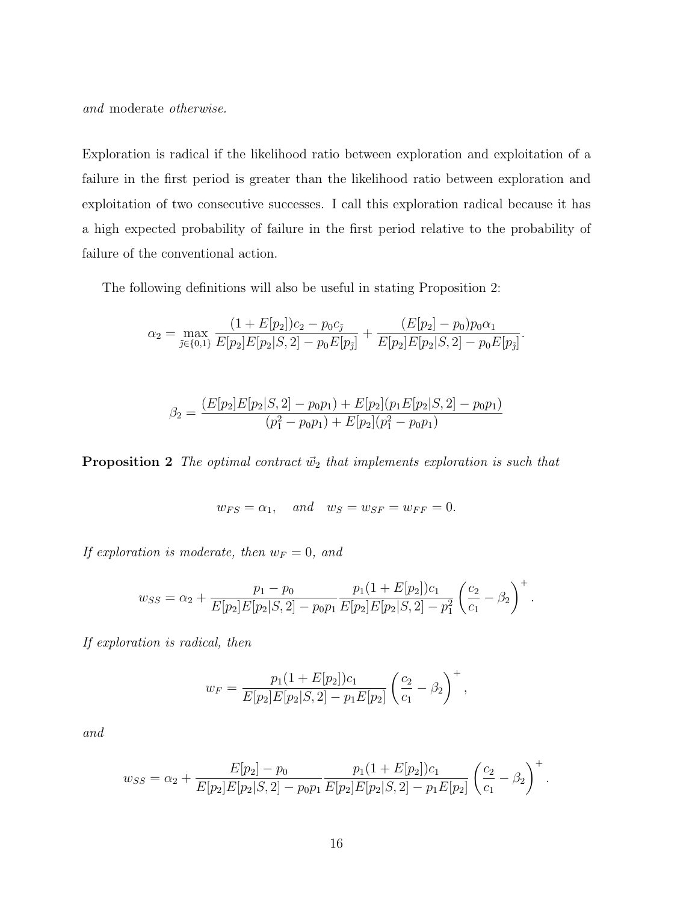*and* moderate *otherwise.*

Exploration is radical if the likelihood ratio between exploration and exploitation of a failure in the first period is greater than the likelihood ratio between exploration and exploitation of two consecutive successes. I call this exploration radical because it has a high expected probability of failure in the first period relative to the probability of failure of the conventional action.

The following definitions will also be useful in stating Proposition 2:

$$\alpha_2 = \max_{\tilde{j} \in \{0,1\}} \frac{(1 + E[p_2])c_2 - p_0 c_{\tilde{j}}}{E[p_2]E[p_2|S,2] - p_0 E[p_{\tilde{j}}]} + \frac{(E[p_2] - p_0)p_0 \alpha_1}{E[p_2]E[p_2|S,2] - p_0 E[p_{\tilde{j}}]}.$$

$$\beta_2 = \frac{(E[p_2]E[p_2|S,2] - p_0 p_1) + E[p_2](p_1 E[p_2|S,2] - p_0 p_1)}{(p_1^2 - p_0 p_1) + E[p_2](p_1^2 - p_0 p_1)}$$

**Proposition 2** *The optimal contract $\vec{w}_2$ that implements exploration is such that*

$$w_{FS} = \alpha_1, \quad \textit{and} \quad w_S = w_{SF} = w_{FF} = 0.$$

*If exploration is moderate, then $w_F = 0$, and*

$$w_{SS} = \alpha_2 + \frac{p_1 - p_0}{E[p_2]E[p_2|S,2] - p_0 p_1} \frac{p_1(1 + E[p_2])c_1}{E[p_2]E[p_2|S,2] - p_1^2} \left( \frac{c_2}{c_1} - \beta_2 \right)^+.$$

*If exploration is radical, then*

$$w_F = \frac{p_1(1 + E[p_2])c_1}{E[p_2]E[p_2|S,2] - p_1 E[p_2]} \left( \frac{c_2}{c_1} - \beta_2 \right)^+,$$

*and*

$$w_{SS} = \alpha_2 + \frac{E[p_2] - p_0}{E[p_2]E[p_2|S,2] - p_0 p_1} \frac{p_1(1 + E[p_2])c_1}{E[p_2]E[p_2|S,2] - p_1 E[p_2]} \left( \frac{c_2}{c_1} - \beta_2 \right)^+.$$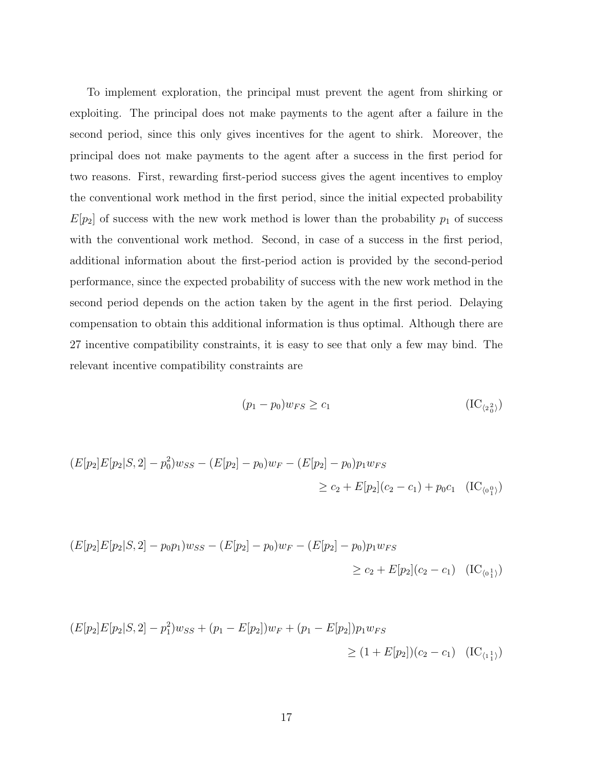To implement exploration, the principal must prevent the agent from shirking or exploiting. The principal does not make payments to the agent after a failure in the second period, since this only gives incentives for the agent to shirk. Moreover, the principal does not make payments to the agent after a success in the first period for two reasons. First, rewarding first-period success gives the agent incentives to employ the conventional work method in the first period, since the initial expected probability $E[p_2]$ of success with the new work method is lower than the probability $p_1$ of success with the conventional work method. Second, in case of a success in the first period, additional information about the first-period action is provided by the second-period performance, since the expected probability of success with the new work method in the second period depends on the action taken by the agent in the first period. Delaying compensation to obtain this additional information is thus optimal. Although there are 27 incentive compatibility constraints, it is easy to see that only a few may bind. The relevant incentive compatibility constraints are

$$(p_1 - p_0)w_{FS} \geq c_1 \qquad (\text{IC}_{\langle 2\,{}^{2}_{0} \rangle})$$

$$(E[p_2]E[p_2|S,2] - p_0^2)w_{SS} - (E[p_2] - p_0)w_F - (E[p_2] - p_0)p_1 w_{FS} \geq c_2 + E[p_2](c_2 - c_1) + p_0 c_1 \qquad (\text{IC}_{\langle 0\,{}^{0}_{1} \rangle})$$

$$(E[p_2]E[p_2|S,2] - p_0 p_1)w_{SS} - (E[p_2] - p_0)w_F - (E[p_2] - p_0)p_1 w_{FS} \geq c_2 + E[p_2](c_2 - c_1) \qquad (\text{IC}_{\langle 0\,{}^{1}_{1} \rangle})$$

$$(E[p_2]E[p_2|S,2] - p_1^2)w_{SS} + (p_1 - E[p_2])w_F + (p_1 - E[p_2])p_1 w_{FS} \geq (1 + E[p_2])(c_2 - c_1) \qquad (\text{IC}_{\langle 1\,{}^{1}_{1} \rangle})$$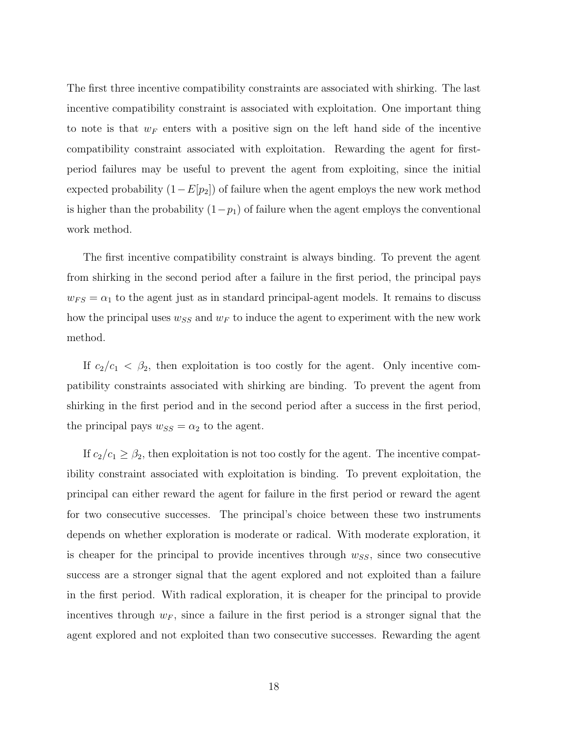The first three incentive compatibility constraints are associated with shirking. The last incentive compatibility constraint is associated with exploitation. One important thing to note is that $w_F$ enters with a positive sign on the left hand side of the incentive compatibility constraint associated with exploitation. Rewarding the agent for first-period failures may be useful to prevent the agent from exploiting, since the initial expected probability $(1-E[p_2])$ of failure when the agent employs the new work method is higher than the probability $(1-p_1)$ of failure when the agent employs the conventional work method.

The first incentive compatibility constraint is always binding. To prevent the agent from shirking in the second period after a failure in the first period, the principal pays $w_{FS} = \alpha_1$ to the agent just as in standard principal-agent models. It remains to discuss how the principal uses $w_{SS}$ and $w_F$ to induce the agent to experiment with the new work method.

If $c_2/c_1 < \beta_2$, then exploitation is too costly for the agent. Only incentive compatibility constraints associated with shirking are binding. To prevent the agent from shirking in the first period and in the second period after a success in the first period, the principal pays $w_{SS} = \alpha_2$ to the agent.

If $c_2/c_1 \geq \beta_2$, then exploitation is not too costly for the agent. The incentive compatibility constraint associated with exploitation is binding. To prevent exploitation, the principal can either reward the agent for failure in the first period or reward the agent for two consecutive successes. The principal's choice between these two instruments depends on whether exploration is moderate or radical. With moderate exploration, it is cheaper for the principal to provide incentives through $w_{SS}$, since two consecutive success are a stronger signal that the agent explored and not exploited than a failure in the first period. With radical exploration, it is cheaper for the principal to provide incentives through $w_F$, since a failure in the first period is a stronger signal that the agent explored and not exploited than two consecutive successes. Rewarding the agent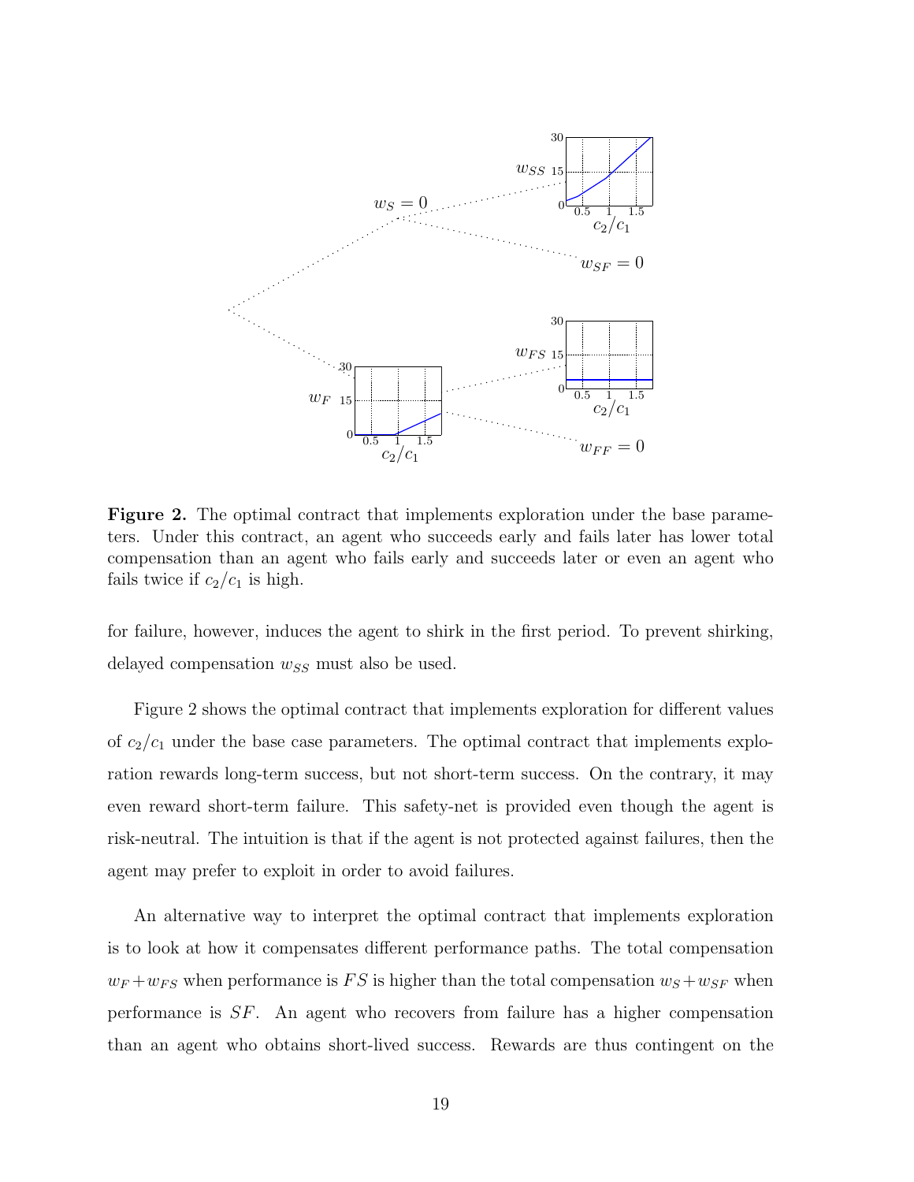**Figure 2.** The optimal contract that implements exploration under the base parameters. Under this contract, an agent who succeeds early and fails later has lower total compensation than an agent who fails early and succeeds later or even an agent who fails twice if $c_2/c_1$ is high.

for failure, however, induces the agent to shirk in the first period. To prevent shirking, delayed compensation $w_{SS}$ must also be used.

Figure 2 shows the optimal contract that implements exploration for different values of $c_2/c_1$ under the base case parameters. The optimal contract that implements exploration rewards long-term success, but not short-term success. On the contrary, it may even reward short-term failure. This safety-net is provided even though the agent is risk-neutral. The intuition is that if the agent is not protected against failures, then the agent may prefer to exploit in order to avoid failures.

An alternative way to interpret the optimal contract that implements exploration is to look at how it compensates different performance paths. The total compensation $w_F + w_{FS}$ when performance is $FS$ is higher than the total compensation $w_S + w_{SF}$ when performance is $SF$. An agent who recovers from failure has a higher compensation than an agent who obtains short-lived success. Rewards are thus contingent on the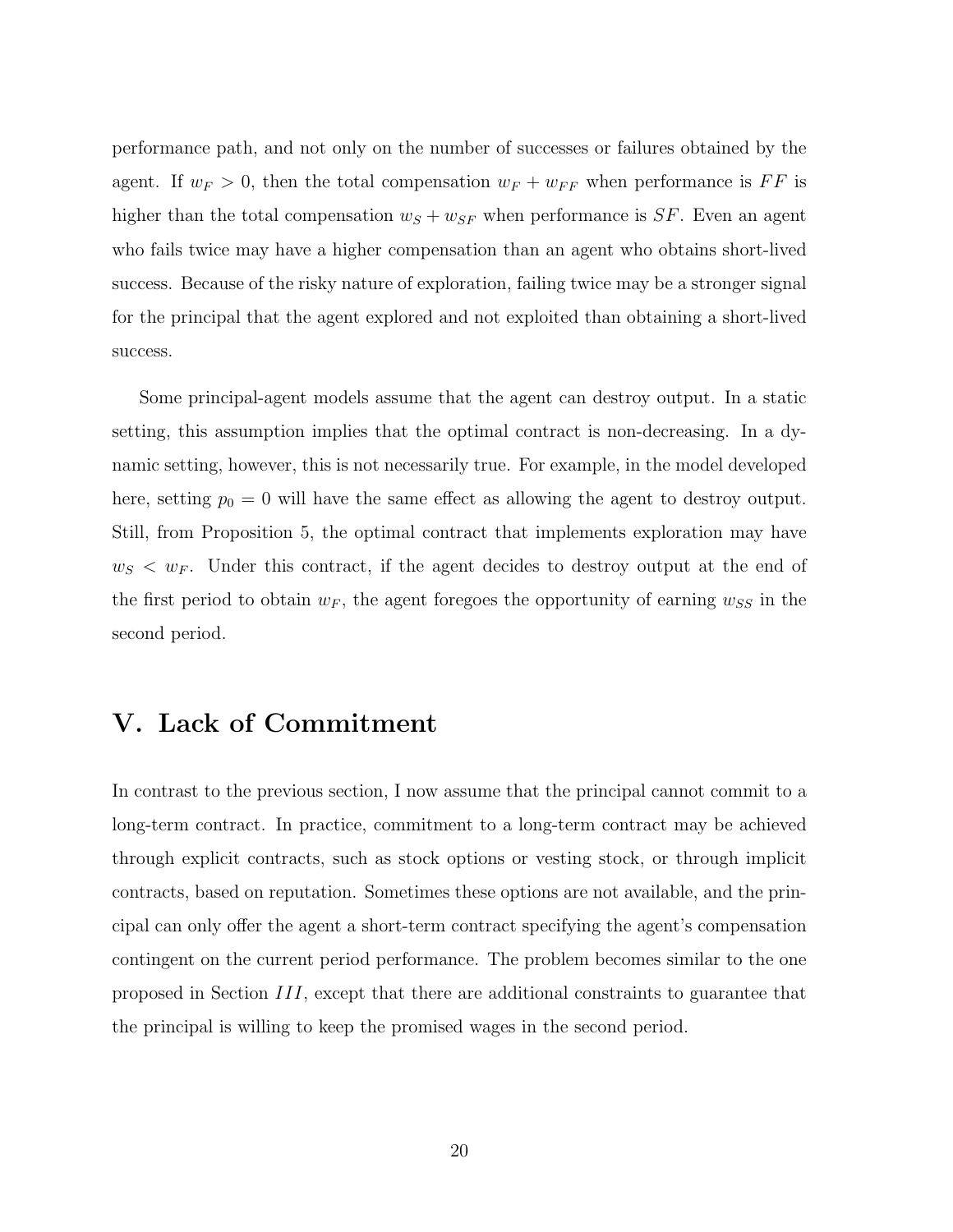performance path, and not only on the number of successes or failures obtained by the agent. If $w_F > 0$, then the total compensation $w_F + w_{FF}$ when performance is $FF$ is higher than the total compensation $w_S + w_{SF}$ when performance is $SF$. Even an agent who fails twice may have a higher compensation than an agent who obtains short-lived success. Because of the risky nature of exploration, failing twice may be a stronger signal for the principal that the agent explored and not exploited than obtaining a short-lived success.

Some principal-agent models assume that the agent can destroy output. In a static setting, this assumption implies that the optimal contract is non-decreasing. In a dynamic setting, however, this is not necessarily true. For example, in the model developed here, setting $p_0 = 0$ will have the same effect as allowing the agent to destroy output. Still, from Proposition 5, the optimal contract that implements exploration may have $w_S < w_F$. Under this contract, if the agent decides to destroy output at the end of the first period to obtain $w_F$, the agent foregoes the opportunity of earning $w_{SS}$ in the second period.

# V. Lack of Commitment

In contrast to the previous section, I now assume that the principal cannot commit to a long-term contract. In practice, commitment to a long-term contract may be achieved through explicit contracts, such as stock options or vesting stock, or through implicit contracts, based on reputation. Sometimes these options are not available, and the principal can only offer the agent a short-term contract specifying the agent's compensation contingent on the current period performance. The problem becomes similar to the one proposed in Section $III$, except that there are additional constraints to guarantee that the principal is willing to keep the promised wages in the second period.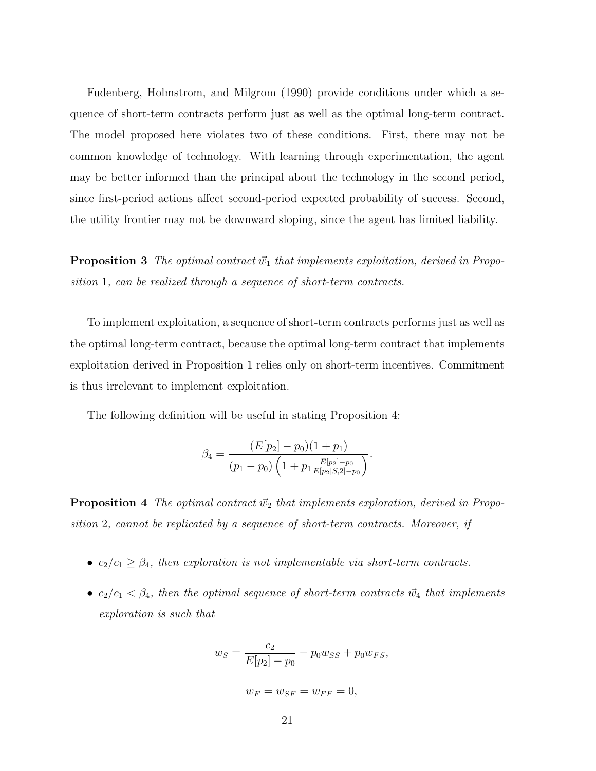Fudenberg, Holmstrom, and Milgrom (1990) provide conditions under which a sequence of short-term contracts perform just as well as the optimal long-term contract. The model proposed here violates two of these conditions. First, there may not be common knowledge of technology. With learning through experimentation, the agent may be better informed than the principal about the technology in the second period, since first-period actions affect second-period expected probability of success. Second, the utility frontier may not be downward sloping, since the agent has limited liability.

**Proposition 3** *The optimal contract $\vec{w}_1$ that implements exploitation, derived in Proposition* 1*, can be realized through a sequence of short-term contracts.*

To implement exploitation, a sequence of short-term contracts performs just as well as the optimal long-term contract, because the optimal long-term contract that implements exploitation derived in Proposition 1 relies only on short-term incentives. Commitment is thus irrelevant to implement exploitation.

The following definition will be useful in stating Proposition 4:

$$\beta_4 = \frac{(E[p_2] - p_0)(1 + p_1)}{(p_1 - p_0)\left(1 + p_1 \frac{E[p_2] - p_0}{E[p_2|S,2] - p_0}\right)}.$$

**Proposition 4** *The optimal contract $\vec{w}_2$ that implements exploration, derived in Proposition* 2*, cannot be replicated by a sequence of short-term contracts. Moreover, if*

- *$c_2/c_1 \geq \beta_4$, then exploration is not implementable via short-term contracts.*
- *$c_2/c_1 < \beta_4$, then the optimal sequence of short-term contracts $\vec{w}_4$ that implements exploration is such that*

$$w_S = \frac{c_2}{E[p_2] - p_0} - p_0 w_{SS} + p_0 w_{FS},$$

$$w_F = w_{SF} = w_{FF} = 0,$$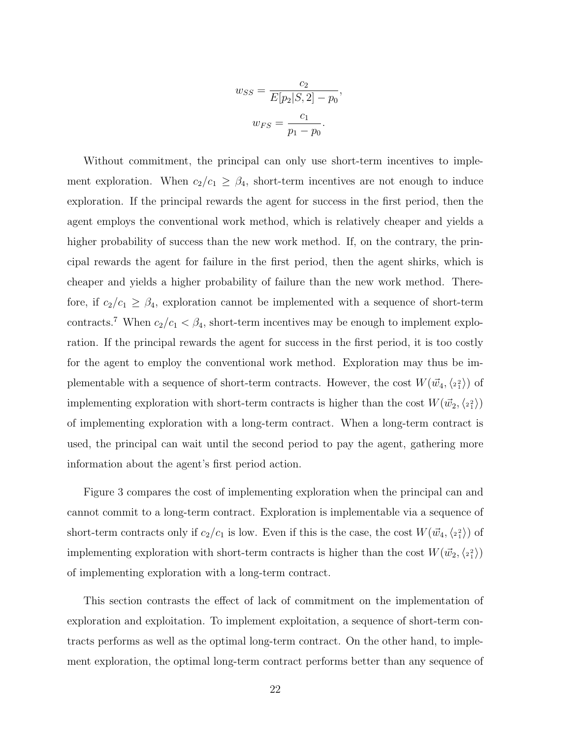$$w_{SS} = \frac{c_2}{E[p_2|S,2] - p_0},$$

$$w_{FS} = \frac{c_1}{p_1 - p_0}.$$

Without commitment, the principal can only use short-term incentives to implement exploration. When $c_2/c_1 \geq \beta_4$, short-term incentives are not enough to induce exploration. If the principal rewards the agent for success in the first period, then the agent employs the conventional work method, which is relatively cheaper and yields a higher probability of success than the new work method. If, on the contrary, the principal rewards the agent for failure in the first period, then the agent shirks, which is cheaper and yields a higher probability of failure than the new work method. Therefore, if $c_2/c_1 \geq \beta_4$, exploration cannot be implemented with a sequence of short-term contracts.[7] When $c_2/c_1 < \beta_4$, short-term incentives may be enough to implement exploration. If the principal rewards the agent for success in the first period, it is too costly for the agent to employ the conventional work method. Exploration may thus be implementable with a sequence of short-term contracts. However, the cost $W(\vec{w}_4, \langle {}_2{}^2_1 \rangle)$ of implementing exploration with short-term contracts is higher than the cost $W(\vec{w}_2, \langle {}_2{}^2_1 \rangle)$ of implementing exploration with a long-term contract. When a long-term contract is used, the principal can wait until the second period to pay the agent, gathering more information about the agent's first period action.

Figure 3 compares the cost of implementing exploration when the principal can and cannot commit to a long-term contract. Exploration is implementable via a sequence of short-term contracts only if $c_2/c_1$ is low. Even if this is the case, the cost $W(\vec{w}_4, \langle {}_2{}^2_1 \rangle)$ of implementing exploration with short-term contracts is higher than the cost $W(\vec{w}_2, \langle {}_2{}^2_1 \rangle)$ of implementing exploration with a long-term contract.

This section contrasts the effect of lack of commitment on the implementation of exploration and exploitation. To implement exploitation, a sequence of short-term contracts performs as well as the optimal long-term contract. On the other hand, to implement exploration, the optimal long-term contract performs better than any sequence of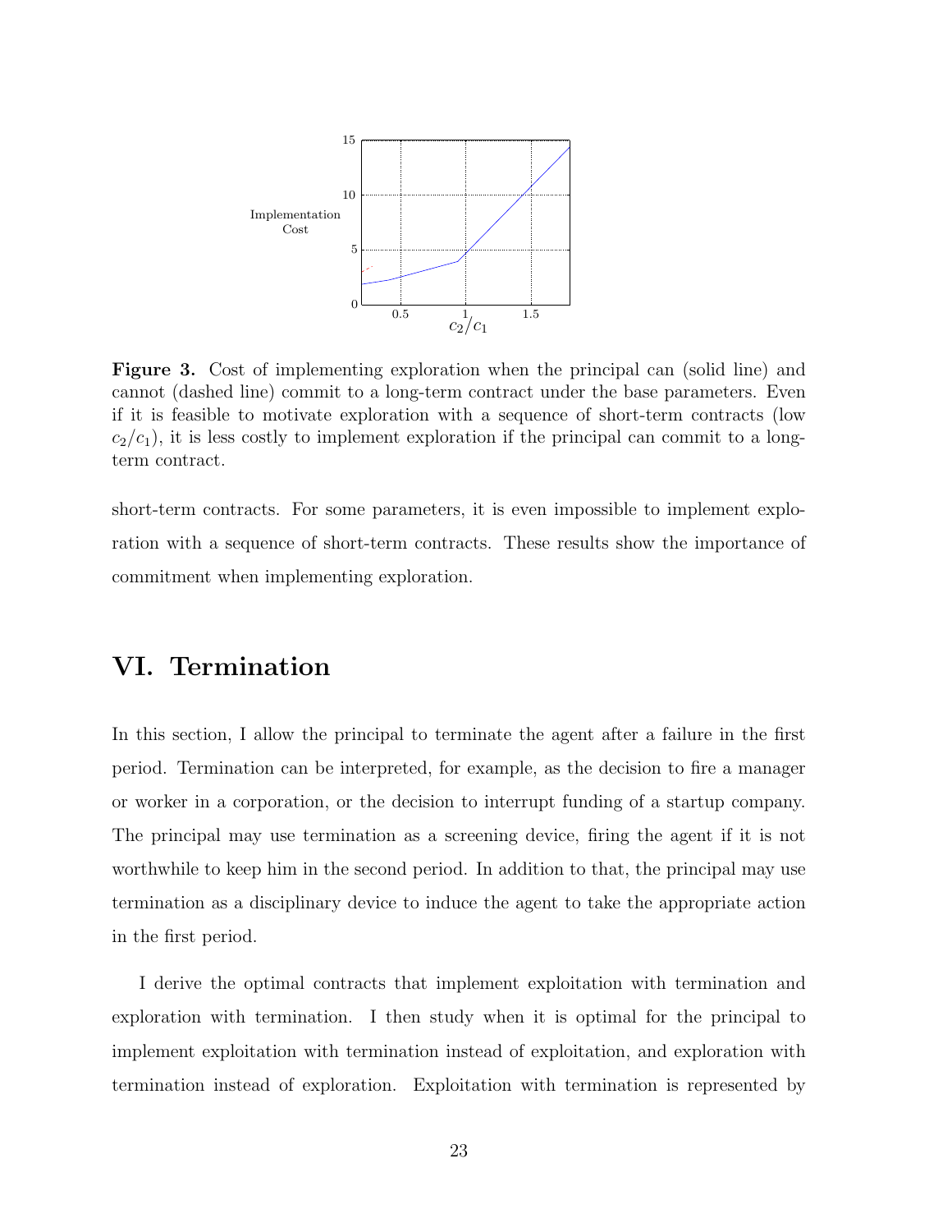**Figure 3.** Cost of implementing exploration when the principal can (solid line) and cannot (dashed line) commit to a long-term contract under the base parameters. Even if it is feasible to motivate exploration with a sequence of short-term contracts (low $c_2/c_1$), it is less costly to implement exploration if the principal can commit to a long-term contract.

short-term contracts. For some parameters, it is even impossible to implement exploration with a sequence of short-term contracts. These results show the importance of commitment when implementing exploration.

# VI. Termination

In this section, I allow the principal to terminate the agent after a failure in the first period. Termination can be interpreted, for example, as the decision to fire a manager or worker in a corporation, or the decision to interrupt funding of a startup company. The principal may use termination as a screening device, firing the agent if it is not worthwhile to keep him in the second period. In addition to that, the principal may use termination as a disciplinary device to induce the agent to take the appropriate action in the first period.

I derive the optimal contracts that implement exploitation with termination and exploration with termination. I then study when it is optimal for the principal to implement exploitation with termination instead of exploitation, and exploration with termination instead of exploration. Exploitation with termination is represented by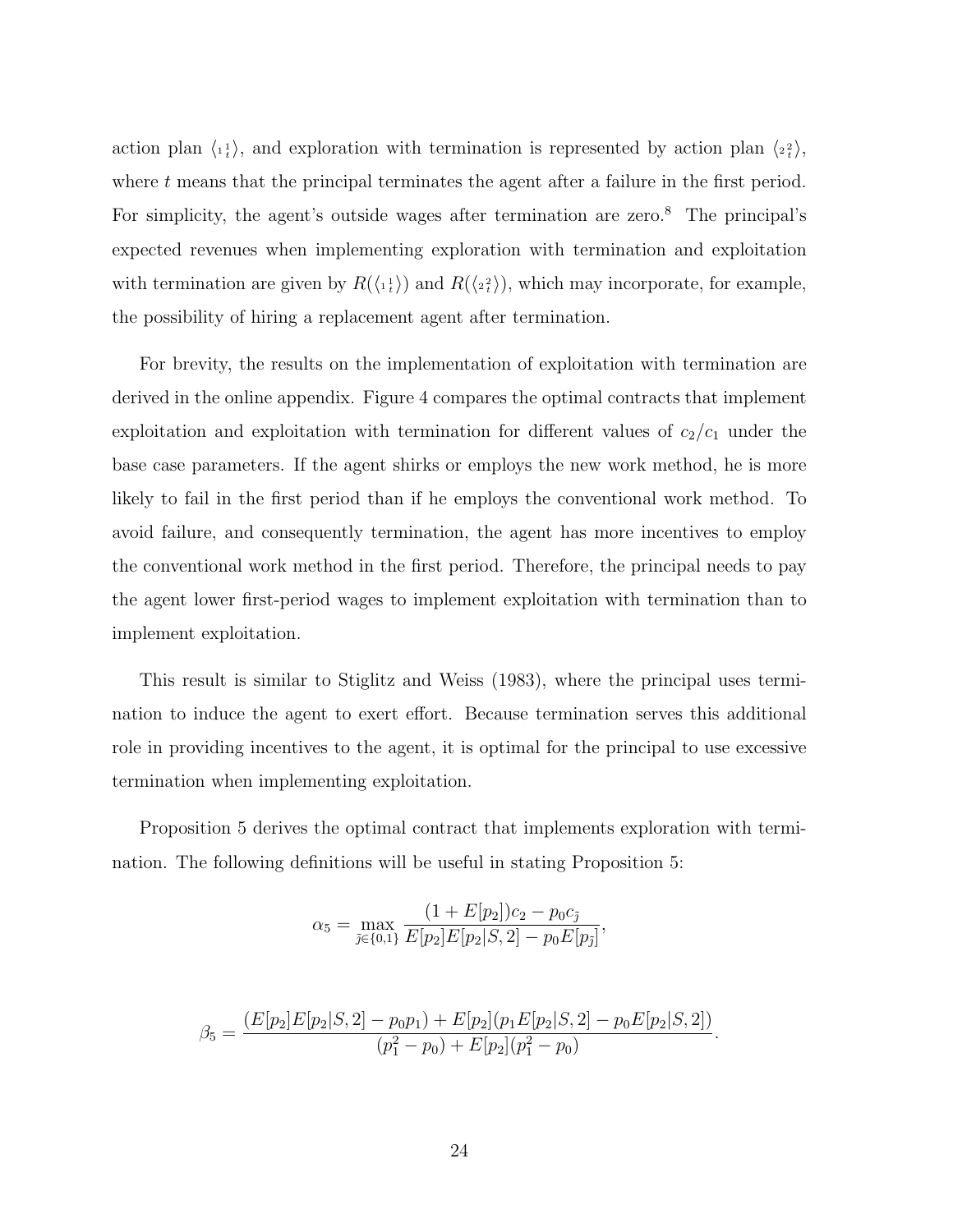action plan $\langle {}_{1}{}^{1}_{t} \rangle$, and exploration with termination is represented by action plan $\langle {}_{2}{}^{2}_{t} \rangle$, where $t$ means that the principal terminates the agent after a failure in the first period. For simplicity, the agent's outside wages after termination are zero.[8] The principal's expected revenues when implementing exploration with termination and exploitation with termination are given by $R(\langle {}_{1}{}^{1}_{t} \rangle)$ and $R(\langle {}_{2}{}^{2}_{t} \rangle)$, which may incorporate, for example, the possibility of hiring a replacement agent after termination.

For brevity, the results on the implementation of exploitation with termination are derived in the online appendix. Figure 4 compares the optimal contracts that implement exploitation and exploitation with termination for different values of $c_2/c_1$ under the base case parameters. If the agent shirks or employs the new work method, he is more likely to fail in the first period than if he employs the conventional work method. To avoid failure, and consequently termination, the agent has more incentives to employ the conventional work method in the first period. Therefore, the principal needs to pay the agent lower first-period wages to implement exploitation with termination than to implement exploitation.

This result is similar to Stiglitz and Weiss (1983), where the principal uses termination to induce the agent to exert effort. Because termination serves this additional role in providing incentives to the agent, it is optimal for the principal to use excessive termination when implementing exploitation.

Proposition 5 derives the optimal contract that implements exploration with termination. The following definitions will be useful in stating Proposition 5:

$$\alpha_5 = \max_{\tilde{j} \in \{0,1\}} \frac{(1 + E[p_2])c_2 - p_0 c_{\tilde{j}}}{E[p_2]E[p_2|S,2] - p_0 E[p_{\tilde{j}}]},$$

$$\beta_5 = \frac{(E[p_2]E[p_2|S,2] - p_0 p_1) + E[p_2](p_1 E[p_2|S,2] - p_0 E[p_2|S,2])}{(p_1^2 - p_0) + E[p_2](p_1^2 - p_0)}.$$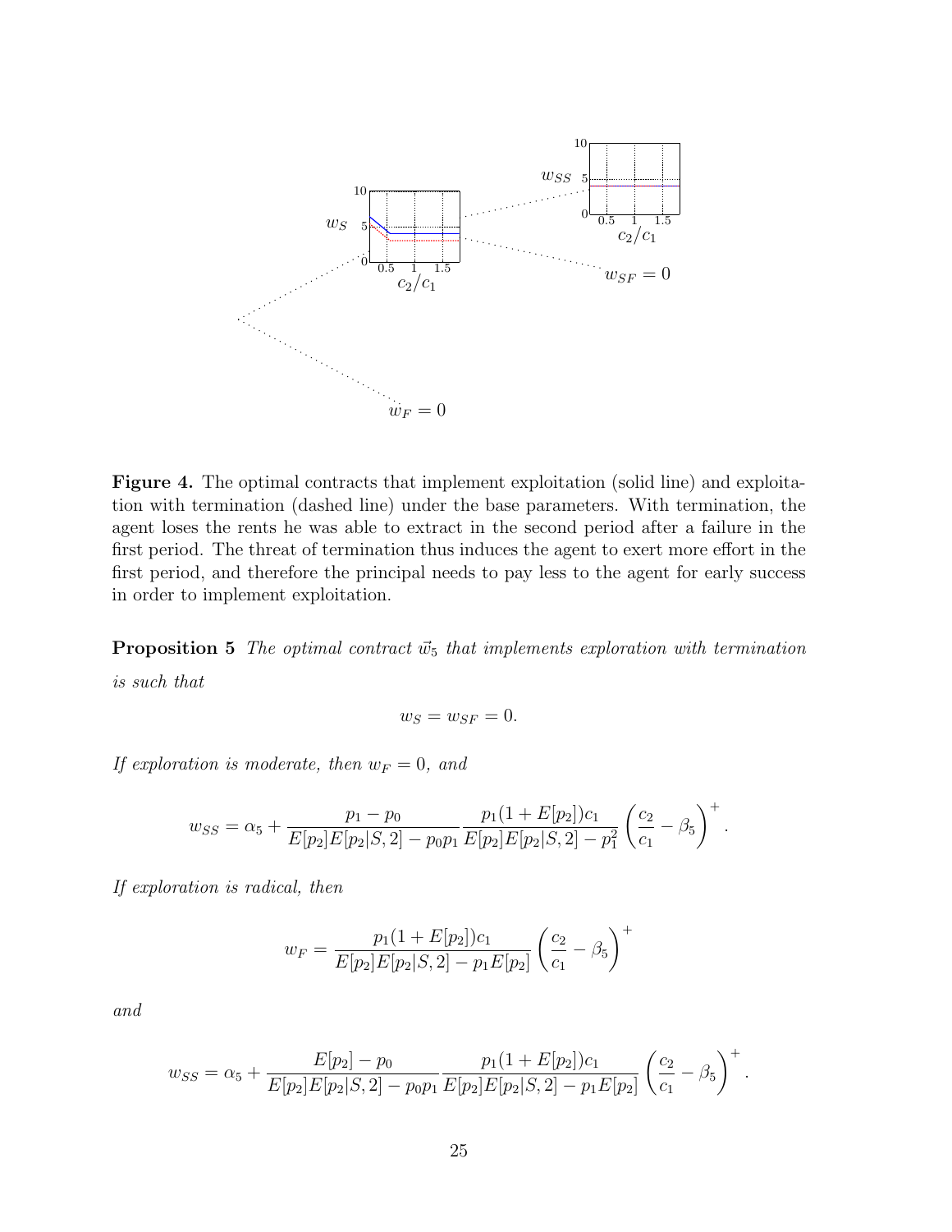**Figure 4.** The optimal contracts that implement exploitation (solid line) and exploitation with termination (dashed line) under the base parameters. With termination, the agent loses the rents he was able to extract in the second period after a failure in the first period. The threat of termination thus induces the agent to exert more effort in the first period, and therefore the principal needs to pay less to the agent for early success in order to implement exploitation.

**Proposition 5** *The optimal contract $\vec{w}_5$ that implements exploration with termination is such that*

$$w_S = w_{SF} = 0.$$

*If exploration is moderate, then $w_F = 0$, and*

$$w_{SS} = \alpha_5 + \frac{p_1 - p_0}{E[p_2]E[p_2|S,2] - p_0 p_1} \frac{p_1(1 + E[p_2])c_1}{E[p_2]E[p_2|S,2] - p_1^2} \left(\frac{c_2}{c_1} - \beta_5\right)^+.$$

*If exploration is radical, then*

$$w_F = \frac{p_1(1 + E[p_2])c_1}{E[p_2]E[p_2|S,2] - p_1 E[p_2]} \left(\frac{c_2}{c_1} - \beta_5\right)^+$$

*and*

$$w_{SS} = \alpha_5 + \frac{E[p_2] - p_0}{E[p_2]E[p_2|S,2] - p_0 p_1} \frac{p_1(1 + E[p_2])c_1}{E[p_2]E[p_2|S,2] - p_1 E[p_2]} \left(\frac{c_2}{c_1} - \beta_5\right)^+.$$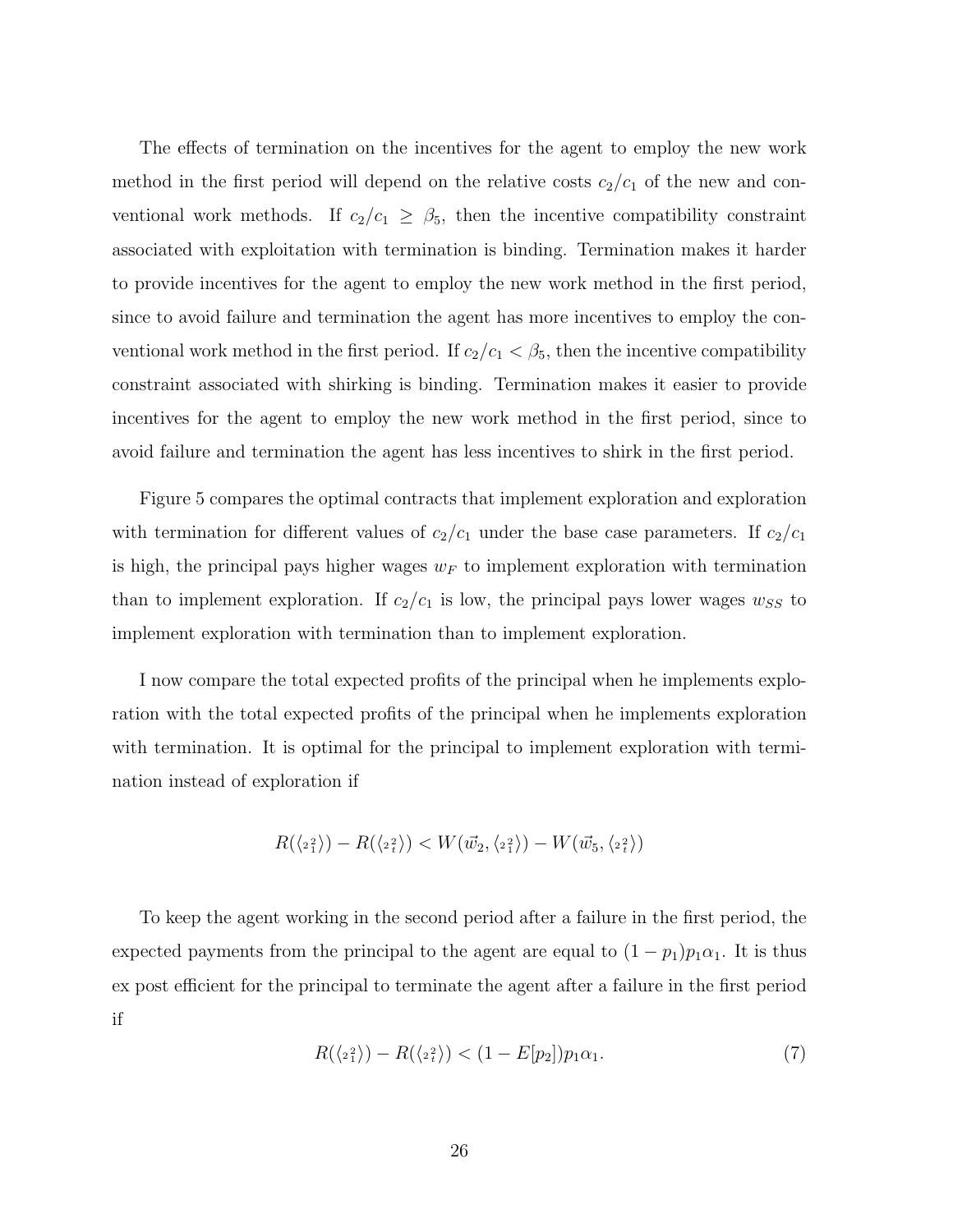The effects of termination on the incentives for the agent to employ the new work method in the first period will depend on the relative costs $c_2/c_1$ of the new and conventional work methods. If $c_2/c_1 \geq \beta_5$, then the incentive compatibility constraint associated with exploitation with termination is binding. Termination makes it harder to provide incentives for the agent to employ the new work method in the first period, since to avoid failure and termination the agent has more incentives to employ the conventional work method in the first period. If $c_2/c_1 < \beta_5$, then the incentive compatibility constraint associated with shirking is binding. Termination makes it easier to provide incentives for the agent to employ the new work method in the first period, since to avoid failure and termination the agent has less incentives to shirk in the first period.

Figure 5 compares the optimal contracts that implement exploration and exploration with termination for different values of $c_2/c_1$ under the base case parameters. If $c_2/c_1$ is high, the principal pays higher wages $w_F$ to implement exploration with termination than to implement exploration. If $c_2/c_1$ is low, the principal pays lower wages $w_{SS}$ to implement exploration with termination than to implement exploration.

I now compare the total expected profits of the principal when he implements exploration with the total expected profits of the principal when he implements exploration with termination. It is optimal for the principal to implement exploration with termination instead of exploration if

$$R(\langle {}_{2}{}^{2}_{1} \rangle) - R(\langle {}_{2}{}^{2}_{t} \rangle) < W(\vec{w}_2, \langle {}_{2}{}^{2}_{1} \rangle) - W(\vec{w}_5, \langle {}_{2}{}^{2}_{t} \rangle)$$

To keep the agent working in the second period after a failure in the first period, the expected payments from the principal to the agent are equal to $(1-p_1)p_1\alpha_1$. It is thus ex post efficient for the principal to terminate the agent after a failure in the first period if

$$R(\langle {}_{2}{}^{2}_{1} \rangle) - R(\langle {}_{2}{}^{2}_{t} \rangle) < (1 - E[p_2])p_1\alpha_1. \tag{7}$$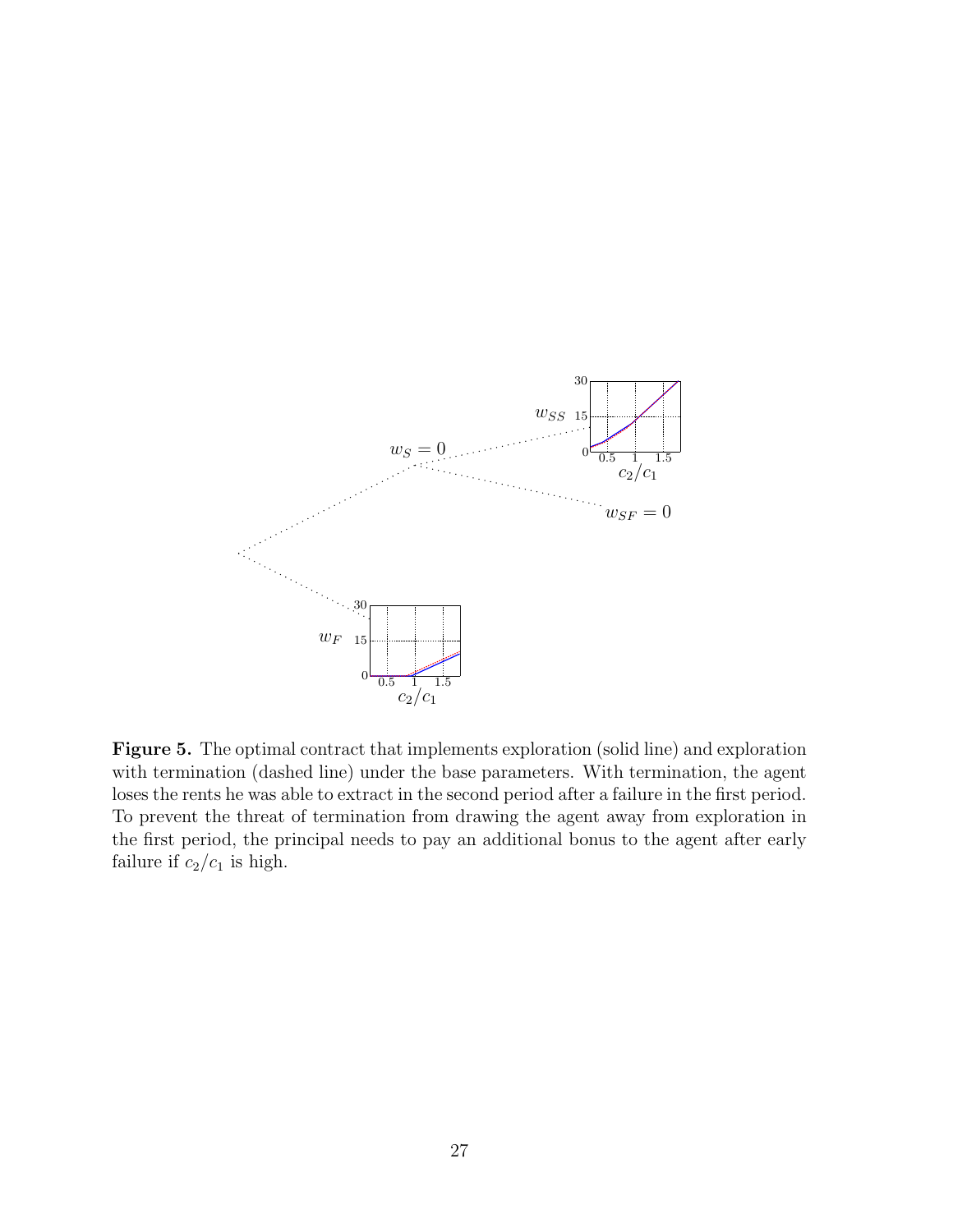**Figure 5.** The optimal contract that implements exploration (solid line) and exploration with termination (dashed line) under the base parameters. With termination, the agent loses the rents he was able to extract in the second period after a failure in the first period. To prevent the threat of termination from drawing the agent away from exploration in the first period, the principal needs to pay an additional bonus to the agent after early failure if $c_2/c_1$ is high.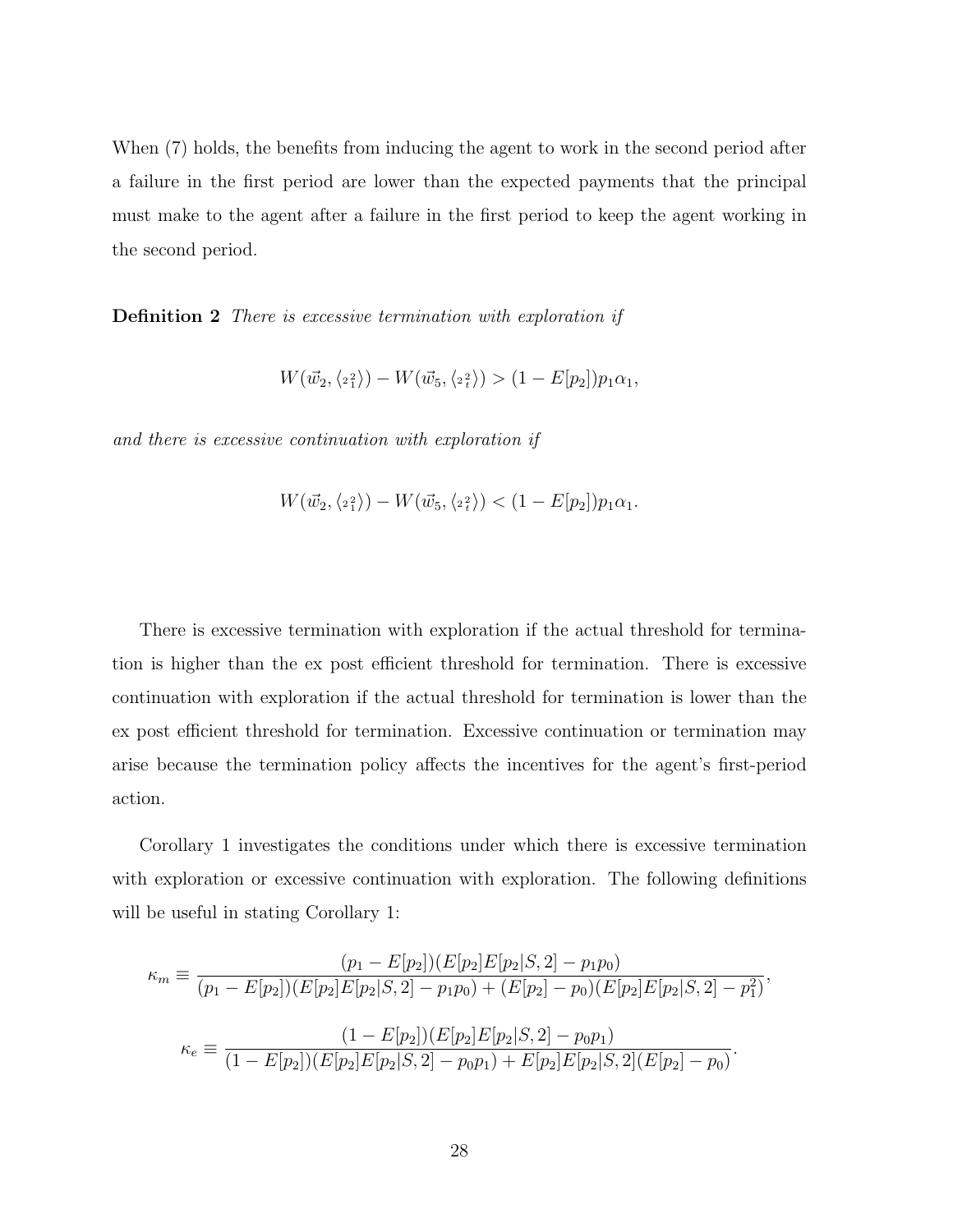When (7) holds, the benefits from inducing the agent to work in the second period after a failure in the first period are lower than the expected payments that the principal must make to the agent after a failure in the first period to keep the agent working in the second period.

**Definition 2** *There is excessive termination with exploration if*

$$W(\vec{w}_2, \langle {}_2{}^2_1 \rangle) - W(\vec{w}_5, \langle {}_2{}^2_t \rangle) > (1 - E[p_2])p_1\alpha_1,$$

*and there is excessive continuation with exploration if*

$$W(\vec{w}_2, \langle {}_2{}^2_1 \rangle) - W(\vec{w}_5, \langle {}_2{}^2_t \rangle) < (1 - E[p_2])p_1\alpha_1.$$

There is excessive termination with exploration if the actual threshold for termination is higher than the ex post efficient threshold for termination. There is excessive continuation with exploration if the actual threshold for termination is lower than the ex post efficient threshold for termination. Excessive continuation or termination may arise because the termination policy affects the incentives for the agent's first-period action.

Corollary 1 investigates the conditions under which there is excessive termination with exploration or excessive continuation with exploration. The following definitions will be useful in stating Corollary 1:

$$\kappa_m \equiv \frac{(p_1 - E[p_2])(E[p_2]E[p_2|S,2] - p_1 p_0)}{(p_1 - E[p_2])(E[p_2]E[p_2|S,2] - p_1 p_0) + (E[p_2] - p_0)(E[p_2]E[p_2|S,2] - p_1^2)},$$

$$\kappa_e \equiv \frac{(1 - E[p_2])(E[p_2]E[p_2|S,2] - p_0 p_1)}{(1 - E[p_2])(E[p_2]E[p_2|S,2] - p_0 p_1) + E[p_2]E[p_2|S,2](E[p_2] - p_0)}.$$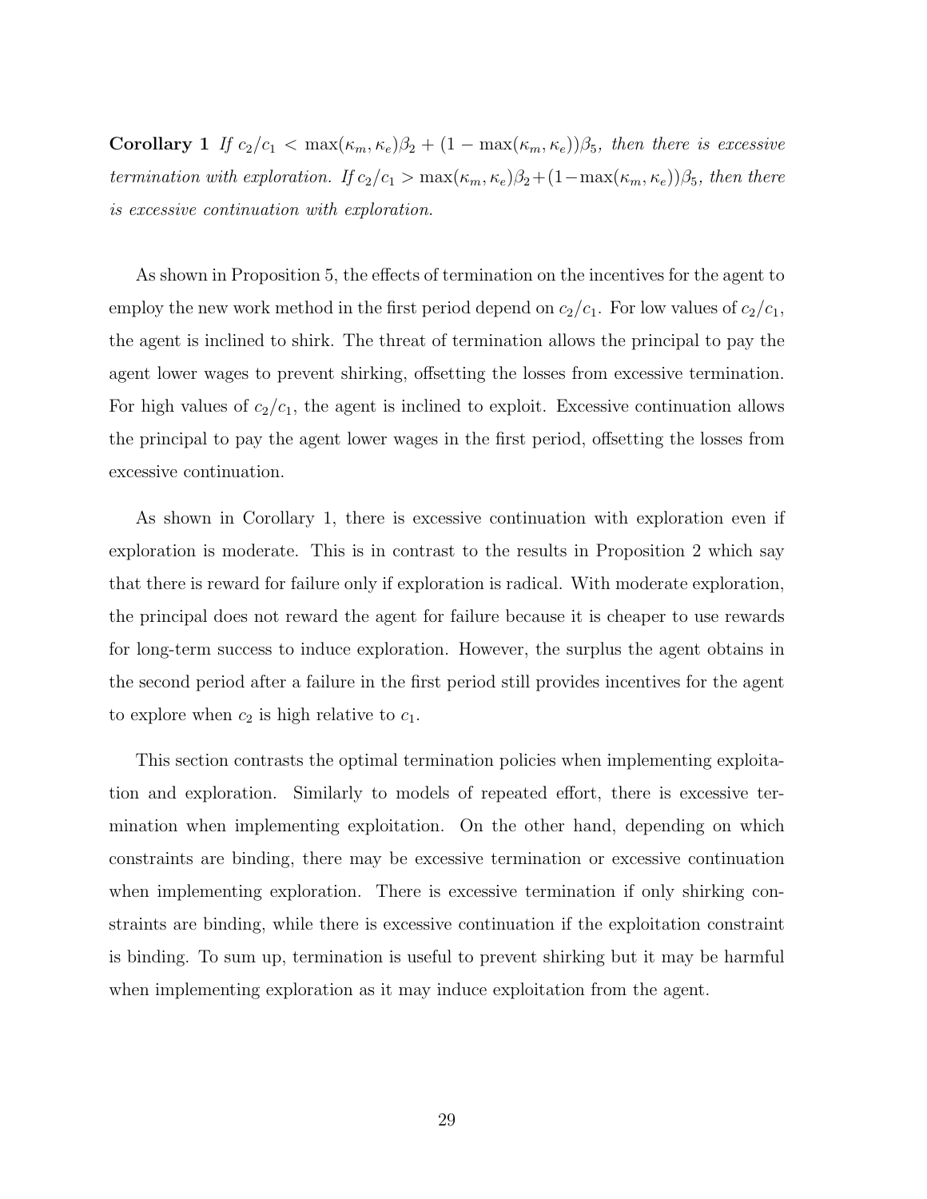**Corollary 1** *If $c_2/c_1 < \max(\kappa_m, \kappa_e)\beta_2 + (1 - \max(\kappa_m, \kappa_e))\beta_5$, then there is excessive termination with exploration. If $c_2/c_1 > \max(\kappa_m, \kappa_e)\beta_2 + (1 - \max(\kappa_m, \kappa_e))\beta_5$, then there is excessive continuation with exploration.*

As shown in Proposition 5, the effects of termination on the incentives for the agent to employ the new work method in the first period depend on $c_2/c_1$. For low values of $c_2/c_1$, the agent is inclined to shirk. The threat of termination allows the principal to pay the agent lower wages to prevent shirking, offsetting the losses from excessive termination. For high values of $c_2/c_1$, the agent is inclined to exploit. Excessive continuation allows the principal to pay the agent lower wages in the first period, offsetting the losses from excessive continuation.

As shown in Corollary 1, there is excessive continuation with exploration even if exploration is moderate. This is in contrast to the results in Proposition 2 which say that there is reward for failure only if exploration is radical. With moderate exploration, the principal does not reward the agent for failure because it is cheaper to use rewards for long-term success to induce exploration. However, the surplus the agent obtains in the second period after a failure in the first period still provides incentives for the agent to explore when $c_2$ is high relative to $c_1$.

This section contrasts the optimal termination policies when implementing exploitation and exploration. Similarly to models of repeated effort, there is excessive termination when implementing exploitation. On the other hand, depending on which constraints are binding, there may be excessive termination or excessive continuation when implementing exploration. There is excessive termination if only shirking constraints are binding, while there is excessive continuation if the exploitation constraint is binding. To sum up, termination is useful to prevent shirking but it may be harmful when implementing exploration as it may induce exploitation from the agent.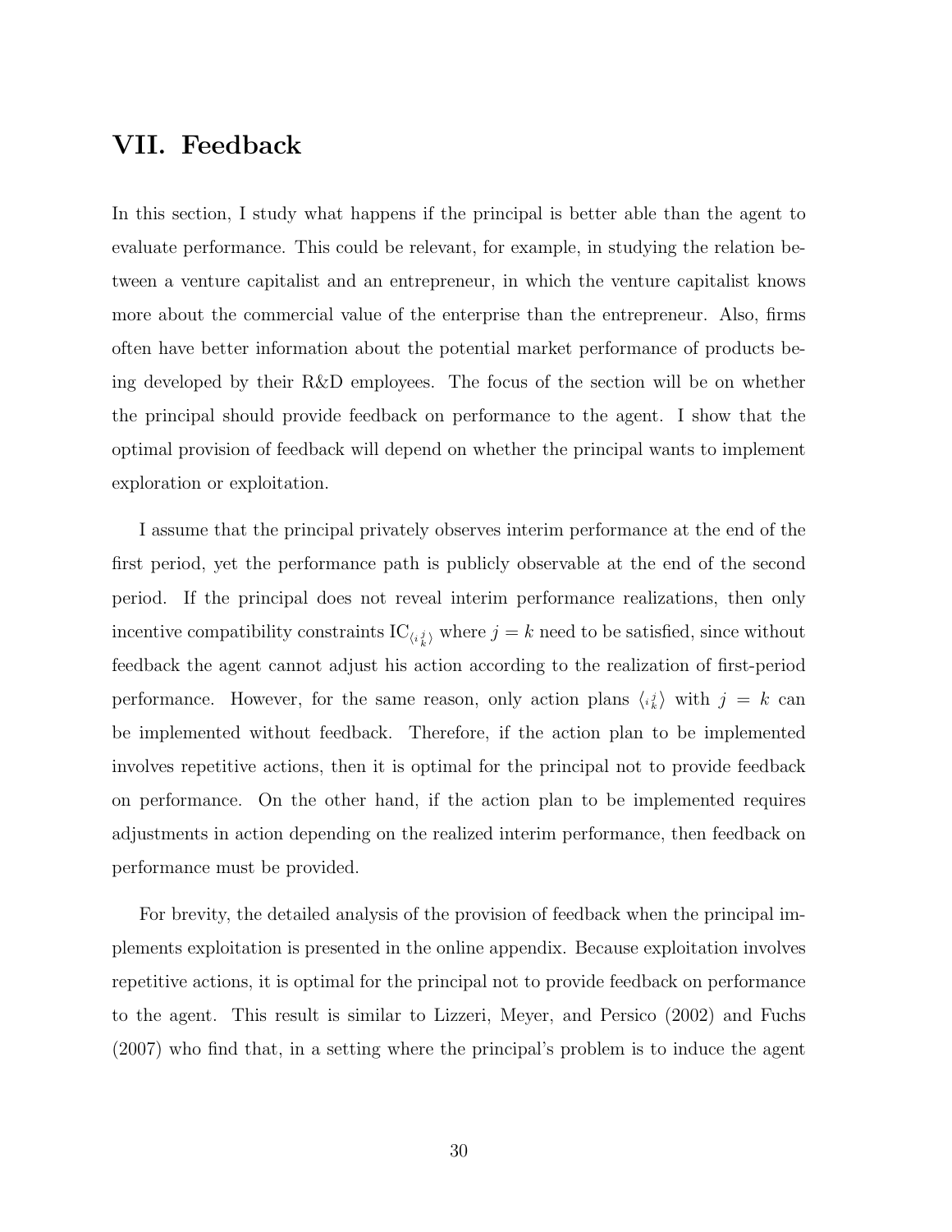## VII. Feedback

In this section, I study what happens if the principal is better able than the agent to evaluate performance. This could be relevant, for example, in studying the relation between a venture capitalist and an entrepreneur, in which the venture capitalist knows more about the commercial value of the enterprise than the entrepreneur. Also, firms often have better information about the potential market performance of products being developed by their R&D employees. The focus of the section will be on whether the principal should provide feedback on performance to the agent. I show that the optimal provision of feedback will depend on whether the principal wants to implement exploration or exploitation.

I assume that the principal privately observes interim performance at the end of the first period, yet the performance path is publicly observable at the end of the second period. If the principal does not reveal interim performance realizations, then only incentive compatibility constraints $\mathrm{IC}_{\langle i\,{}^{j}_{k}\rangle}$ where $j = k$ need to be satisfied, since without feedback the agent cannot adjust his action according to the realization of first-period performance. However, for the same reason, only action plans $\langle i\,{}^{j}_{k}\rangle$ with $j = k$ can be implemented without feedback. Therefore, if the action plan to be implemented involves repetitive actions, then it is optimal for the principal not to provide feedback on performance. On the other hand, if the action plan to be implemented requires adjustments in action depending on the realized interim performance, then feedback on performance must be provided.

For brevity, the detailed analysis of the provision of feedback when the principal implements exploitation is presented in the online appendix. Because exploitation involves repetitive actions, it is optimal for the principal not to provide feedback on performance to the agent. This result is similar to Lizzeri, Meyer, and Persico (2002) and Fuchs (2007) who find that, in a setting where the principal's problem is to induce the agent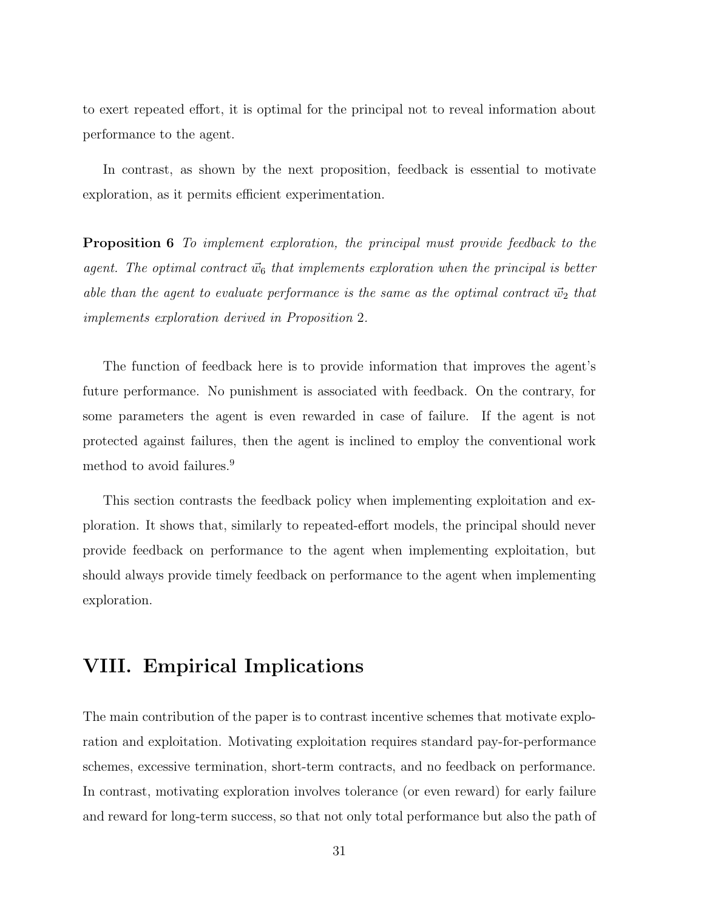to exert repeated effort, it is optimal for the principal not to reveal information about performance to the agent.

In contrast, as shown by the next proposition, feedback is essential to motivate exploration, as it permits efficient experimentation.

**Proposition 6** *To implement exploration, the principal must provide feedback to the agent. The optimal contract $\vec{w}_6$ that implements exploration when the principal is better able than the agent to evaluate performance is the same as the optimal contract $\vec{w}_2$ that implements exploration derived in Proposition* 2*.*

The function of feedback here is to provide information that improves the agent's future performance. No punishment is associated with feedback. On the contrary, for some parameters the agent is even rewarded in case of failure. If the agent is not protected against failures, then the agent is inclined to employ the conventional work method to avoid failures.[9]

This section contrasts the feedback policy when implementing exploitation and exploration. It shows that, similarly to repeated-effort models, the principal should never provide feedback on performance to the agent when implementing exploitation, but should always provide timely feedback on performance to the agent when implementing exploration.

## VIII. Empirical Implications

The main contribution of the paper is to contrast incentive schemes that motivate exploration and exploitation. Motivating exploitation requires standard pay-for-performance schemes, excessive termination, short-term contracts, and no feedback on performance. In contrast, motivating exploration involves tolerance (or even reward) for early failure and reward for long-term success, so that not only total performance but also the path of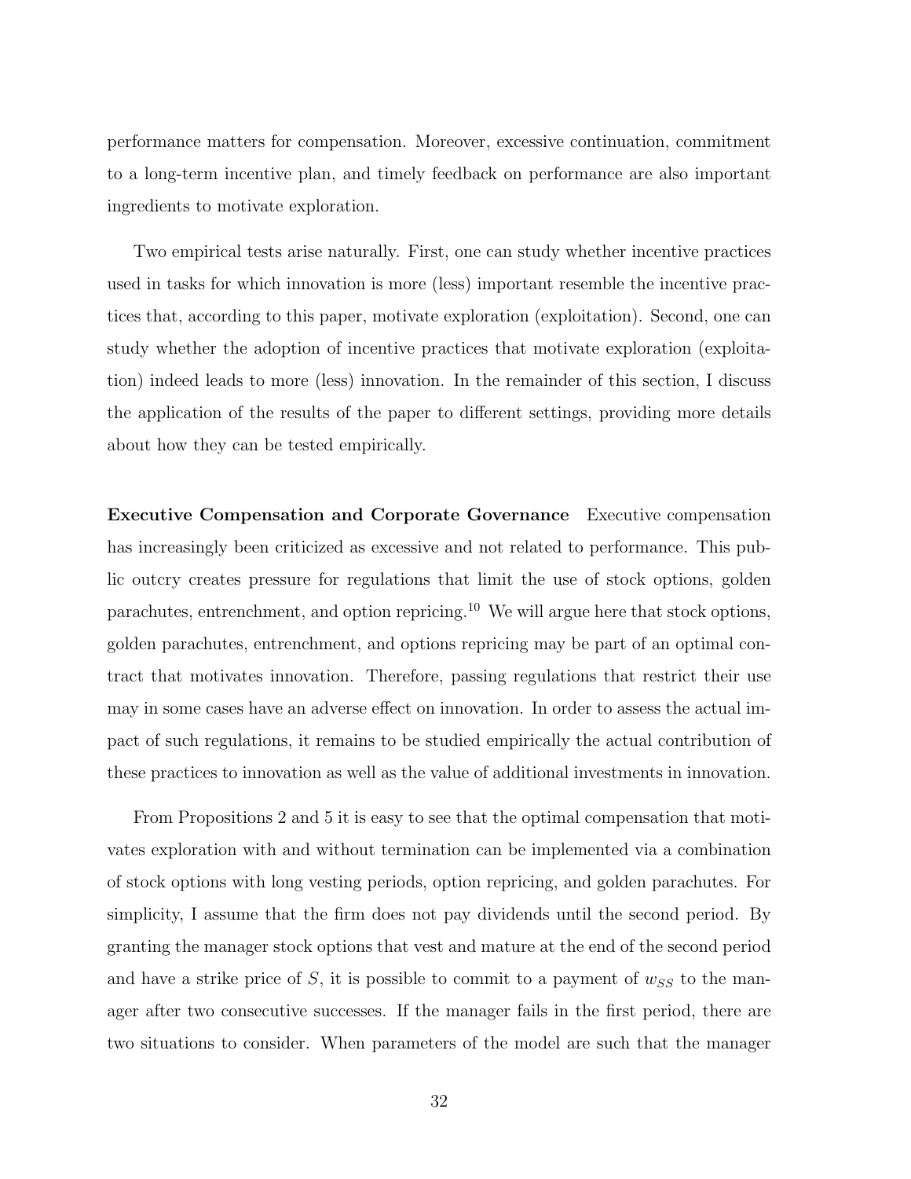performance matters for compensation. Moreover, excessive continuation, commitment to a long-term incentive plan, and timely feedback on performance are also important ingredients to motivate exploration.

Two empirical tests arise naturally. First, one can study whether incentive practices used in tasks for which innovation is more (less) important resemble the incentive practices that, according to this paper, motivate exploration (exploitation). Second, one can study whether the adoption of incentive practices that motivate exploration (exploitation) indeed leads to more (less) innovation. In the remainder of this section, I discuss the application of the results of the paper to different settings, providing more details about how they can be tested empirically.

**Executive Compensation and Corporate Governance** Executive compensation has increasingly been criticized as excessive and not related to performance. This public outcry creates pressure for regulations that limit the use of stock options, golden parachutes, entrenchment, and option repricing.[10] We will argue here that stock options, golden parachutes, entrenchment, and options repricing may be part of an optimal contract that motivates innovation. Therefore, passing regulations that restrict their use may in some cases have an adverse effect on innovation. In order to assess the actual impact of such regulations, it remains to be studied empirically the actual contribution of these practices to innovation as well as the value of additional investments in innovation.

From Propositions 2 and 5 it is easy to see that the optimal compensation that motivates exploration with and without termination can be implemented via a combination of stock options with long vesting periods, option repricing, and golden parachutes. For simplicity, I assume that the firm does not pay dividends until the second period. By granting the manager stock options that vest and mature at the end of the second period and have a strike price of $S$, it is possible to commit to a payment of $w_{SS}$ to the manager after two consecutive successes. If the manager fails in the first period, there are two situations to consider. When parameters of the model are such that the manager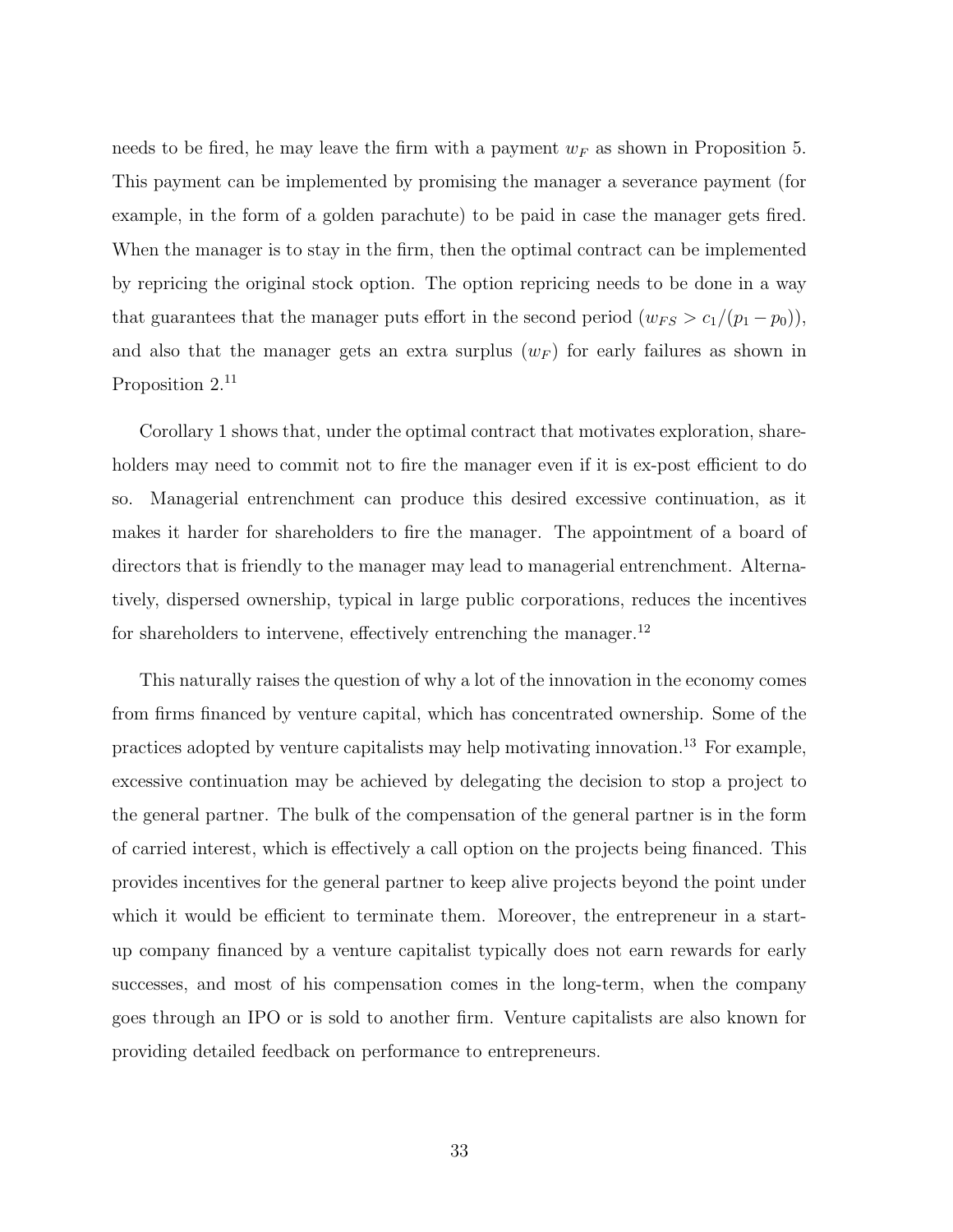needs to be fired, he may leave the firm with a payment $w_F$ as shown in Proposition 5. This payment can be implemented by promising the manager a severance payment (for example, in the form of a golden parachute) to be paid in case the manager gets fired. When the manager is to stay in the firm, then the optimal contract can be implemented by repricing the original stock option. The option repricing needs to be done in a way that guarantees that the manager puts effort in the second period ($w_{FS} > c_1/(p_1 - p_0)$), and also that the manager gets an extra surplus ($w_F$) for early failures as shown in Proposition 2.[11]

Corollary 1 shows that, under the optimal contract that motivates exploration, shareholders may need to commit not to fire the manager even if it is ex-post efficient to do so. Managerial entrenchment can produce this desired excessive continuation, as it makes it harder for shareholders to fire the manager. The appointment of a board of directors that is friendly to the manager may lead to managerial entrenchment. Alternatively, dispersed ownership, typical in large public corporations, reduces the incentives for shareholders to intervene, effectively entrenching the manager.[12]

This naturally raises the question of why a lot of the innovation in the economy comes from firms financed by venture capital, which has concentrated ownership. Some of the practices adopted by venture capitalists may help motivating innovation.[13] For example, excessive continuation may be achieved by delegating the decision to stop a project to the general partner. The bulk of the compensation of the general partner is in the form of carried interest, which is effectively a call option on the projects being financed. This provides incentives for the general partner to keep alive projects beyond the point under which it would be efficient to terminate them. Moreover, the entrepreneur in a start-up company financed by a venture capitalist typically does not earn rewards for early successes, and most of his compensation comes in the long-term, when the company goes through an IPO or is sold to another firm. Venture capitalists are also known for providing detailed feedback on performance to entrepreneurs.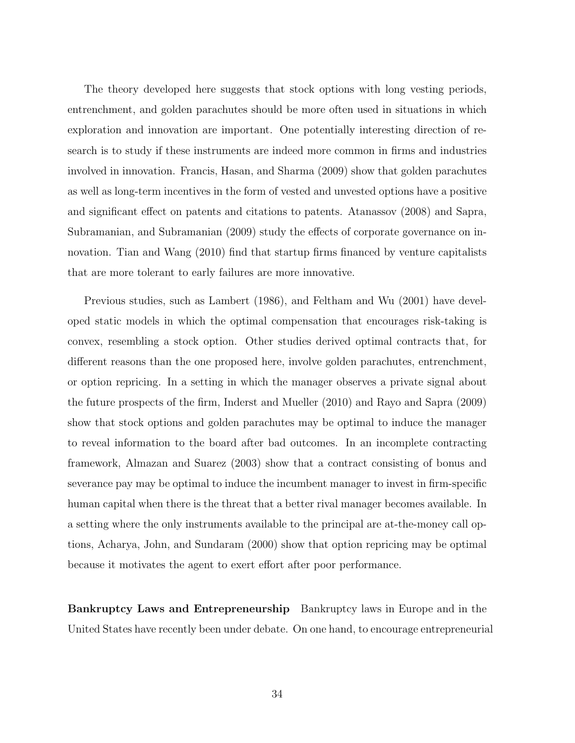The theory developed here suggests that stock options with long vesting periods, entrenchment, and golden parachutes should be more often used in situations in which exploration and innovation are important. One potentially interesting direction of research is to study if these instruments are indeed more common in firms and industries involved in innovation. Francis, Hasan, and Sharma (2009) show that golden parachutes as well as long-term incentives in the form of vested and unvested options have a positive and significant effect on patents and citations to patents. Atanassov (2008) and Sapra, Subramanian, and Subramanian (2009) study the effects of corporate governance on innovation. Tian and Wang (2010) find that startup firms financed by venture capitalists that are more tolerant to early failures are more innovative.

Previous studies, such as Lambert (1986), and Feltham and Wu (2001) have developed static models in which the optimal compensation that encourages risk-taking is convex, resembling a stock option. Other studies derived optimal contracts that, for different reasons than the one proposed here, involve golden parachutes, entrenchment, or option repricing. In a setting in which the manager observes a private signal about the future prospects of the firm, Inderst and Mueller (2010) and Rayo and Sapra (2009) show that stock options and golden parachutes may be optimal to induce the manager to reveal information to the board after bad outcomes. In an incomplete contracting framework, Almazan and Suarez (2003) show that a contract consisting of bonus and severance pay may be optimal to induce the incumbent manager to invest in firm-specific human capital when there is the threat that a better rival manager becomes available. In a setting where the only instruments available to the principal are at-the-money call options, Acharya, John, and Sundaram (2000) show that option repricing may be optimal because it motivates the agent to exert effort after poor performance.

**Bankruptcy Laws and Entrepreneurship** Bankruptcy laws in Europe and in the United States have recently been under debate. On one hand, to encourage entrepreneurial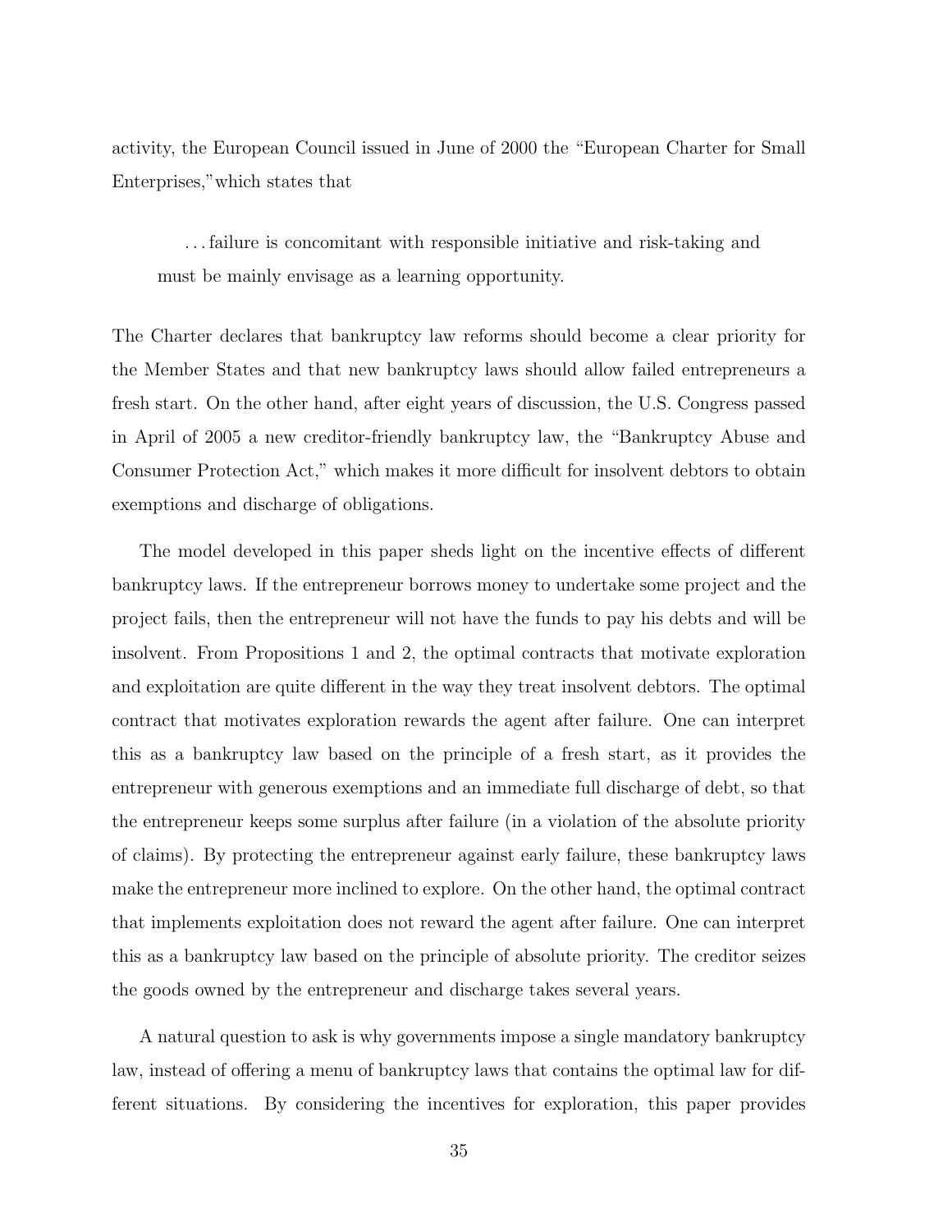activity, the European Council issued in June of 2000 the "European Charter for Small Enterprises,"which states that

> ...failure is concomitant with responsible initiative and risk-taking and must be mainly envisage as a learning opportunity.

The Charter declares that bankruptcy law reforms should become a clear priority for the Member States and that new bankruptcy laws should allow failed entrepreneurs a fresh start. On the other hand, after eight years of discussion, the U.S. Congress passed in April of 2005 a new creditor-friendly bankruptcy law, the "Bankruptcy Abuse and Consumer Protection Act," which makes it more difficult for insolvent debtors to obtain exemptions and discharge of obligations.

The model developed in this paper sheds light on the incentive effects of different bankruptcy laws. If the entrepreneur borrows money to undertake some project and the project fails, then the entrepreneur will not have the funds to pay his debts and will be insolvent. From Propositions 1 and 2, the optimal contracts that motivate exploration and exploitation are quite different in the way they treat insolvent debtors. The optimal contract that motivates exploration rewards the agent after failure. One can interpret this as a bankruptcy law based on the principle of a fresh start, as it provides the entrepreneur with generous exemptions and an immediate full discharge of debt, so that the entrepreneur keeps some surplus after failure (in a violation of the absolute priority of claims). By protecting the entrepreneur against early failure, these bankruptcy laws make the entrepreneur more inclined to explore. On the other hand, the optimal contract that implements exploitation does not reward the agent after failure. One can interpret this as a bankruptcy law based on the principle of absolute priority. The creditor seizes the goods owned by the entrepreneur and discharge takes several years.

A natural question to ask is why governments impose a single mandatory bankruptcy law, instead of offering a menu of bankruptcy laws that contains the optimal law for different situations. By considering the incentives for exploration, this paper provides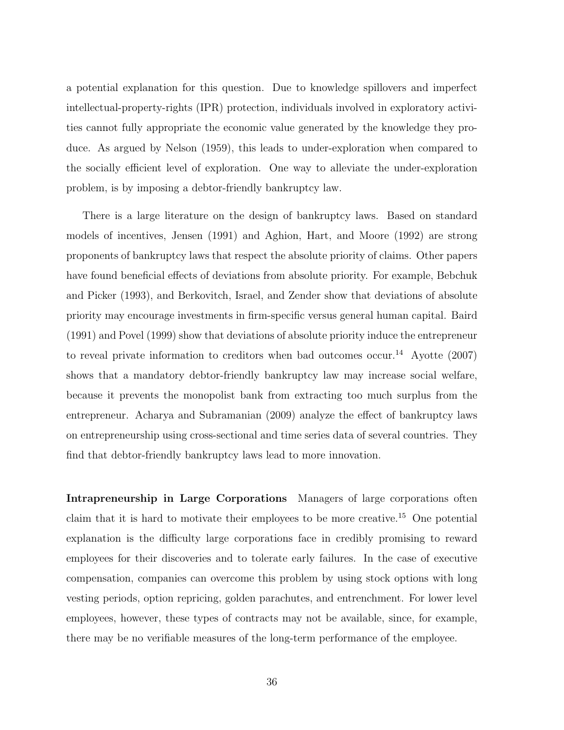a potential explanation for this question. Due to knowledge spillovers and imperfect intellectual-property-rights (IPR) protection, individuals involved in exploratory activities cannot fully appropriate the economic value generated by the knowledge they produce. As argued by Nelson (1959), this leads to under-exploration when compared to the socially efficient level of exploration. One way to alleviate the under-exploration problem, is by imposing a debtor-friendly bankruptcy law.

There is a large literature on the design of bankruptcy laws. Based on standard models of incentives, Jensen (1991) and Aghion, Hart, and Moore (1992) are strong proponents of bankruptcy laws that respect the absolute priority of claims. Other papers have found beneficial effects of deviations from absolute priority. For example, Bebchuk and Picker (1993), and Berkovitch, Israel, and Zender show that deviations of absolute priority may encourage investments in firm-specific versus general human capital. Baird (1991) and Povel (1999) show that deviations of absolute priority induce the entrepreneur to reveal private information to creditors when bad outcomes occur.[14] Ayotte (2007) shows that a mandatory debtor-friendly bankruptcy law may increase social welfare, because it prevents the monopolist bank from extracting too much surplus from the entrepreneur. Acharya and Subramanian (2009) analyze the effect of bankruptcy laws on entrepreneurship using cross-sectional and time series data of several countries. They find that debtor-friendly bankruptcy laws lead to more innovation.

**Intrapreneurship in Large Corporations** Managers of large corporations often claim that it is hard to motivate their employees to be more creative.[15] One potential explanation is the difficulty large corporations face in credibly promising to reward employees for their discoveries and to tolerate early failures. In the case of executive compensation, companies can overcome this problem by using stock options with long vesting periods, option repricing, golden parachutes, and entrenchment. For lower level employees, however, these types of contracts may not be available, since, for example, there may be no verifiable measures of the long-term performance of the employee.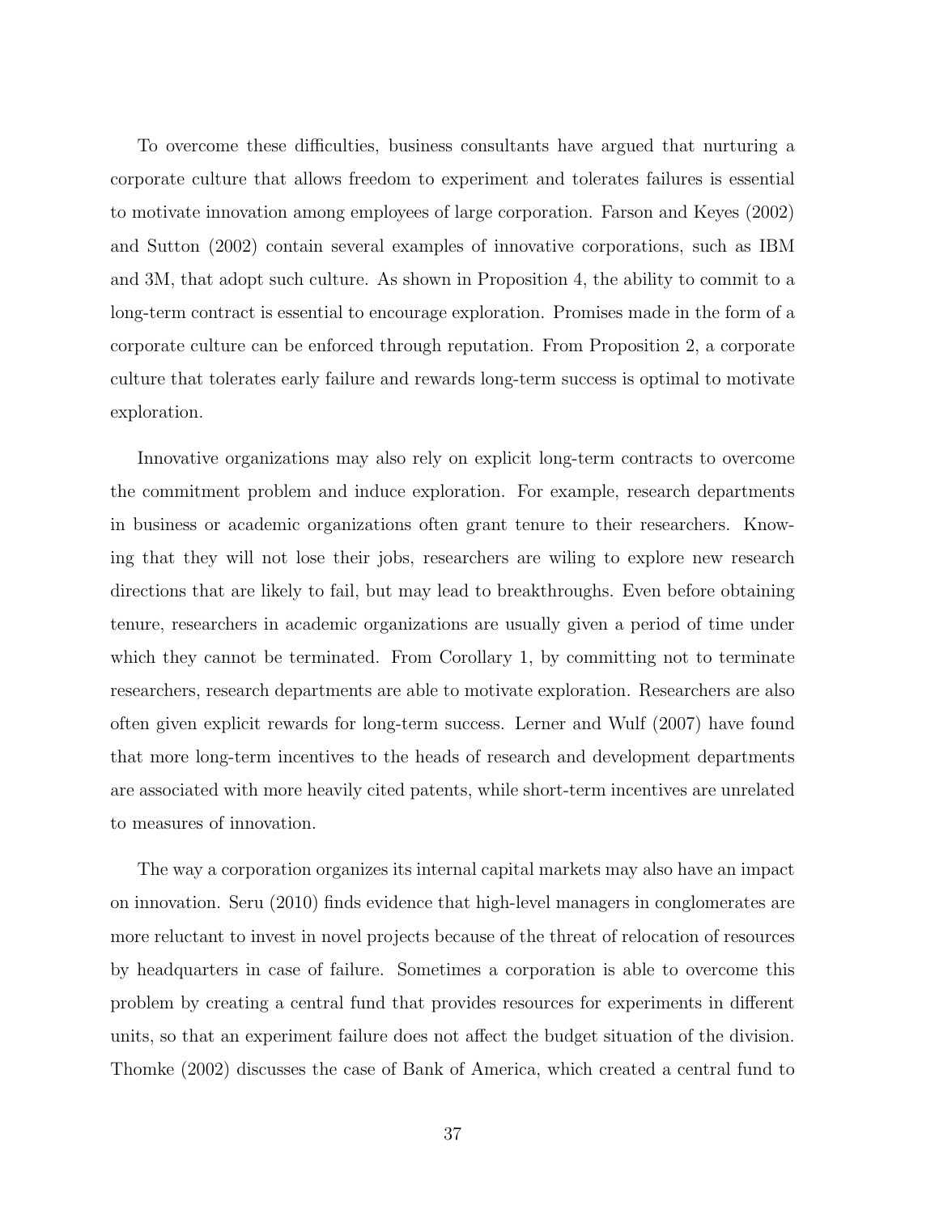To overcome these difficulties, business consultants have argued that nurturing a corporate culture that allows freedom to experiment and tolerates failures is essential to motivate innovation among employees of large corporation. Farson and Keyes (2002) and Sutton (2002) contain several examples of innovative corporations, such as IBM and 3M, that adopt such culture. As shown in Proposition 4, the ability to commit to a long-term contract is essential to encourage exploration. Promises made in the form of a corporate culture can be enforced through reputation. From Proposition 2, a corporate culture that tolerates early failure and rewards long-term success is optimal to motivate exploration.

Innovative organizations may also rely on explicit long-term contracts to overcome the commitment problem and induce exploration. For example, research departments in business or academic organizations often grant tenure to their researchers. Knowing that they will not lose their jobs, researchers are wiling to explore new research directions that are likely to fail, but may lead to breakthroughs. Even before obtaining tenure, researchers in academic organizations are usually given a period of time under which they cannot be terminated. From Corollary 1, by committing not to terminate researchers, research departments are able to motivate exploration. Researchers are also often given explicit rewards for long-term success. Lerner and Wulf (2007) have found that more long-term incentives to the heads of research and development departments are associated with more heavily cited patents, while short-term incentives are unrelated to measures of innovation.

The way a corporation organizes its internal capital markets may also have an impact on innovation. Seru (2010) finds evidence that high-level managers in conglomerates are more reluctant to invest in novel projects because of the threat of relocation of resources by headquarters in case of failure. Sometimes a corporation is able to overcome this problem by creating a central fund that provides resources for experiments in different units, so that an experiment failure does not affect the budget situation of the division. Thomke (2002) discusses the case of Bank of America, which created a central fund to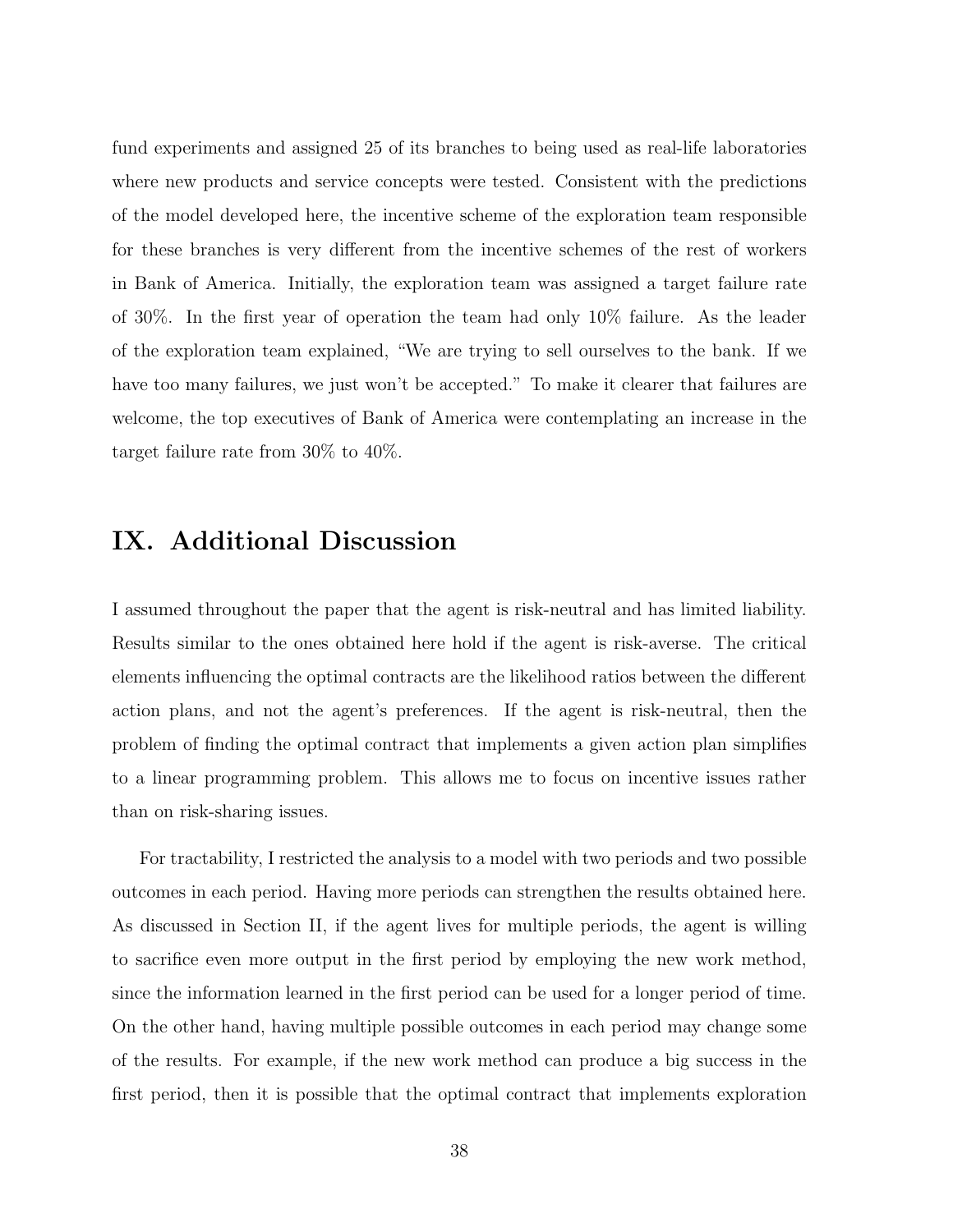fund experiments and assigned 25 of its branches to being used as real-life laboratories where new products and service concepts were tested. Consistent with the predictions of the model developed here, the incentive scheme of the exploration team responsible for these branches is very different from the incentive schemes of the rest of workers in Bank of America. Initially, the exploration team was assigned a target failure rate of 30%. In the first year of operation the team had only 10% failure. As the leader of the exploration team explained, "We are trying to sell ourselves to the bank. If we have too many failures, we just won't be accepted." To make it clearer that failures are welcome, the top executives of Bank of America were contemplating an increase in the target failure rate from 30% to 40%.

## IX. Additional Discussion

I assumed throughout the paper that the agent is risk-neutral and has limited liability. Results similar to the ones obtained here hold if the agent is risk-averse. The critical elements influencing the optimal contracts are the likelihood ratios between the different action plans, and not the agent's preferences. If the agent is risk-neutral, then the problem of finding the optimal contract that implements a given action plan simplifies to a linear programming problem. This allows me to focus on incentive issues rather than on risk-sharing issues.

For tractability, I restricted the analysis to a model with two periods and two possible outcomes in each period. Having more periods can strengthen the results obtained here. As discussed in Section II, if the agent lives for multiple periods, the agent is willing to sacrifice even more output in the first period by employing the new work method, since the information learned in the first period can be used for a longer period of time. On the other hand, having multiple possible outcomes in each period may change some of the results. For example, if the new work method can produce a big success in the first period, then it is possible that the optimal contract that implements exploration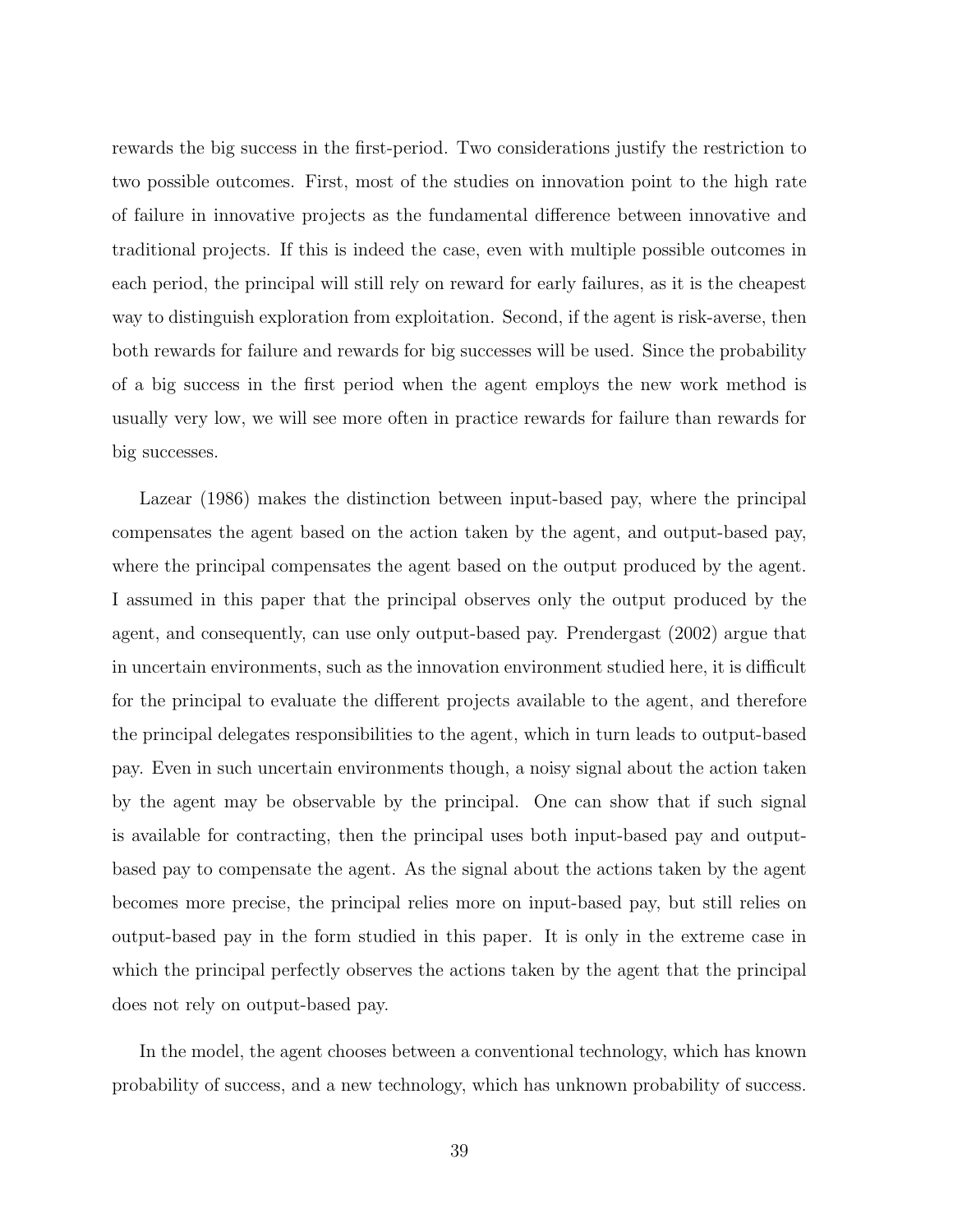rewards the big success in the first-period. Two considerations justify the restriction to two possible outcomes. First, most of the studies on innovation point to the high rate of failure in innovative projects as the fundamental difference between innovative and traditional projects. If this is indeed the case, even with multiple possible outcomes in each period, the principal will still rely on reward for early failures, as it is the cheapest way to distinguish exploration from exploitation. Second, if the agent is risk-averse, then both rewards for failure and rewards for big successes will be used. Since the probability of a big success in the first period when the agent employs the new work method is usually very low, we will see more often in practice rewards for failure than rewards for big successes.

Lazear (1986) makes the distinction between input-based pay, where the principal compensates the agent based on the action taken by the agent, and output-based pay, where the principal compensates the agent based on the output produced by the agent. I assumed in this paper that the principal observes only the output produced by the agent, and consequently, can use only output-based pay. Prendergast (2002) argue that in uncertain environments, such as the innovation environment studied here, it is difficult for the principal to evaluate the different projects available to the agent, and therefore the principal delegates responsibilities to the agent, which in turn leads to output-based pay. Even in such uncertain environments though, a noisy signal about the action taken by the agent may be observable by the principal. One can show that if such signal is available for contracting, then the principal uses both input-based pay and output-based pay to compensate the agent. As the signal about the actions taken by the agent becomes more precise, the principal relies more on input-based pay, but still relies on output-based pay in the form studied in this paper. It is only in the extreme case in which the principal perfectly observes the actions taken by the agent that the principal does not rely on output-based pay.

In the model, the agent chooses between a conventional technology, which has known probability of success, and a new technology, which has unknown probability of success.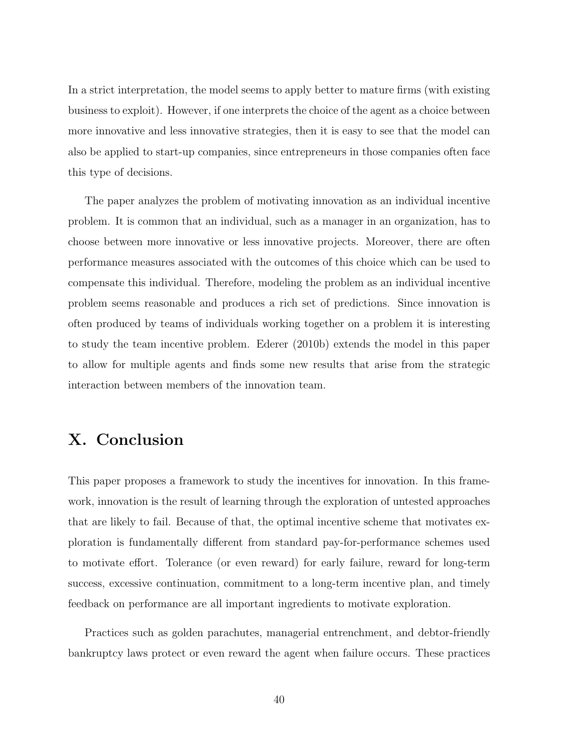In a strict interpretation, the model seems to apply better to mature firms (with existing business to exploit). However, if one interprets the choice of the agent as a choice between more innovative and less innovative strategies, then it is easy to see that the model can also be applied to start-up companies, since entrepreneurs in those companies often face this type of decisions.

The paper analyzes the problem of motivating innovation as an individual incentive problem. It is common that an individual, such as a manager in an organization, has to choose between more innovative or less innovative projects. Moreover, there are often performance measures associated with the outcomes of this choice which can be used to compensate this individual. Therefore, modeling the problem as an individual incentive problem seems reasonable and produces a rich set of predictions. Since innovation is often produced by teams of individuals working together on a problem it is interesting to study the team incentive problem. Ederer (2010b) extends the model in this paper to allow for multiple agents and finds some new results that arise from the strategic interaction between members of the innovation team.

# X. Conclusion

This paper proposes a framework to study the incentives for innovation. In this framework, innovation is the result of learning through the exploration of untested approaches that are likely to fail. Because of that, the optimal incentive scheme that motivates exploration is fundamentally different from standard pay-for-performance schemes used to motivate effort. Tolerance (or even reward) for early failure, reward for long-term success, excessive continuation, commitment to a long-term incentive plan, and timely feedback on performance are all important ingredients to motivate exploration.

Practices such as golden parachutes, managerial entrenchment, and debtor-friendly bankruptcy laws protect or even reward the agent when failure occurs. These practices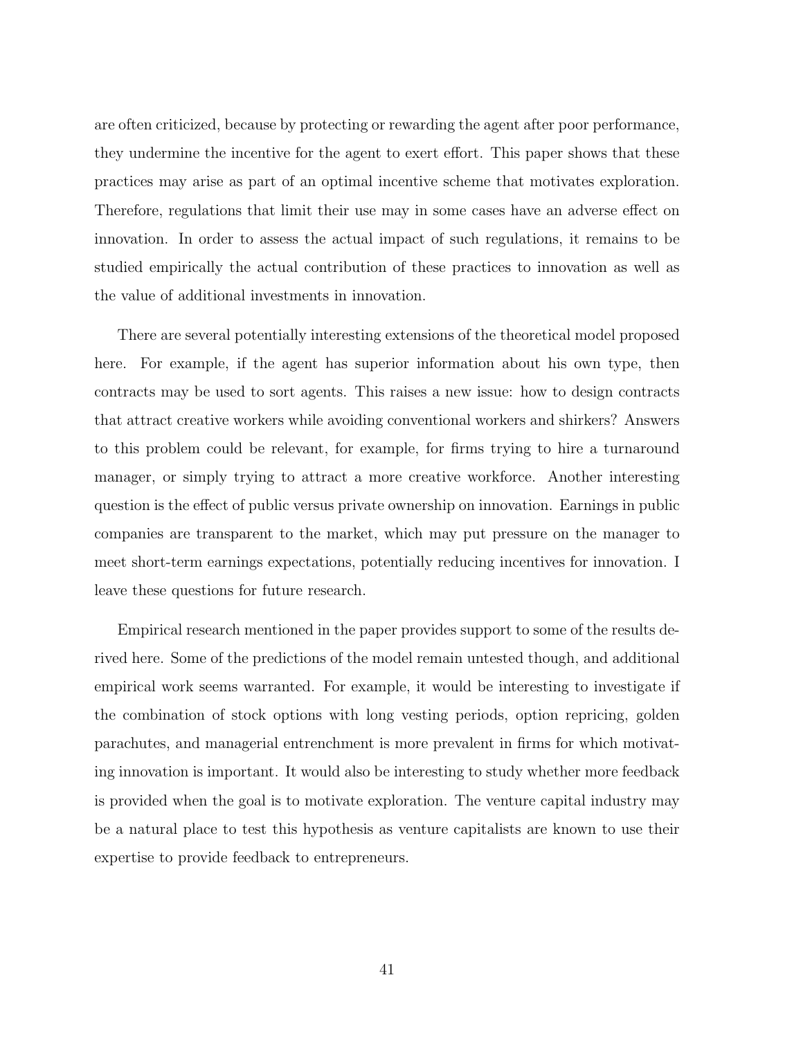are often criticized, because by protecting or rewarding the agent after poor performance, they undermine the incentive for the agent to exert effort. This paper shows that these practices may arise as part of an optimal incentive scheme that motivates exploration. Therefore, regulations that limit their use may in some cases have an adverse effect on innovation. In order to assess the actual impact of such regulations, it remains to be studied empirically the actual contribution of these practices to innovation as well as the value of additional investments in innovation.

There are several potentially interesting extensions of the theoretical model proposed here. For example, if the agent has superior information about his own type, then contracts may be used to sort agents. This raises a new issue: how to design contracts that attract creative workers while avoiding conventional workers and shirkers? Answers to this problem could be relevant, for example, for firms trying to hire a turnaround manager, or simply trying to attract a more creative workforce. Another interesting question is the effect of public versus private ownership on innovation. Earnings in public companies are transparent to the market, which may put pressure on the manager to meet short-term earnings expectations, potentially reducing incentives for innovation. I leave these questions for future research.

Empirical research mentioned in the paper provides support to some of the results derived here. Some of the predictions of the model remain untested though, and additional empirical work seems warranted. For example, it would be interesting to investigate if the combination of stock options with long vesting periods, option repricing, golden parachutes, and managerial entrenchment is more prevalent in firms for which motivating innovation is important. It would also be interesting to study whether more feedback is provided when the goal is to motivate exploration. The venture capital industry may be a natural place to test this hypothesis as venture capitalists are known to use their expertise to provide feedback to entrepreneurs.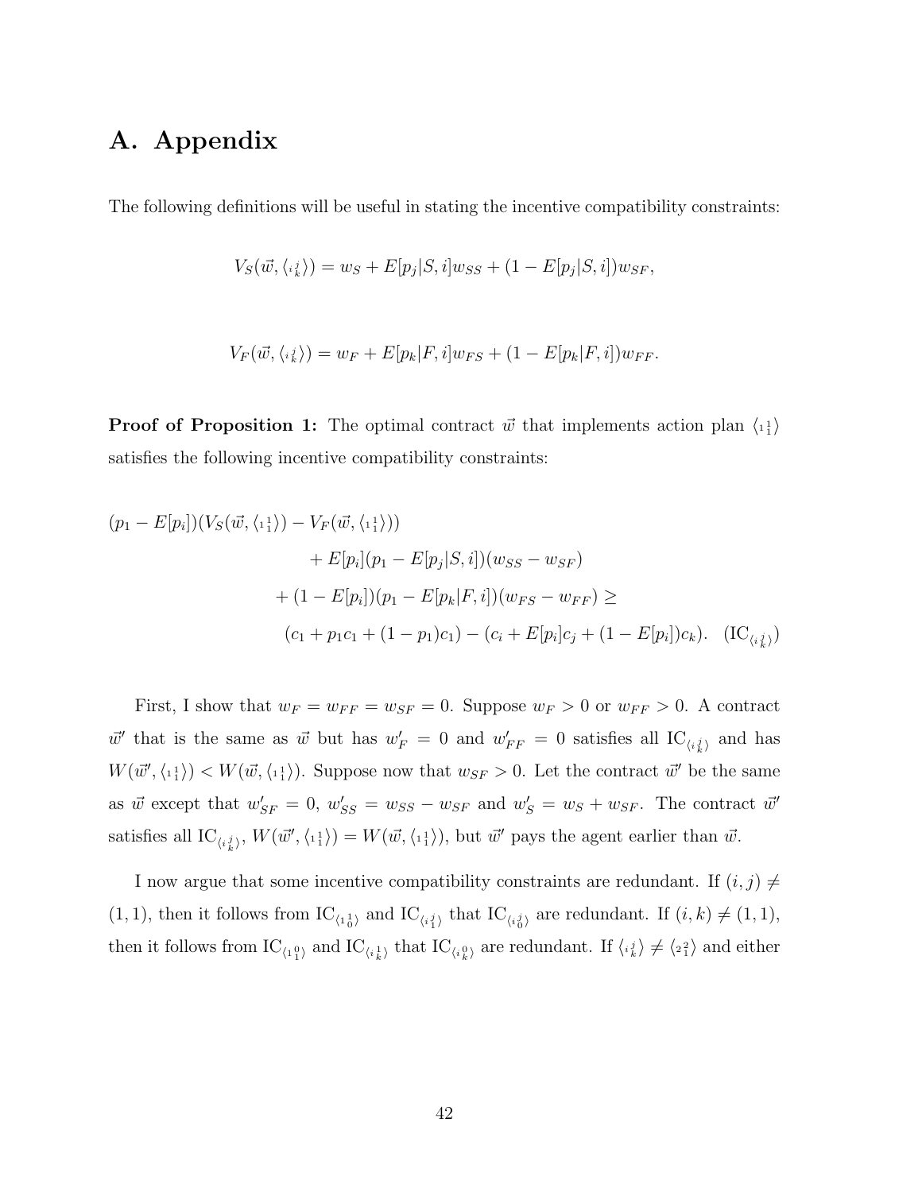# A. Appendix

The following definitions will be useful in stating the incentive compatibility constraints:

$$V_S(\vec{w}, \langle {}_i{}^j_k \rangle) = w_S + E[p_j|S,i]w_{SS} + (1 - E[p_j|S,i])w_{SF},$$

$$V_F(\vec{w}, \langle {}_i{}^j_k \rangle) = w_F + E[p_k|F,i]w_{FS} + (1 - E[p_k|F,i])w_{FF}.$$

**Proof of Proposition 1:** The optimal contract $\vec{w}$ that implements action plan $\langle {}_1{}^1_1 \rangle$ satisfies the following incentive compatibility constraints:

$$\begin{aligned}
(p_1 - E[p_i])(V_S(\vec{w}, \langle {}_1{}^1_1 \rangle) - V_F(\vec{w}, \langle {}_1{}^1_1 \rangle)) \\
+ E[p_i](p_1 - E[p_j|S,i])(w_{SS} - w_{SF}) \\
+ (1 - E[p_i])(p_1 - E[p_k|F,i])(w_{FS} - w_{FF}) \geq \\
(c_1 + p_1 c_1 + (1-p_1)c_1) - (c_i + E[p_i]c_j + (1 - E[p_i])c_k). \quad (\text{IC}_{\langle {}_i{}^j_k \rangle})
\end{aligned}$$

First, I show that $w_F = w_{FF} = w_{SF} = 0$. Suppose $w_F > 0$ or $w_{FF} > 0$. A contract $\vec{w}'$ that is the same as $\vec{w}$ but has $w'_F = 0$ and $w'_{FF} = 0$ satisfies all $\text{IC}_{\langle {}_i{}^j_k \rangle}$ and has $W(\vec{w}', \langle {}_1{}^1_1 \rangle) < W(\vec{w}, \langle {}_1{}^1_1 \rangle)$. Suppose now that $w_{SF} > 0$. Let the contract $\vec{w}'$ be the same as $\vec{w}$ except that $w'_{SF} = 0$, $w'_{SS} = w_{SS} - w_{SF}$ and $w'_S = w_S + w_{SF}$. The contract $\vec{w}'$ satisfies all $\text{IC}_{\langle {}_i{}^j_k \rangle}$, $W(\vec{w}', \langle {}_1{}^1_1 \rangle) = W(\vec{w}, \langle {}_1{}^1_1 \rangle)$, but $\vec{w}'$ pays the agent earlier than $\vec{w}$.

I now argue that some incentive compatibility constraints are redundant. If $(i,j) \neq (1,1)$, then it follows from $\text{IC}_{\langle {}_1{}^1_0 \rangle}$ and $\text{IC}_{\langle {}_i{}^j_1 \rangle}$ that $\text{IC}_{\langle {}_i{}^j_0 \rangle}$ are redundant. If $(i,k) \neq (1,1)$, then it follows from $\text{IC}_{\langle {}_1{}^0_1 \rangle}$ and $\text{IC}_{\langle {}_i{}^1_k \rangle}$ that $\text{IC}_{\langle {}_i{}^0_k \rangle}$ are redundant. If $\langle {}_i{}^j_k \rangle \neq \langle {}_2{}^2_1 \rangle$ and either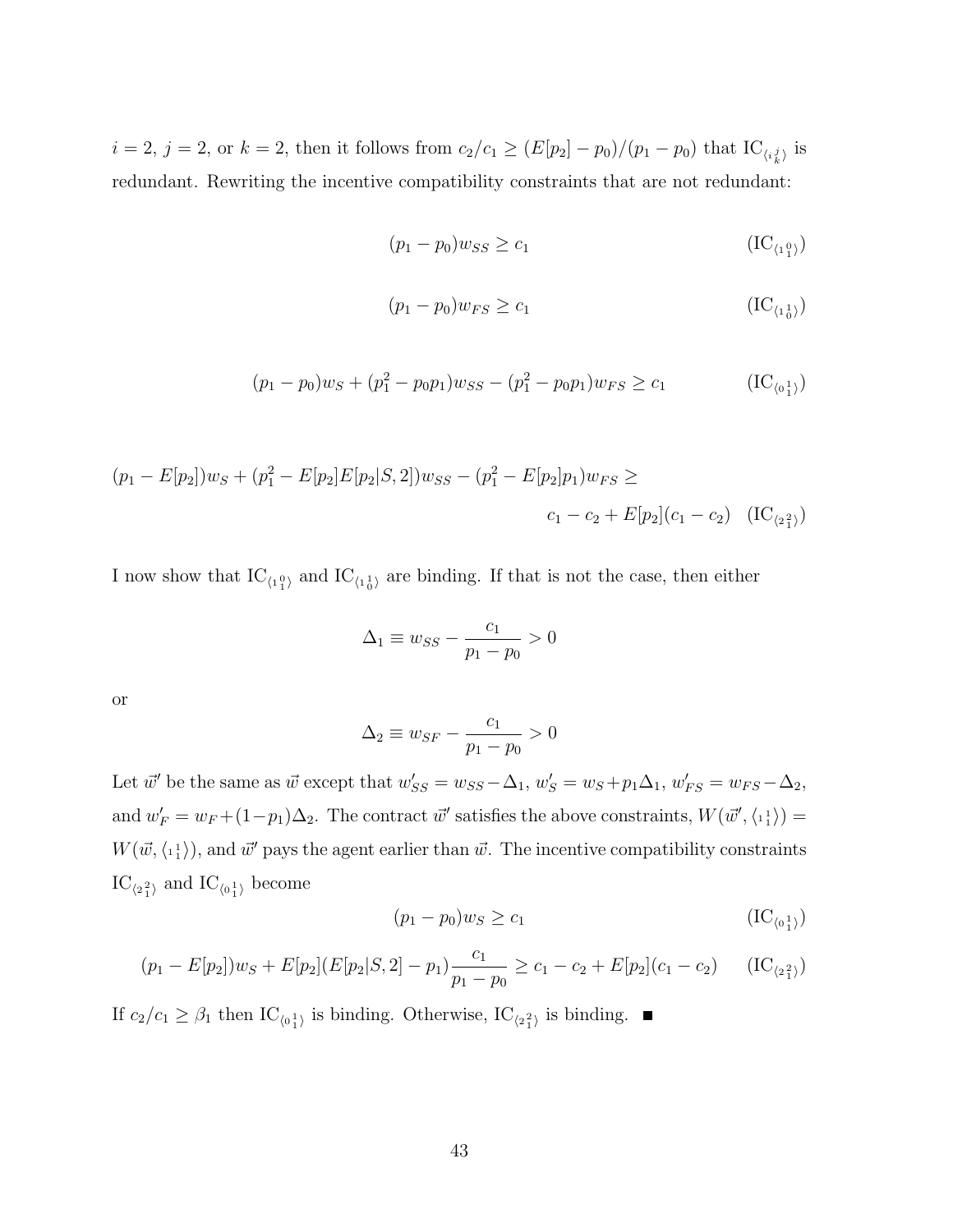$i = 2$, $j = 2$, or $k = 2$, then it follows from $c_2/c_1 \geq (E[p_2] - p_0)/(p_1 - p_0)$ that $\text{IC}_{\langle i\, {}^{j}_{k} \rangle}$ is redundant. Rewriting the incentive compatibility constraints that are not redundant:

$$(p_1 - p_0)w_{SS} \geq c_1 \qquad (\text{IC}_{\langle 1\, {}^{0}_{1} \rangle})$$

$$(p_1 - p_0)w_{FS} \geq c_1 \qquad (\text{IC}_{\langle 1\, {}^{1}_{0} \rangle})$$

$$(p_1 - p_0)w_S + (p_1^2 - p_0 p_1)w_{SS} - (p_1^2 - p_0 p_1)w_{FS} \geq c_1 \qquad (\text{IC}_{\langle 0\, {}^{1}_{1} \rangle})$$

$$(p_1 - E[p_2])w_S + (p_1^2 - E[p_2]E[p_2|S, 2])w_{SS} - (p_1^2 - E[p_2]p_1)w_{FS} \geq c_1 - c_2 + E[p_2](c_1 - c_2) \quad (\text{IC}_{\langle 2\, {}^{2}_{1} \rangle})$$

I now show that $\text{IC}_{\langle 1\, {}^{0}_{1} \rangle}$ and $\text{IC}_{\langle 1\, {}^{1}_{0} \rangle}$ are binding. If that is not the case, then either

$$\Delta_1 \equiv w_{SS} - \frac{c_1}{p_1 - p_0} > 0$$

or

$$\Delta_2 \equiv w_{SF} - \frac{c_1}{p_1 - p_0} > 0$$

Let $\vec{w}'$ be the same as $\vec{w}$ except that $w'_{SS} = w_{SS} - \Delta_1$, $w'_S = w_S + p_1\Delta_1$, $w'_{FS} = w_{FS} - \Delta_2$, and $w'_F = w_F + (1-p_1)\Delta_2$. The contract $\vec{w}'$ satisfies the above constraints, $W(\vec{w}', \langle 1\, {}^{1}_{1} \rangle) = W(\vec{w}, \langle 1\, {}^{1}_{1} \rangle)$, and $\vec{w}'$ pays the agent earlier than $\vec{w}$. The incentive compatibility constraints $\text{IC}_{\langle 2\, {}^{2}_{1} \rangle}$ and $\text{IC}_{\langle 0\, {}^{1}_{1} \rangle}$ become

$$(p_1 - p_0)w_S \geq c_1 \qquad (\text{IC}_{\langle 0\, {}^{1}_{1} \rangle})$$

$$(p_1 - E[p_2])w_S + E[p_2](E[p_2|S, 2] - p_1)\frac{c_1}{p_1 - p_0} \geq c_1 - c_2 + E[p_2](c_1 - c_2) \qquad (\text{IC}_{\langle 2\, {}^{2}_{1} \rangle})$$

If $c_2/c_1 \geq \beta_1$ then $\text{IC}_{\langle 0\, {}^{1}_{1} \rangle}$ is binding. Otherwise, $\text{IC}_{\langle 2\, {}^{2}_{1} \rangle}$ is binding. ■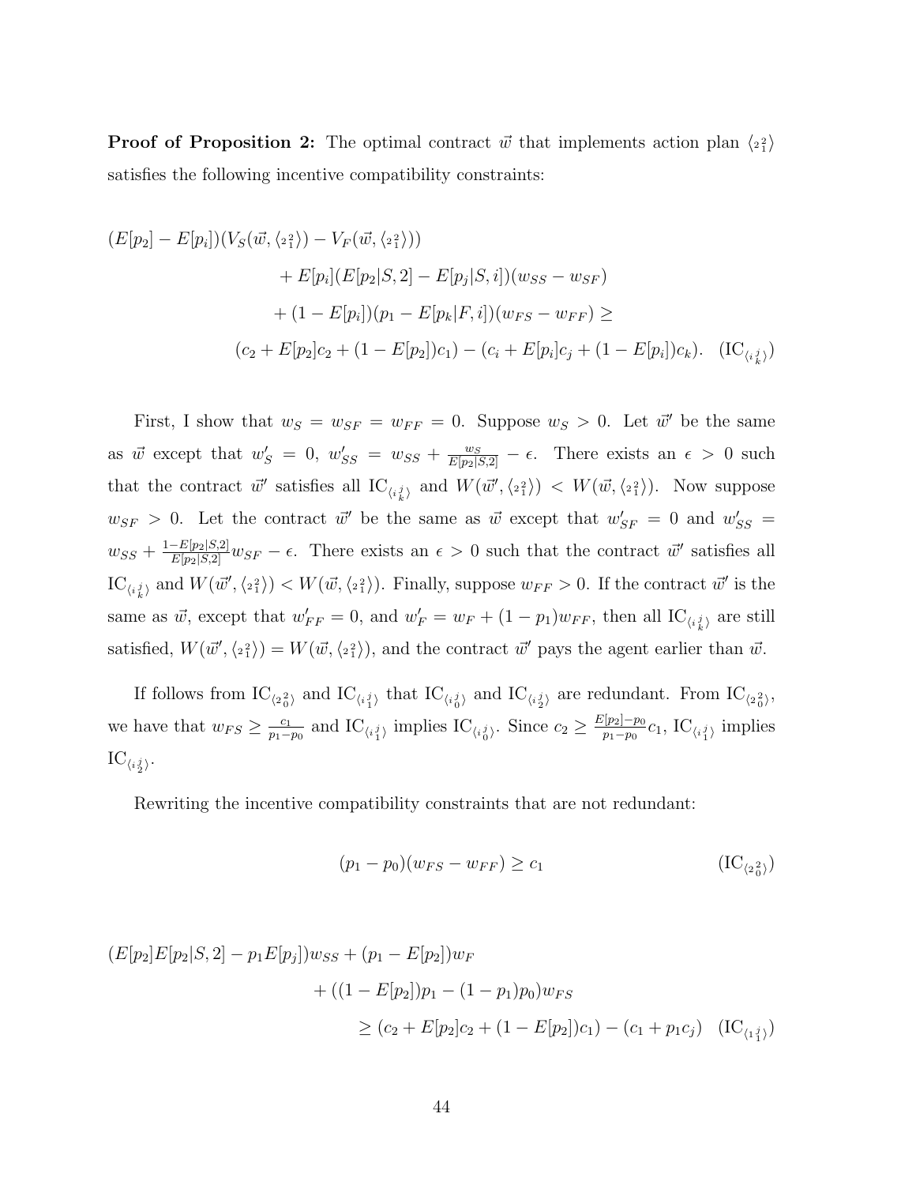**Proof of Proposition 2:** The optimal contract $\vec{w}$ that implements action plan $\langle {}_2{}^2_1 \rangle$ satisfies the following incentive compatibility constraints:

$$
\begin{aligned}
(E[p_2] - E[p_i])(V_S(\vec{w}, \langle {}_2{}^2_1 \rangle) - V_F(\vec{w}, \langle {}_2{}^2_1 \rangle)) \\
+ E[p_i](E[p_2|S,2] - E[p_j|S,i])(w_{SS} - w_{SF}) \\
+ (1 - E[p_i])(p_1 - E[p_k|F,i])(w_{FS} - w_{FF}) \geq \\
(c_2 + E[p_2]c_2 + (1 - E[p_2])c_1) - (c_i + E[p_i]c_j + (1 - E[p_i])c_k). \quad (\text{IC}_{\langle {}_i{}^j_k \rangle})
\end{aligned}
$$

First, I show that $w_S = w_{SF} = w_{FF} = 0$. Suppose $w_S > 0$. Let $\vec{w}'$ be the same as $\vec{w}$ except that $w'_S = 0$, $w'_{SS} = w_{SS} + \frac{w_S}{E[p_2|S,2]} - \epsilon$. There exists an $\epsilon > 0$ such that the contract $\vec{w}'$ satisfies all $\text{IC}_{\langle {}_i{}^j_k \rangle}$ and $W(\vec{w}', \langle {}_2{}^2_1 \rangle) < W(\vec{w}, \langle {}_2{}^2_1 \rangle)$. Now suppose $w_{SF} > 0$. Let the contract $\vec{w}'$ be the same as $\vec{w}$ except that $w'_{SF} = 0$ and $w'_{SS} = w_{SS} + \frac{1 - E[p_2|S,2]}{E[p_2|S,2]} w_{SF} - \epsilon$. There exists an $\epsilon > 0$ such that the contract $\vec{w}'$ satisfies all $\text{IC}_{\langle {}_i{}^j_k \rangle}$ and $W(\vec{w}', \langle {}_2{}^2_1 \rangle) < W(\vec{w}, \langle {}_2{}^2_1 \rangle)$. Finally, suppose $w_{FF} > 0$. If the contract $\vec{w}'$ is the same as $\vec{w}$, except that $w'_{FF} = 0$, and $w'_F = w_F + (1 - p_1)w_{FF}$, then all $\text{IC}_{\langle {}_i{}^j_k \rangle}$ are still satisfied, $W(\vec{w}', \langle {}_2{}^2_1 \rangle) = W(\vec{w}, \langle {}_2{}^2_1 \rangle)$, and the contract $\vec{w}'$ pays the agent earlier than $\vec{w}$.

If follows from $\text{IC}_{\langle {}_2{}^2_0 \rangle}$ and $\text{IC}_{\langle {}_i{}^j_1 \rangle}$ that $\text{IC}_{\langle {}_i{}^j_0 \rangle}$ and $\text{IC}_{\langle {}_i{}^j_2 \rangle}$ are redundant. From $\text{IC}_{\langle {}_2{}^2_0 \rangle}$, we have that $w_{FS} \geq \frac{c_1}{p_1 - p_0}$ and $\text{IC}_{\langle {}_i{}^j_1 \rangle}$ implies $\text{IC}_{\langle {}_i{}^j_0 \rangle}$. Since $c_2 \geq \frac{E[p_2] - p_0}{p_1 - p_0} c_1$, $\text{IC}_{\langle {}_i{}^j_1 \rangle}$ implies $\text{IC}_{\langle {}_i{}^j_2 \rangle}$.

Rewriting the incentive compatibility constraints that are not redundant:

$$
(p_1 - p_0)(w_{FS} - w_{FF}) \geq c_1 \quad (\text{IC}_{\langle {}_2{}^2_0 \rangle})
$$

$$
\begin{aligned}
(E[p_2]E[p_2|S,2] - p_1 E[p_j])w_{SS} + (p_1 - E[p_2])w_F \\
+ ((1 - E[p_2])p_1 - (1 - p_1)p_0)w_{FS} \\
\geq (c_2 + E[p_2]c_2 + (1 - E[p_2])c_1) - (c_1 + p_1 c_j) \quad (\text{IC}_{\langle {}_1{}^j_1 \rangle})
\end{aligned}
$$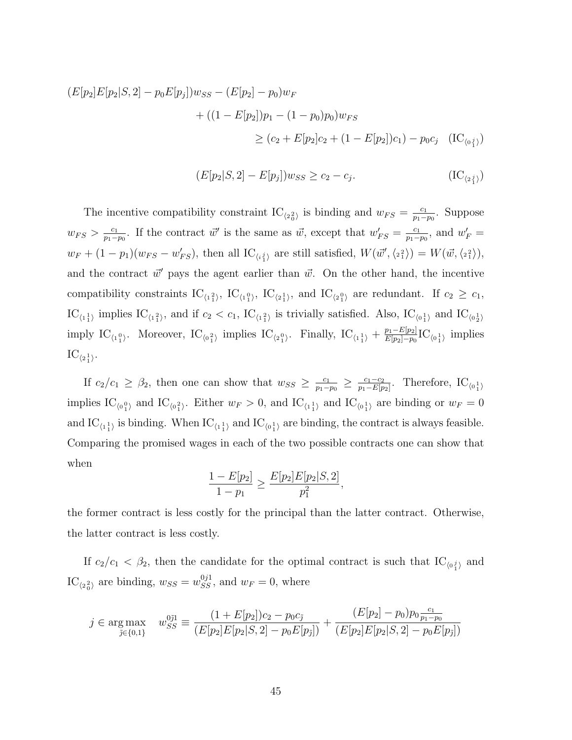$$
\begin{aligned}
(E[p_2]E[p_2|S,2] - p_0 E[p_j])w_{SS} - (E[p_2] - p_0)w_F& \\
+ ((1 - E[p_2])p_1 - (1-p_0)p_0)w_{FS}& \\
\geq (c_2 + E[p_2]c_2 + (1 - E[p_2])c_1) - p_0 c_j& \quad (\text{IC}_{\langle 0\, {}^j_1 \rangle})
\end{aligned}
$$

$$
(E[p_2|S,2] - E[p_j])w_{SS} \geq c_2 - c_j. \qquad (\text{IC}_{\langle 2\, {}^j_1 \rangle})
$$

The incentive compatibility constraint $\text{IC}_{\langle 2\, {}^2_0 \rangle}$ is binding and $w_{FS} = \frac{c_1}{p_1 - p_0}$. Suppose $w_{FS} > \frac{c_1}{p_1 - p_0}$. If the contract $\vec{w}'$ is the same as $\vec{w}$, except that $w'_{FS} = \frac{c_1}{p_1 - p_0}$, and $w'_F = w_F + (1 - p_1)(w_{FS} - w'_{FS})$, then all $\text{IC}_{\langle i\, {}^j_1 \rangle}$ are still satisfied, $W(\vec{w}', \langle 2\, {}^2_1 \rangle) = W(\vec{w}, \langle 2\, {}^2_1 \rangle)$, and the contract $\vec{w}'$ pays the agent earlier than $\vec{w}$. On the other hand, the incentive compatibility constraints $\text{IC}_{\langle 1\, {}^2_1 \rangle}$, $\text{IC}_{\langle 1\, {}^0_1 \rangle}$, $\text{IC}_{\langle 2\, {}^1_1 \rangle}$, and $\text{IC}_{\langle 2\, {}^0_1 \rangle}$ are redundant. If $c_2 \geq c_1$, $\text{IC}_{\langle 1\, {}^1_1 \rangle}$ implies $\text{IC}_{\langle 1\, {}^2_1 \rangle}$, and if $c_2 < c_1$, $\text{IC}_{\langle 1\, {}^2_1 \rangle}$ is trivially satisfied. Also, $\text{IC}_{\langle 0\, {}^1_1 \rangle}$ and $\text{IC}_{\langle 0\, {}^1_2 \rangle}$ imply $\text{IC}_{\langle 1\, {}^0_1 \rangle}$. Moreover, $\text{IC}_{\langle 0\, {}^2_1 \rangle}$ implies $\text{IC}_{\langle 2\, {}^0_1 \rangle}$. Finally, $\text{IC}_{\langle 1\, {}^1_1 \rangle} + \frac{p_1 - E[p_2]}{E[p_2] - p_0} \text{IC}_{\langle 0\, {}^1_1 \rangle}$ implies $\text{IC}_{\langle 2\, {}^1_1 \rangle}$.

If $c_2/c_1 \geq \beta_2$, then one can show that $w_{SS} \geq \frac{c_1}{p_1 - p_0} \geq \frac{c_1 - c_2}{p_1 - E[p_2]}$. Therefore, $\text{IC}_{\langle 0\, {}^1_1 \rangle}$ implies $\text{IC}_{\langle 0\, {}^0_1 \rangle}$ and $\text{IC}_{\langle 0\, {}^2_1 \rangle}$. Either $w_F > 0$, and $\text{IC}_{\langle 1\, {}^1_1 \rangle}$ and $\text{IC}_{\langle 0\, {}^1_1 \rangle}$ are binding or $w_F = 0$ and $\text{IC}_{\langle 1\, {}^1_1 \rangle}$ is binding. When $\text{IC}_{\langle 1\, {}^1_1 \rangle}$ and $\text{IC}_{\langle 0\, {}^1_1 \rangle}$ are binding, the contract is always feasible. Comparing the promised wages in each of the two possible contracts one can show that when

$$
\frac{1 - E[p_2]}{1 - p_1} \geq \frac{E[p_2]E[p_2|S,2]}{p_1^2},
$$

the former contract is less costly for the principal than the latter contract. Otherwise, the latter contract is less costly.

If $c_2/c_1 < \beta_2$, then the candidate for the optimal contract is such that $\text{IC}_{\langle 0\, {}^j_1 \rangle}$ and $\text{IC}_{\langle 2\, {}^2_0 \rangle}$ are binding, $w_{SS} = w_{SS}^{0j1}$, and $w_F = 0$, where

$$
j \in \operatorname*{arg\,max}_{\tilde{j} \in \{0,1\}} \quad w_{SS}^{0\tilde{j}1} \equiv \frac{(1 + E[p_2])c_2 - p_0 c_{\tilde{j}}}{(E[p_2]E[p_2|S,2] - p_0 E[p_{\tilde{j}}])} + \frac{(E[p_2] - p_0)p_0 \frac{c_1}{p_1 - p_0}}{(E[p_2]E[p_2|S,2] - p_0 E[p_{\tilde{j}}])}
$$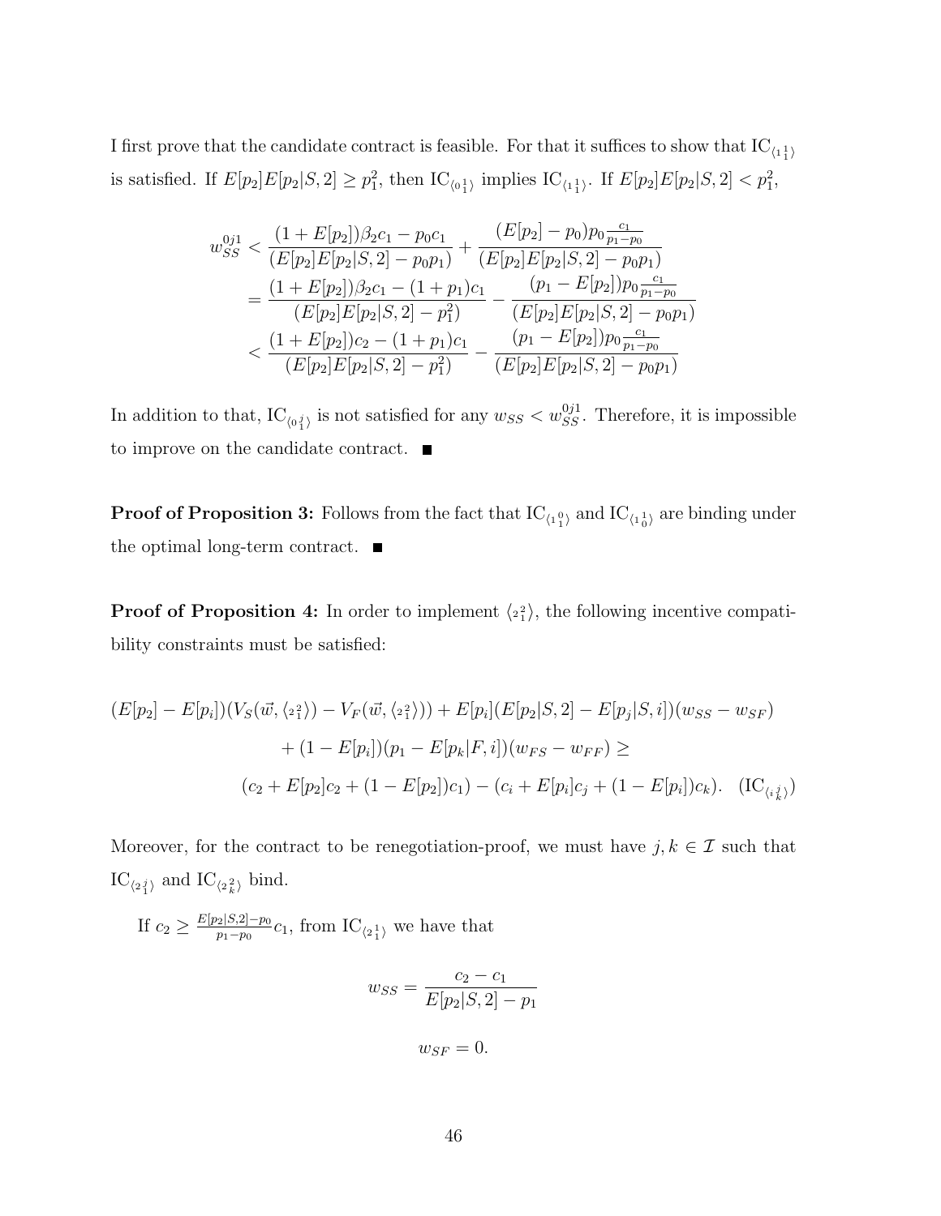I first prove that the candidate contract is feasible. For that it suffices to show that $\text{IC}_{\langle 1\, {}^1_1 \rangle}$ is satisfied. If $E[p_2]E[p_2|S,2] \geq p_1^2$, then $\text{IC}_{\langle 0\, {}^1_1 \rangle}$ implies $\text{IC}_{\langle 1\, {}^1_1 \rangle}$. If $E[p_2]E[p_2|S,2] < p_1^2$,

$$
\begin{aligned}
w_{SS}^{0j1} &< \frac{(1+E[p_2])\beta_2 c_1 - p_0 c_1}{(E[p_2]E[p_2|S,2] - p_0 p_1)} + \frac{(E[p_2]-p_0)p_0 \frac{c_1}{p_1 - p_0}}{(E[p_2]E[p_2|S,2] - p_0 p_1)} \\
&= \frac{(1+E[p_2])\beta_2 c_1 - (1+p_1)c_1}{(E[p_2]E[p_2|S,2] - p_1^2)} - \frac{(p_1 - E[p_2])p_0 \frac{c_1}{p_1 - p_0}}{(E[p_2]E[p_2|S,2] - p_0 p_1)} \\
&< \frac{(1+E[p_2])c_2 - (1+p_1)c_1}{(E[p_2]E[p_2|S,2] - p_1^2)} - \frac{(p_1 - E[p_2])p_0 \frac{c_1}{p_1 - p_0}}{(E[p_2]E[p_2|S,2] - p_0 p_1)}
\end{aligned}
$$

In addition to that, $\text{IC}_{\langle 0\, {}^j_1 \rangle}$ is not satisfied for any $w_{SS} < w_{SS}^{0j1}$. Therefore, it is impossible to improve on the candidate contract. ■

**Proof of Proposition 3:** Follows from the fact that $\text{IC}_{\langle 1\, {}^0_1 \rangle}$ and $\text{IC}_{\langle 1\, {}^1_0 \rangle}$ are binding under the optimal long-term contract. ■

**Proof of Proposition 4:** In order to implement $\langle 2\, {}^2_1 \rangle$, the following incentive compatibility constraints must be satisfied:

$$
\begin{aligned}
(E[p_2] - E[p_i])(V_S(\vec{w}, \langle 2\, {}^2_1 \rangle) - V_F(\vec{w}, \langle 2\, {}^2_1 \rangle)) + E[p_i](E[p_2|S,2] - E[p_j|S,i])(w_{SS} - w_{SF}) \\
+ (1 - E[p_i])(p_1 - E[p_k|F,i])(w_{FS} - w_{FF}) \geq \\
(c_2 + E[p_2]c_2 + (1 - E[p_2])c_1) - (c_i + E[p_i]c_j + (1 - E[p_i])c_k). \quad (\text{IC}_{\langle i\, {}^j_k \rangle})
\end{aligned}
$$

Moreover, for the contract to be renegotiation-proof, we must have $j, k \in \mathcal{I}$ such that $\text{IC}_{\langle 2\, {}^j_1 \rangle}$ and $\text{IC}_{\langle 2\, {}^2_k \rangle}$ bind.

If $c_2 \geq \frac{E[p_2|S,2] - p_0}{p_1 - p_0} c_1$, from $\text{IC}_{\langle 2\, {}^1_1 \rangle}$ we have that

$$
w_{SS} = \frac{c_2 - c_1}{E[p_2|S,2] - p_1}
$$

$$
w_{SF} = 0.
$$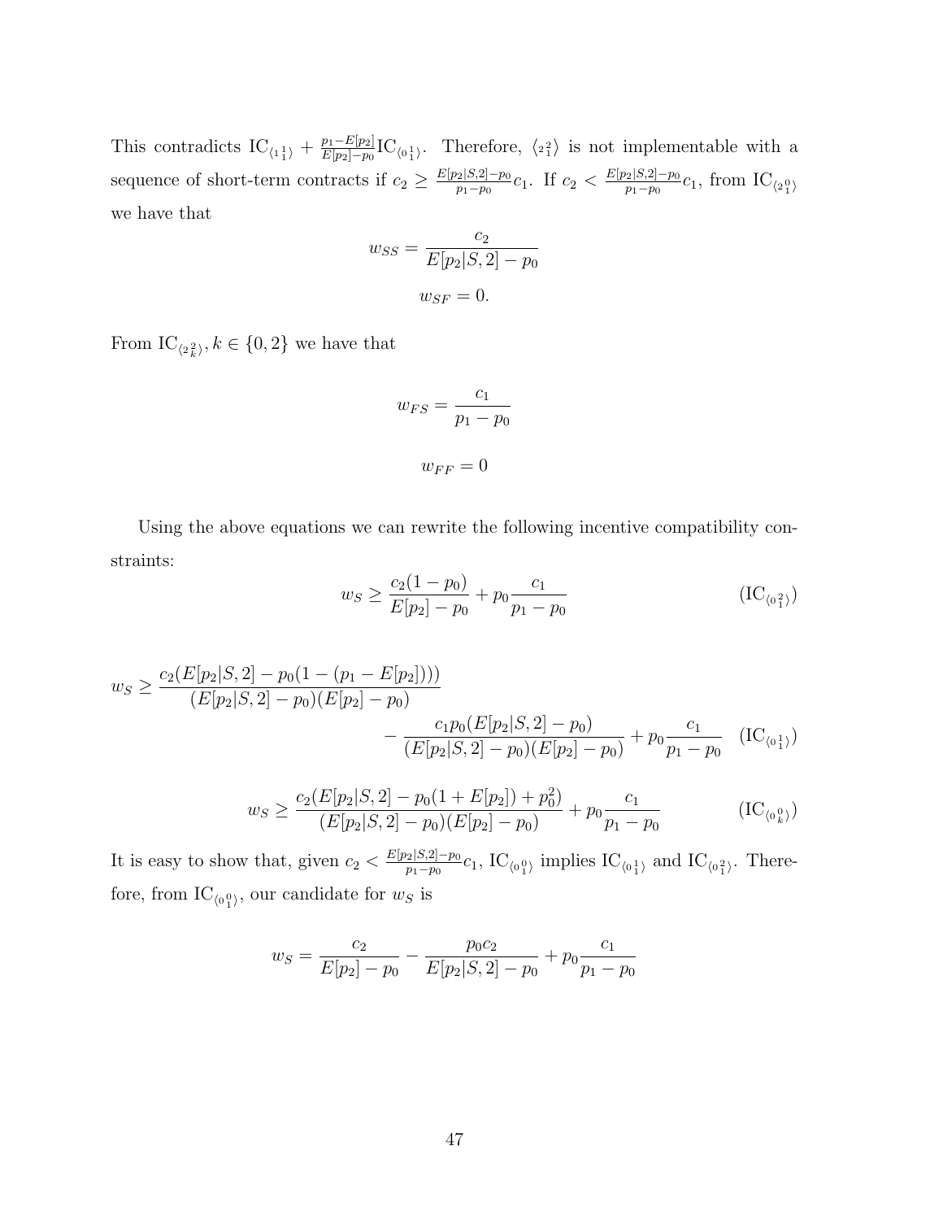This contradicts $\text{IC}_{\langle {}_1^1 \rangle} + \frac{p_1 - E[p_2]}{E[p_2]-p_0}\text{IC}_{\langle {}_0^1 \rangle}$. Therefore, $\langle {}_2^2{}_1 \rangle$ is not implementable with a sequence of short-term contracts if $c_2 \geq \frac{E[p_2|S,2]-p_0}{p_1-p_0}c_1$. If $c_2 < \frac{E[p_2|S,2]-p_0}{p_1-p_0}c_1$, from $\text{IC}_{\langle {}_2^0{}_1 \rangle}$ we have that

$$w_{SS} = \frac{c_2}{E[p_2|S,2]-p_0}$$

$$w_{SF} = 0.$$

From $\text{IC}_{\langle {}_2^2{}_k \rangle}, k \in \{0, 2\}$ we have that

$$w_{FS} = \frac{c_1}{p_1 - p_0}$$

$$w_{FF} = 0$$

Using the above equations we can rewrite the following incentive compatibility constraints:

$$w_S \geq \frac{c_2(1-p_0)}{E[p_2]-p_0} + p_0\frac{c_1}{p_1-p_0} \qquad (\text{IC}_{\langle {}_0^2{}_1 \rangle})$$

$$w_S \geq \frac{c_2(E[p_2|S,2]-p_0(1-(p_1-E[p_2])))}{(E[p_2|S,2]-p_0)(E[p_2]-p_0)} - \frac{c_1 p_0(E[p_2|S,2]-p_0)}{(E[p_2|S,2]-p_0)(E[p_2]-p_0)} + p_0\frac{c_1}{p_1-p_0} \qquad (\text{IC}_{\langle {}_0^1{}_1 \rangle})$$

$$w_S \geq \frac{c_2(E[p_2|S,2]-p_0(1+E[p_2])+p_0^2)}{(E[p_2|S,2]-p_0)(E[p_2]-p_0)} + p_0\frac{c_1}{p_1-p_0} \qquad (\text{IC}_{\langle {}_0^0{}_k \rangle})$$

It is easy to show that, given $c_2 < \frac{E[p_2|S,2]-p_0}{p_1-p_0}c_1$, $\text{IC}_{\langle {}_0^0{}_1 \rangle}$ implies $\text{IC}_{\langle {}_0^1{}_1 \rangle}$ and $\text{IC}_{\langle {}_0^2{}_1 \rangle}$. Therefore, from $\text{IC}_{\langle {}_0^0{}_1 \rangle}$, our candidate for $w_S$ is

$$w_S = \frac{c_2}{E[p_2]-p_0} - \frac{p_0 c_2}{E[p_2|S,2]-p_0} + p_0\frac{c_1}{p_1-p_0}$$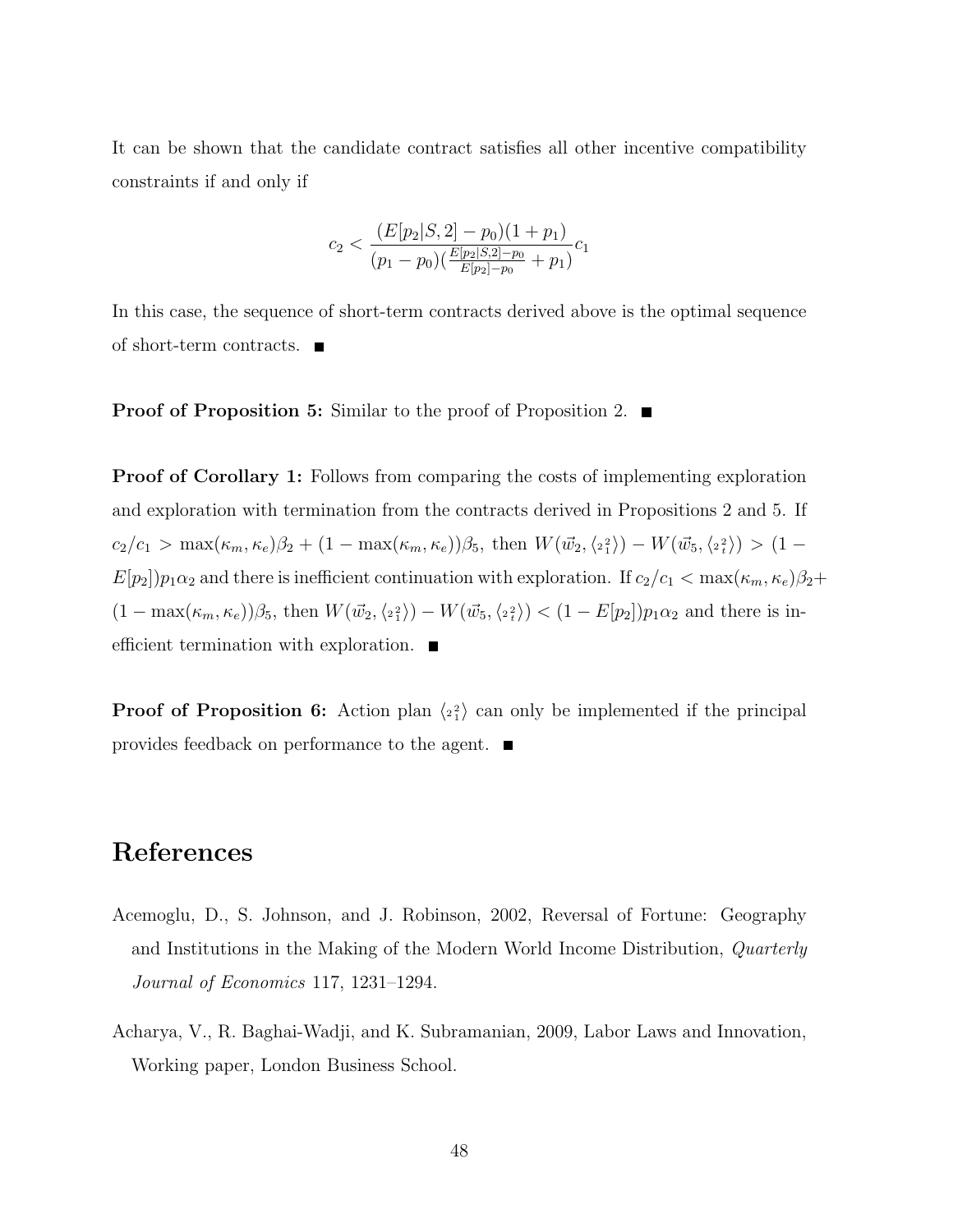It can be shown that the candidate contract satisfies all other incentive compatibility constraints if and only if

$$c_2 < \frac{(E[p_2|S,2] - p_0)(1 + p_1)}{(p_1 - p_0)(\frac{E[p_2|S,2]-p_0}{E[p_2]-p_0} + p_1)} c_1$$

In this case, the sequence of short-term contracts derived above is the optimal sequence of short-term contracts. ■

**Proof of Proposition 5:** Similar to the proof of Proposition 2. ■

**Proof of Corollary 1:** Follows from comparing the costs of implementing exploration and exploration with termination from the contracts derived in Propositions 2 and 5. If $c_2/c_1 > \max(\kappa_m, \kappa_e)\beta_2 + (1 - \max(\kappa_m, \kappa_e))\beta_5$, then $W(\vec{w}_2, \langle {}_2{}^2_1 \rangle) - W(\vec{w}_5, \langle {}_2{}^2_t \rangle) > (1 - E[p_2])p_1\alpha_2$ and there is inefficient continuation with exploration. If $c_2/c_1 < \max(\kappa_m, \kappa_e)\beta_2 + (1 - \max(\kappa_m, \kappa_e))\beta_5$, then $W(\vec{w}_2, \langle {}_2{}^2_1 \rangle) - W(\vec{w}_5, \langle {}_2{}^2_t \rangle) < (1 - E[p_2])p_1\alpha_2$ and there is inefficient termination with exploration. ■

**Proof of Proposition 6:** Action plan $\langle {}_2{}^2_1 \rangle$ can only be implemented if the principal provides feedback on performance to the agent. ■

# References

Acemoglu, D., S. Johnson, and J. Robinson, 2002, Reversal of Fortune: Geography and Institutions in the Making of the Modern World Income Distribution, *Quarterly Journal of Economics* 117, 1231–1294.

Acharya, V., R. Baghai-Wadji, and K. Subramanian, 2009, Labor Laws and Innovation, Working paper, London Business School.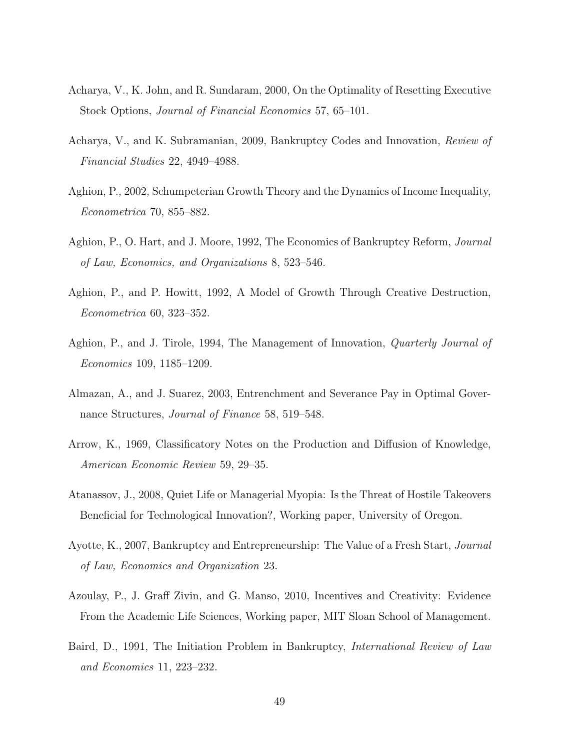Acharya, V., K. John, and R. Sundaram, 2000, On the Optimality of Resetting Executive Stock Options, *Journal of Financial Economics* 57, 65–101.

Acharya, V., and K. Subramanian, 2009, Bankruptcy Codes and Innovation, *Review of Financial Studies* 22, 4949–4988.

Aghion, P., 2002, Schumpeterian Growth Theory and the Dynamics of Income Inequality, *Econometrica* 70, 855–882.

Aghion, P., O. Hart, and J. Moore, 1992, The Economics of Bankruptcy Reform, *Journal of Law, Economics, and Organizations* 8, 523–546.

Aghion, P., and P. Howitt, 1992, A Model of Growth Through Creative Destruction, *Econometrica* 60, 323–352.

Aghion, P., and J. Tirole, 1994, The Management of Innovation, *Quarterly Journal of Economics* 109, 1185–1209.

Almazan, A., and J. Suarez, 2003, Entrenchment and Severance Pay in Optimal Governance Structures, *Journal of Finance* 58, 519–548.

Arrow, K., 1969, Classificatory Notes on the Production and Diffusion of Knowledge, *American Economic Review* 59, 29–35.

Atanassov, J., 2008, Quiet Life or Managerial Myopia: Is the Threat of Hostile Takeovers Beneficial for Technological Innovation?, Working paper, University of Oregon.

Ayotte, K., 2007, Bankruptcy and Entrepreneurship: The Value of a Fresh Start, *Journal of Law, Economics and Organization* 23.

Azoulay, P., J. Graff Zivin, and G. Manso, 2010, Incentives and Creativity: Evidence From the Academic Life Sciences, Working paper, MIT Sloan School of Management.

Baird, D., 1991, The Initiation Problem in Bankruptcy, *International Review of Law and Economics* 11, 223–232.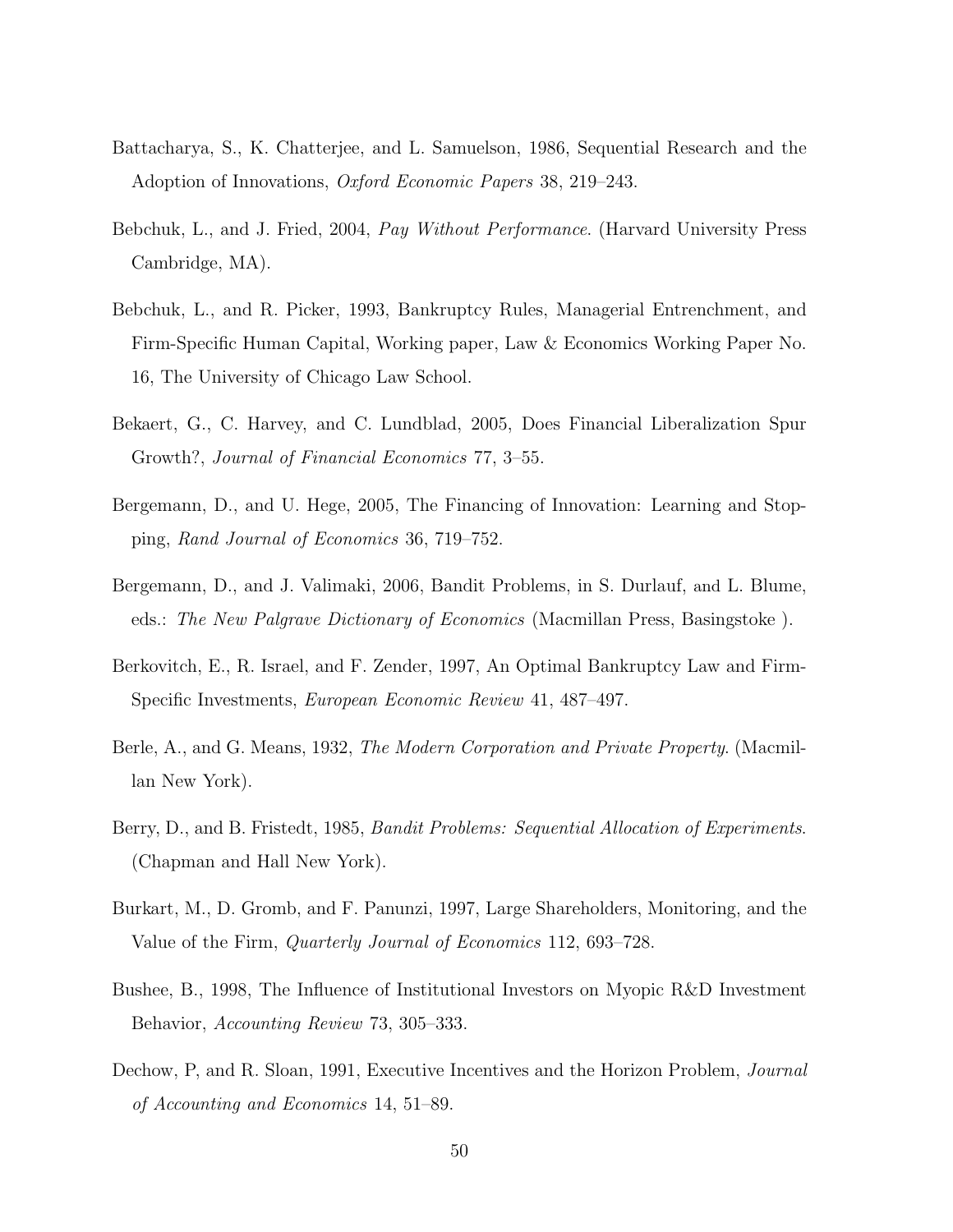Battacharya, S., K. Chatterjee, and L. Samuelson, 1986, Sequential Research and the Adoption of Innovations, *Oxford Economic Papers* 38, 219–243.

Bebchuk, L., and J. Fried, 2004, *Pay Without Performance*. (Harvard University Press Cambridge, MA).

Bebchuk, L., and R. Picker, 1993, Bankruptcy Rules, Managerial Entrenchment, and Firm-Specific Human Capital, Working paper, Law & Economics Working Paper No. 16, The University of Chicago Law School.

Bekaert, G., C. Harvey, and C. Lundblad, 2005, Does Financial Liberalization Spur Growth?, *Journal of Financial Economics* 77, 3–55.

Bergemann, D., and U. Hege, 2005, The Financing of Innovation: Learning and Stopping, *Rand Journal of Economics* 36, 719–752.

Bergemann, D., and J. Valimaki, 2006, Bandit Problems, in S. Durlauf, and L. Blume, eds.: *The New Palgrave Dictionary of Economics* (Macmillan Press, Basingstoke ).

Berkovitch, E., R. Israel, and F. Zender, 1997, An Optimal Bankruptcy Law and Firm-Specific Investments, *European Economic Review* 41, 487–497.

Berle, A., and G. Means, 1932, *The Modern Corporation and Private Property*. (Macmillan New York).

Berry, D., and B. Fristedt, 1985, *Bandit Problems: Sequential Allocation of Experiments*. (Chapman and Hall New York).

Burkart, M., D. Gromb, and F. Panunzi, 1997, Large Shareholders, Monitoring, and the Value of the Firm, *Quarterly Journal of Economics* 112, 693–728.

Bushee, B., 1998, The Influence of Institutional Investors on Myopic R&D Investment Behavior, *Accounting Review* 73, 305–333.

Dechow, P, and R. Sloan, 1991, Executive Incentives and the Horizon Problem, *Journal of Accounting and Economics* 14, 51–89.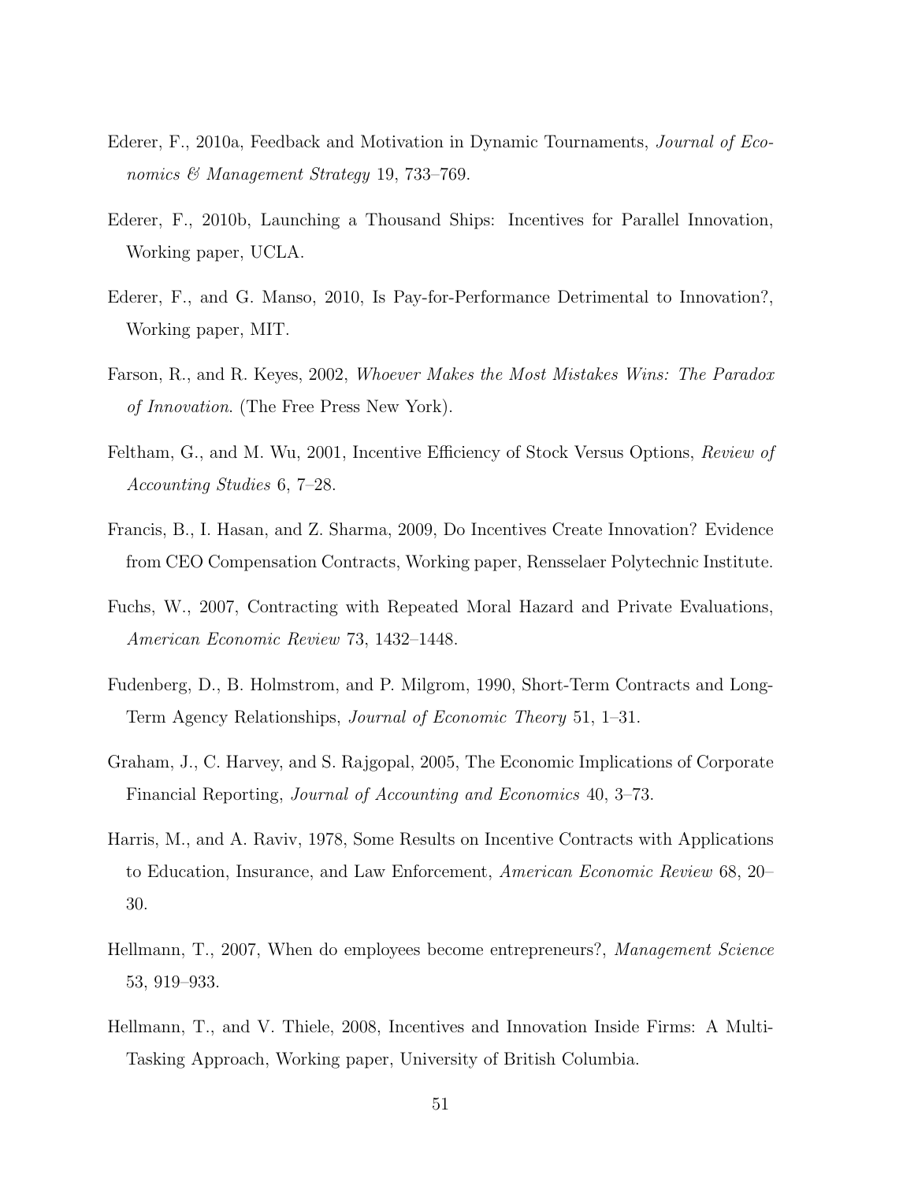Ederer, F., 2010a, Feedback and Motivation in Dynamic Tournaments, *Journal of Economics & Management Strategy* 19, 733–769.

Ederer, F., 2010b, Launching a Thousand Ships: Incentives for Parallel Innovation, Working paper, UCLA.

Ederer, F., and G. Manso, 2010, Is Pay-for-Performance Detrimental to Innovation?, Working paper, MIT.

Farson, R., and R. Keyes, 2002, *Whoever Makes the Most Mistakes Wins: The Paradox of Innovation*. (The Free Press New York).

Feltham, G., and M. Wu, 2001, Incentive Efficiency of Stock Versus Options, *Review of Accounting Studies* 6, 7–28.

Francis, B., I. Hasan, and Z. Sharma, 2009, Do Incentives Create Innovation? Evidence from CEO Compensation Contracts, Working paper, Rensselaer Polytechnic Institute.

Fuchs, W., 2007, Contracting with Repeated Moral Hazard and Private Evaluations, *American Economic Review* 73, 1432–1448.

Fudenberg, D., B. Holmstrom, and P. Milgrom, 1990, Short-Term Contracts and Long-Term Agency Relationships, *Journal of Economic Theory* 51, 1–31.

Graham, J., C. Harvey, and S. Rajgopal, 2005, The Economic Implications of Corporate Financial Reporting, *Journal of Accounting and Economics* 40, 3–73.

Harris, M., and A. Raviv, 1978, Some Results on Incentive Contracts with Applications to Education, Insurance, and Law Enforcement, *American Economic Review* 68, 20–30.

Hellmann, T., 2007, When do employees become entrepreneurs?, *Management Science* 53, 919–933.

Hellmann, T., and V. Thiele, 2008, Incentives and Innovation Inside Firms: A Multi-Tasking Approach, Working paper, University of British Columbia.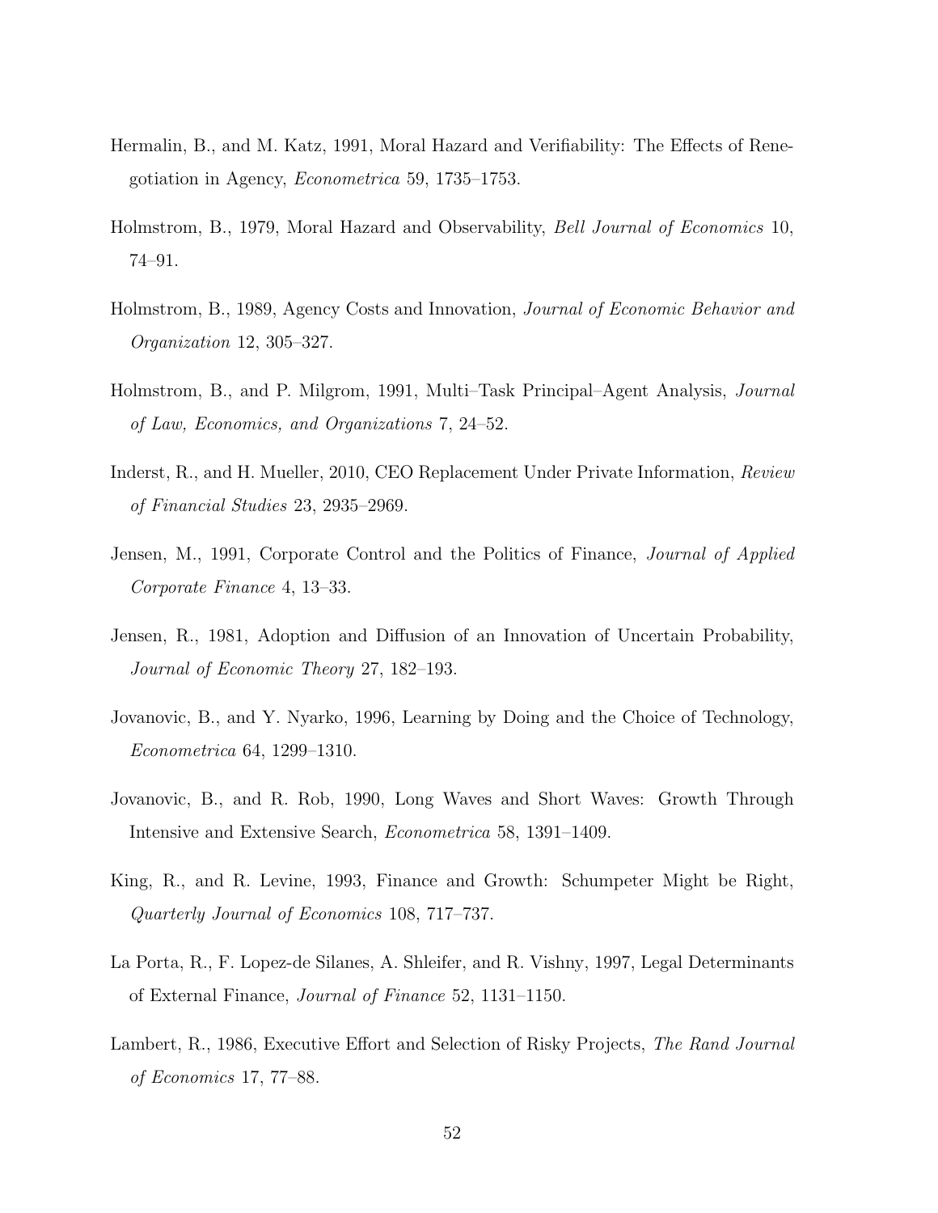Hermalin, B., and M. Katz, 1991, Moral Hazard and Verifiability: The Effects of Renegotiation in Agency, *Econometrica* 59, 1735–1753.

Holmstrom, B., 1979, Moral Hazard and Observability, *Bell Journal of Economics* 10, 74–91.

Holmstrom, B., 1989, Agency Costs and Innovation, *Journal of Economic Behavior and Organization* 12, 305–327.

Holmstrom, B., and P. Milgrom, 1991, Multi–Task Principal–Agent Analysis, *Journal of Law, Economics, and Organizations* 7, 24–52.

Inderst, R., and H. Mueller, 2010, CEO Replacement Under Private Information, *Review of Financial Studies* 23, 2935–2969.

Jensen, M., 1991, Corporate Control and the Politics of Finance, *Journal of Applied Corporate Finance* 4, 13–33.

Jensen, R., 1981, Adoption and Diffusion of an Innovation of Uncertain Probability, *Journal of Economic Theory* 27, 182–193.

Jovanovic, B., and Y. Nyarko, 1996, Learning by Doing and the Choice of Technology, *Econometrica* 64, 1299–1310.

Jovanovic, B., and R. Rob, 1990, Long Waves and Short Waves: Growth Through Intensive and Extensive Search, *Econometrica* 58, 1391–1409.

King, R., and R. Levine, 1993, Finance and Growth: Schumpeter Might be Right, *Quarterly Journal of Economics* 108, 717–737.

La Porta, R., F. Lopez-de Silanes, A. Shleifer, and R. Vishny, 1997, Legal Determinants of External Finance, *Journal of Finance* 52, 1131–1150.

Lambert, R., 1986, Executive Effort and Selection of Risky Projects, *The Rand Journal of Economics* 17, 77–88.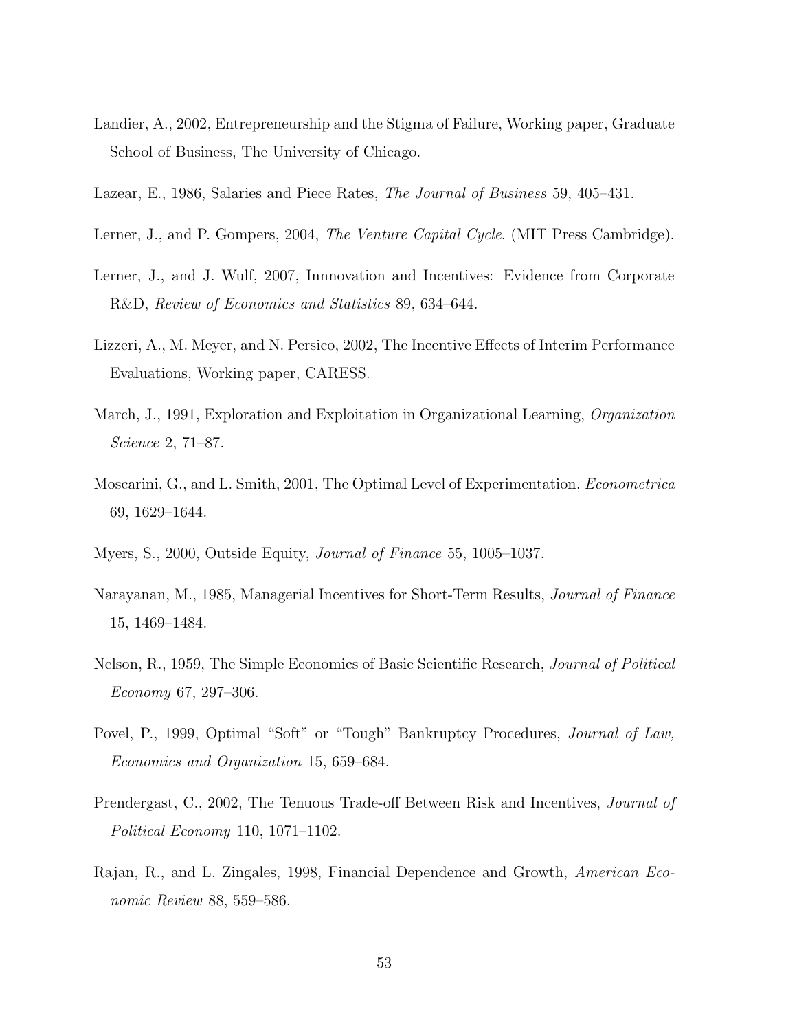Landier, A., 2002, Entrepreneurship and the Stigma of Failure, Working paper, Graduate School of Business, The University of Chicago.

Lazear, E., 1986, Salaries and Piece Rates, *The Journal of Business* 59, 405–431.

Lerner, J., and P. Gompers, 2004, *The Venture Capital Cycle*. (MIT Press Cambridge).

Lerner, J., and J. Wulf, 2007, Innnovation and Incentives: Evidence from Corporate R&D, *Review of Economics and Statistics* 89, 634–644.

Lizzeri, A., M. Meyer, and N. Persico, 2002, The Incentive Effects of Interim Performance Evaluations, Working paper, CARESS.

March, J., 1991, Exploration and Exploitation in Organizational Learning, *Organization Science* 2, 71–87.

Moscarini, G., and L. Smith, 2001, The Optimal Level of Experimentation, *Econometrica* 69, 1629–1644.

Myers, S., 2000, Outside Equity, *Journal of Finance* 55, 1005–1037.

Narayanan, M., 1985, Managerial Incentives for Short-Term Results, *Journal of Finance* 15, 1469–1484.

Nelson, R., 1959, The Simple Economics of Basic Scientific Research, *Journal of Political Economy* 67, 297–306.

Povel, P., 1999, Optimal "Soft" or "Tough" Bankruptcy Procedures, *Journal of Law, Economics and Organization* 15, 659–684.

Prendergast, C., 2002, The Tenuous Trade-off Between Risk and Incentives, *Journal of Political Economy* 110, 1071–1102.

Rajan, R., and L. Zingales, 1998, Financial Dependence and Growth, *American Economic Review* 88, 559–586.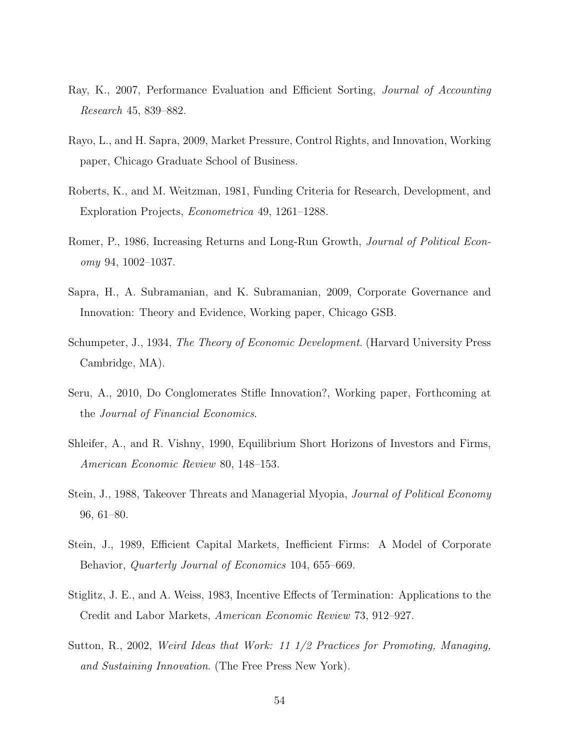Ray, K., 2007, Performance Evaluation and Efficient Sorting, *Journal of Accounting Research* 45, 839–882.

Rayo, L., and H. Sapra, 2009, Market Pressure, Control Rights, and Innovation, Working paper, Chicago Graduate School of Business.

Roberts, K., and M. Weitzman, 1981, Funding Criteria for Research, Development, and Exploration Projects, *Econometrica* 49, 1261–1288.

Romer, P., 1986, Increasing Returns and Long-Run Growth, *Journal of Political Economy* 94, 1002–1037.

Sapra, H., A. Subramanian, and K. Subramanian, 2009, Corporate Governance and Innovation: Theory and Evidence, Working paper, Chicago GSB.

Schumpeter, J., 1934, *The Theory of Economic Development*. (Harvard University Press Cambridge, MA).

Seru, A., 2010, Do Conglomerates Stifle Innovation?, Working paper, Forthcoming at the *Journal of Financial Economics*.

Shleifer, A., and R. Vishny, 1990, Equilibrium Short Horizons of Investors and Firms, *American Economic Review* 80, 148–153.

Stein, J., 1988, Takeover Threats and Managerial Myopia, *Journal of Political Economy* 96, 61–80.

Stein, J., 1989, Efficient Capital Markets, Inefficient Firms: A Model of Corporate Behavior, *Quarterly Journal of Economics* 104, 655–669.

Stiglitz, J. E., and A. Weiss, 1983, Incentive Effects of Termination: Applications to the Credit and Labor Markets, *American Economic Review* 73, 912–927.

Sutton, R., 2002, *Weird Ideas that Work: 11 1/2 Practices for Promoting, Managing, and Sustaining Innovation*. (The Free Press New York).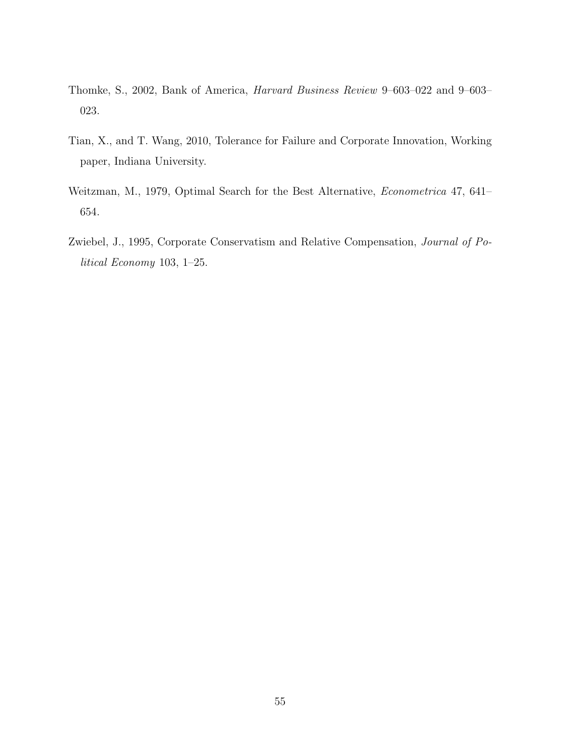Thomke, S., 2002, Bank of America, *Harvard Business Review* 9–603–022 and 9–603–023.

Tian, X., and T. Wang, 2010, Tolerance for Failure and Corporate Innovation, Working paper, Indiana University.

Weitzman, M., 1979, Optimal Search for the Best Alternative, *Econometrica* 47, 641–654.

Zwiebel, J., 1995, Corporate Conservatism and Relative Compensation, *Journal of Political Economy* 103, 1–25.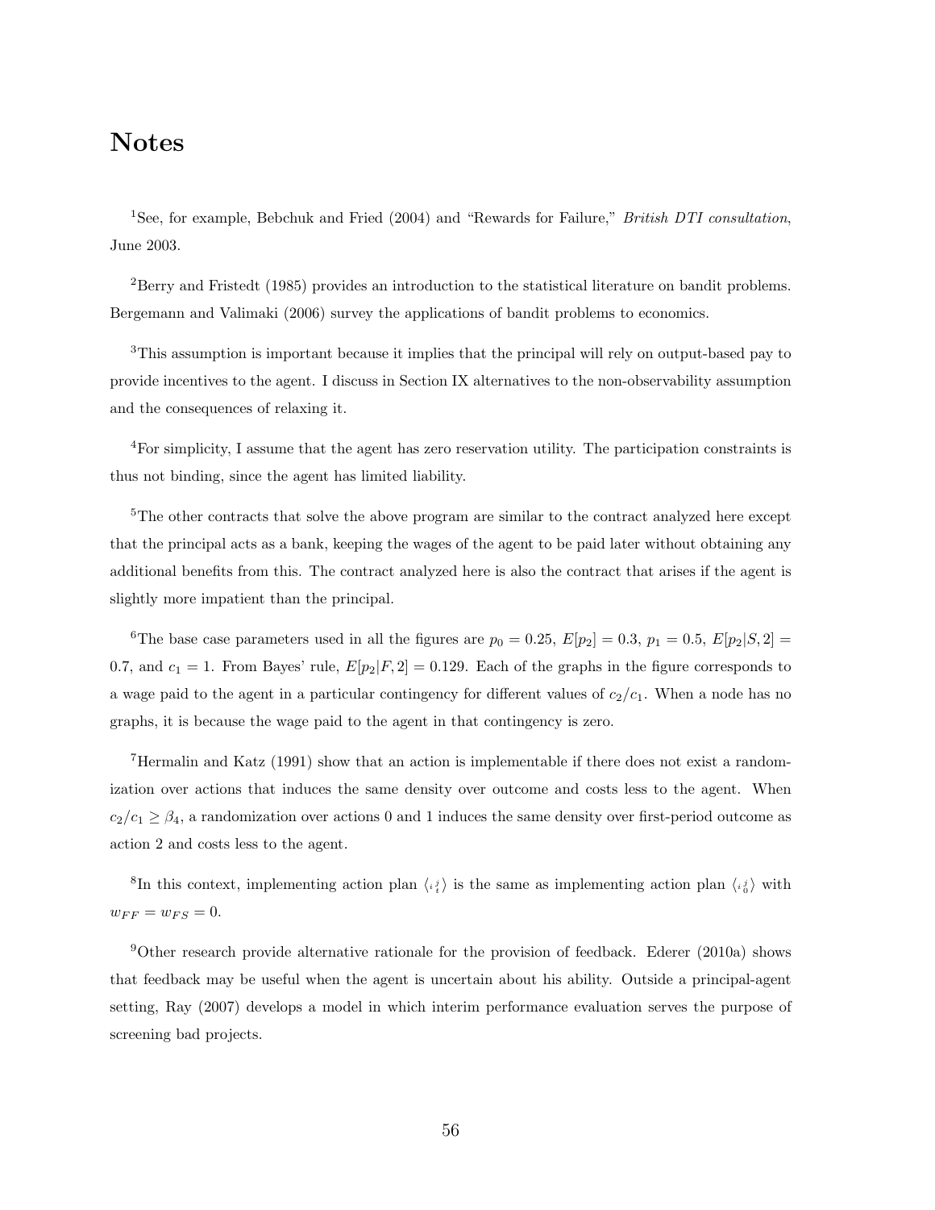# Notes

[1]See, for example, Bebchuk and Fried (2004) and "Rewards for Failure," *British DTI consultation*, June 2003.

[2]Berry and Fristedt (1985) provides an introduction to the statistical literature on bandit problems. Bergemann and Valimaki (2006) survey the applications of bandit problems to economics.

[3]This assumption is important because it implies that the principal will rely on output-based pay to provide incentives to the agent. I discuss in Section IX alternatives to the non-observability assumption and the consequences of relaxing it.

[4]For simplicity, I assume that the agent has zero reservation utility. The participation constraints is thus not binding, since the agent has limited liability.

[5]The other contracts that solve the above program are similar to the contract analyzed here except that the principal acts as a bank, keeping the wages of the agent to be paid later without obtaining any additional benefits from this. The contract analyzed here is also the contract that arises if the agent is slightly more impatient than the principal.

[6]The base case parameters used in all the figures are $p_0 = 0.25$, $E[p_2] = 0.3$, $p_1 = 0.5$, $E[p_2|S, 2] = 0.7$, and $c_1 = 1$. From Bayes' rule, $E[p_2|F, 2] = 0.129$. Each of the graphs in the figure corresponds to a wage paid to the agent in a particular contingency for different values of $c_2/c_1$. When a node has no graphs, it is because the wage paid to the agent in that contingency is zero.

[7]Hermalin and Katz (1991) show that an action is implementable if there does not exist a randomization over actions that induces the same density over outcome and costs less to the agent. When $c_2/c_1 \geq \beta_4$, a randomization over actions 0 and 1 induces the same density over first-period outcome as action 2 and costs less to the agent.

[8]In this context, implementing action plan $\langle {}_{i}\,{}_{t}^{j} \rangle$ is the same as implementing action plan $\langle {}_{i}\,{}_{0}^{j} \rangle$ with $w_{FF} = w_{FS} = 0$.

[9]Other research provide alternative rationale for the provision of feedback. Ederer (2010a) shows that feedback may be useful when the agent is uncertain about his ability. Outside a principal-agent setting, Ray (2007) develops a model in which interim performance evaluation serves the purpose of screening bad projects.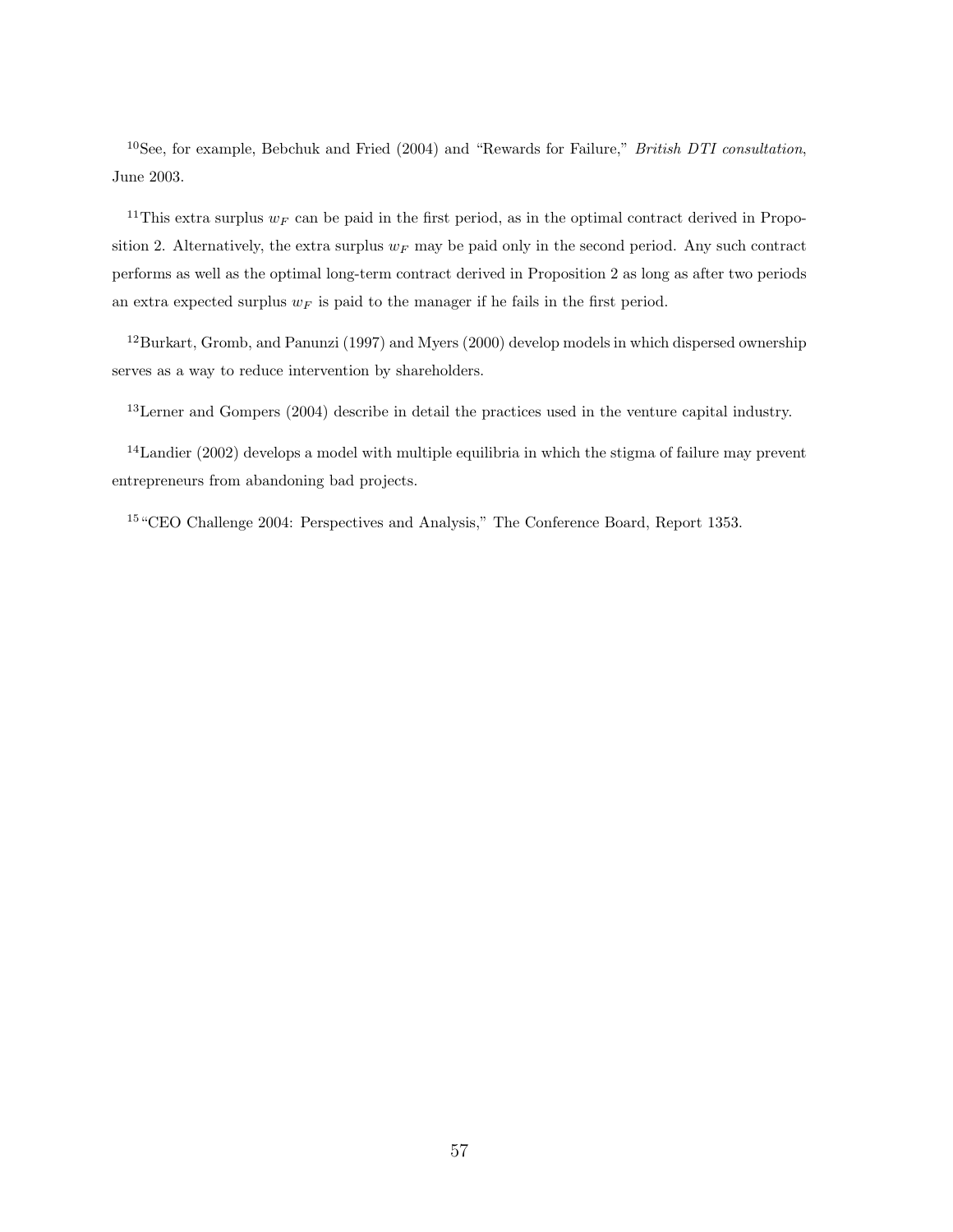[10]See, for example, Bebchuk and Fried (2004) and "Rewards for Failure," *British DTI consultation*, June 2003.

[11]This extra surplus $w_F$ can be paid in the first period, as in the optimal contract derived in Proposition 2. Alternatively, the extra surplus $w_F$ may be paid only in the second period. Any such contract performs as well as the optimal long-term contract derived in Proposition 2 as long as after two periods an extra expected surplus $w_F$ is paid to the manager if he fails in the first period.

[12]Burkart, Gromb, and Panunzi (1997) and Myers (2000) develop models in which dispersed ownership serves as a way to reduce intervention by shareholders.

[13]Lerner and Gompers (2004) describe in detail the practices used in the venture capital industry.

[14]Landier (2002) develops a model with multiple equilibria in which the stigma of failure may prevent entrepreneurs from abandoning bad projects.

[15]"CEO Challenge 2004: Perspectives and Analysis," The Conference Board, Report 1353.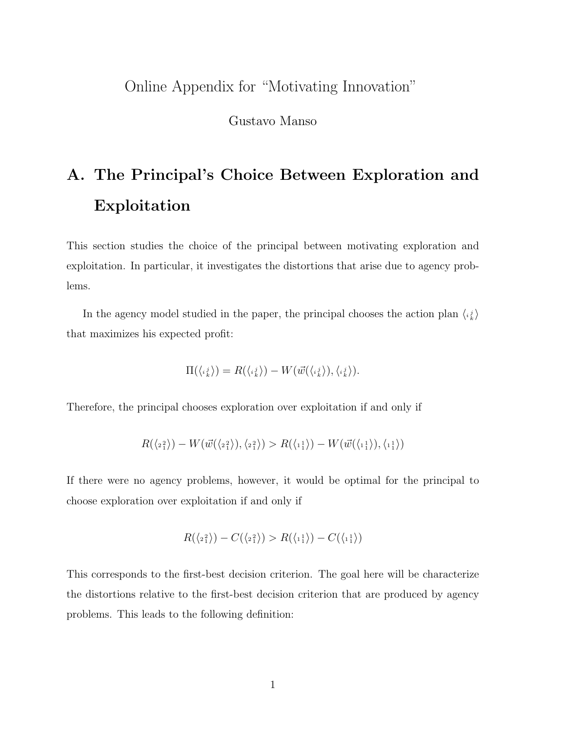# Online Appendix for "Motivating Innovation"

Gustavo Manso

## A. The Principal's Choice Between Exploration and Exploitation

This section studies the choice of the principal between motivating exploration and exploitation. In particular, it investigates the distortions that arise due to agency problems.

In the agency model studied in the paper, the principal chooses the action plan $\langle {}_i {}^j_k \rangle$ that maximizes his expected profit:

$$\Pi(\langle {}_i {}^j_k \rangle) = R(\langle {}_i {}^j_k \rangle) - W(\vec{w}(\langle {}_i {}^j_k \rangle), \langle {}_i {}^j_k \rangle).$$

Therefore, the principal chooses exploration over exploitation if and only if

$$R(\langle {}_2 {}^2_1 \rangle) - W(\vec{w}(\langle {}_2 {}^2_1 \rangle), \langle {}_2 {}^2_1 \rangle) > R(\langle {}_1 {}^1_1 \rangle) - W(\vec{w}(\langle {}_1 {}^1_1 \rangle), \langle {}_1 {}^1_1 \rangle)$$

If there were no agency problems, however, it would be optimal for the principal to choose exploration over exploitation if and only if

$$R(\langle {}_2 {}^2_1 \rangle) - C(\langle {}_2 {}^2_1 \rangle) > R(\langle {}_1 {}^1_1 \rangle) - C(\langle {}_1 {}^1_1 \rangle)$$

This corresponds to the first-best decision criterion. The goal here will be characterize the distortions relative to the first-best decision criterion that are produced by agency problems. This leads to the following definition: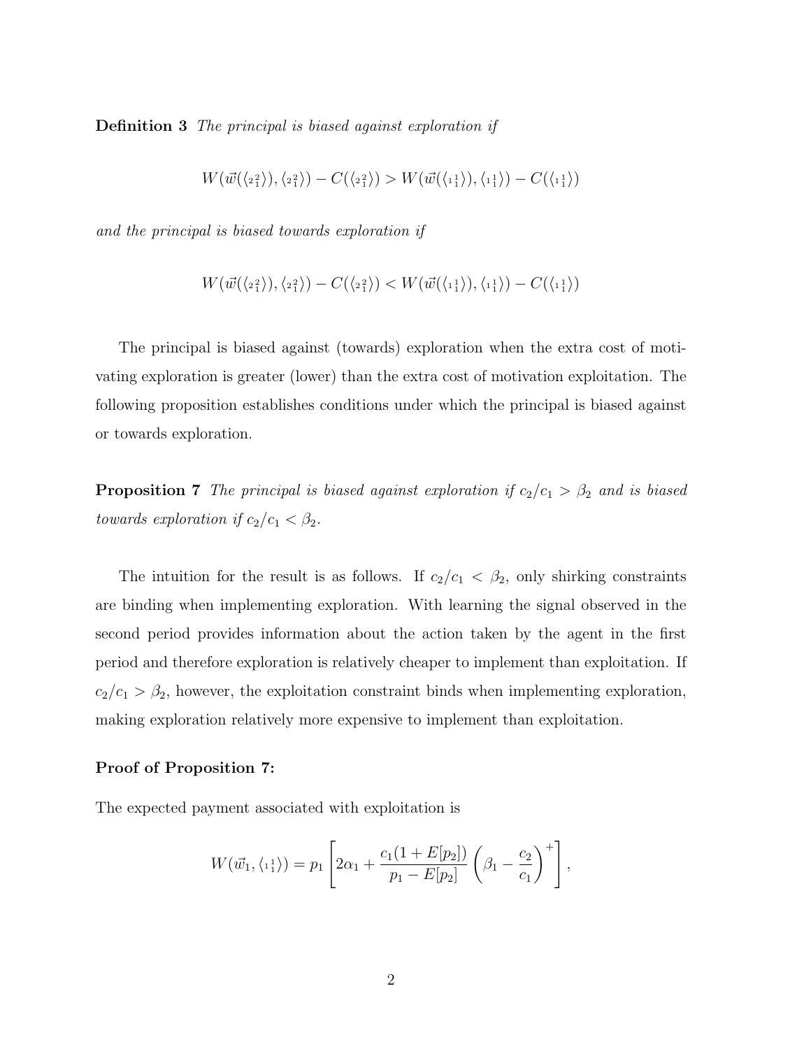**Definition 3** *The principal is biased against exploration if*

$$W(\vec{w}(\langle {}_{2}{}^{2}_{1} \rangle), \langle {}_{2}{}^{2}_{1} \rangle) - C(\langle {}_{2}{}^{2}_{1} \rangle) > W(\vec{w}(\langle {}_{1}{}^{1}_{1} \rangle), \langle {}_{1}{}^{1}_{1} \rangle) - C(\langle {}_{1}{}^{1}_{1} \rangle)$$

*and the principal is biased towards exploration if*

$$W(\vec{w}(\langle {}_{2}{}^{2}_{1} \rangle), \langle {}_{2}{}^{2}_{1} \rangle) - C(\langle {}_{2}{}^{2}_{1} \rangle) < W(\vec{w}(\langle {}_{1}{}^{1}_{1} \rangle), \langle {}_{1}{}^{1}_{1} \rangle) - C(\langle {}_{1}{}^{1}_{1} \rangle)$$

The principal is biased against (towards) exploration when the extra cost of motivating exploration is greater (lower) than the extra cost of motivation exploitation. The following proposition establishes conditions under which the principal is biased against or towards exploration.

**Proposition 7** *The principal is biased against exploration if $c_2/c_1 > \beta_2$ and is biased towards exploration if $c_2/c_1 < \beta_2$.*

The intuition for the result is as follows. If $c_2/c_1 < \beta_2$, only shirking constraints are binding when implementing exploration. With learning the signal observed in the second period provides information about the action taken by the agent in the first period and therefore exploration is relatively cheaper to implement than exploitation. If $c_2/c_1 > \beta_2$, however, the exploitation constraint binds when implementing exploration, making exploration relatively more expensive to implement than exploitation.

**Proof of Proposition 7:**

The expected payment associated with exploitation is

$$W(\vec{w}_1, \langle {}_{1}{}^{1}_{1} \rangle) = p_1 \left[ 2\alpha_1 + \frac{c_1(1 + E[p_2])}{p_1 - E[p_2]} \left( \beta_1 - \frac{c_2}{c_1} \right)^+ \right],$$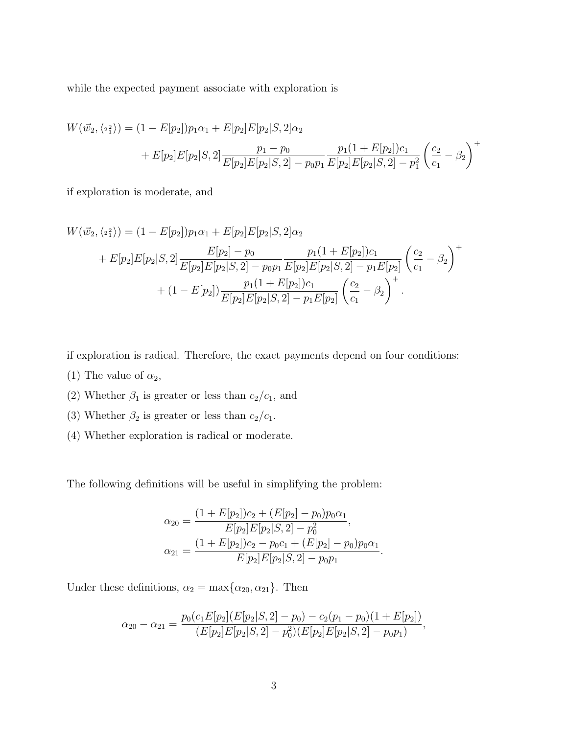while the expected payment associate with exploration is

$$
\begin{aligned}
W(\vec{w}_2, \langle {}_2{}^2_1 \rangle) &= (1 - E[p_2])p_1\alpha_1 + E[p_2]E[p_2|S,2]\alpha_2 \\
&\quad + E[p_2]E[p_2|S,2]\frac{p_1 - p_0}{E[p_2]E[p_2|S,2] - p_0 p_1}\frac{p_1(1 + E[p_2])c_1}{E[p_2]E[p_2|S,2] - p_1^2}\left(\frac{c_2}{c_1} - \beta_2\right)^+
\end{aligned}
$$

if exploration is moderate, and

$$
\begin{aligned}
W(\vec{w}_2, \langle {}_2{}^2_1 \rangle) &= (1 - E[p_2])p_1\alpha_1 + E[p_2]E[p_2|S,2]\alpha_2 \\
&\quad + E[p_2]E[p_2|S,2]\frac{E[p_2] - p_0}{E[p_2]E[p_2|S,2] - p_0 p_1}\frac{p_1(1 + E[p_2])c_1}{E[p_2]E[p_2|S,2] - p_1 E[p_2]}\left(\frac{c_2}{c_1} - \beta_2\right)^+ \\
&\quad\quad + (1 - E[p_2])\frac{p_1(1 + E[p_2])c_1}{E[p_2]E[p_2|S,2] - p_1 E[p_2]}\left(\frac{c_2}{c_1} - \beta_2\right)^+ .
\end{aligned}
$$

if exploration is radical. Therefore, the exact payments depend on four conditions:

(1) The value of $\alpha_2$,

(2) Whether $\beta_1$ is greater or less than $c_2/c_1$, and

(3) Whether $\beta_2$ is greater or less than $c_2/c_1$.

(4) Whether exploration is radical or moderate.

The following definitions will be useful in simplifying the problem:

$$
\begin{aligned}
\alpha_{20} &= \frac{(1 + E[p_2])c_2 + (E[p_2] - p_0)p_0\alpha_1}{E[p_2]E[p_2|S,2] - p_0^2}, \\
\alpha_{21} &= \frac{(1 + E[p_2])c_2 - p_0 c_1 + (E[p_2] - p_0)p_0\alpha_1}{E[p_2]E[p_2|S,2] - p_0 p_1}.
\end{aligned}
$$

Under these definitions, $\alpha_2 = \max\{\alpha_{20}, \alpha_{21}\}$. Then

$$
\alpha_{20} - \alpha_{21} = \frac{p_0(c_1 E[p_2](E[p_2|S,2] - p_0) - c_2(p_1 - p_0)(1 + E[p_2])}{(E[p_2]E[p_2|S,2] - p_0^2)(E[p_2]E[p_2|S,2] - p_0 p_1)},
$$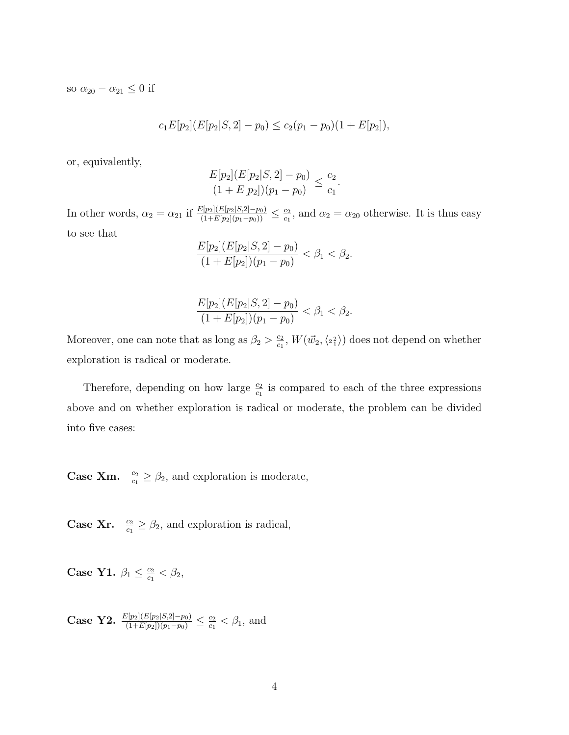so $\alpha_{20} - \alpha_{21} \leq 0$ if

$$c_1 E[p_2](E[p_2|S,2] - p_0) \leq c_2(p_1 - p_0)(1 + E[p_2]),$$

or, equivalently,

$$\frac{E[p_2](E[p_2|S,2] - p_0)}{(1 + E[p_2])(p_1 - p_0)} \leq \frac{c_2}{c_1}.$$

In other words, $\alpha_2 = \alpha_{21}$ if $\frac{E[p_2](E[p_2|S,2]-p_0)}{(1+E[p_2](p_1-p_0))} \leq \frac{c_2}{c_1}$, and $\alpha_2 = \alpha_{20}$ otherwise. It is thus easy to see that

$$\frac{E[p_2](E[p_2|S,2] - p_0)}{(1 + E[p_2])(p_1 - p_0)} < \beta_1 < \beta_2.$$

$$\frac{E[p_2](E[p_2|S,2] - p_0)}{(1 + E[p_2])(p_1 - p_0)} < \beta_1 < \beta_2.$$

Moreover, one can note that as long as $\beta_2 > \frac{c_2}{c_1}$, $W(\vec{w}_2, \langle {}_2{}^2_1 \rangle)$ does not depend on whether exploration is radical or moderate.

Therefore, depending on how large $\frac{c_2}{c_1}$ is compared to each of the three expressions above and on whether exploration is radical or moderate, the problem can be divided into five cases:

**Case Xm.** $\frac{c_2}{c_1} \geq \beta_2$, and exploration is moderate,

**Case Xr.** $\frac{c_2}{c_1} \geq \beta_2$, and exploration is radical,

**Case Y1.** $\beta_1 \leq \frac{c_2}{c_1} < \beta_2$,

**Case Y2.** $\frac{E[p_2](E[p_2|S,2]-p_0)}{(1+E[p_2])(p_1-p_0)} \leq \frac{c_2}{c_1} < \beta_1$, and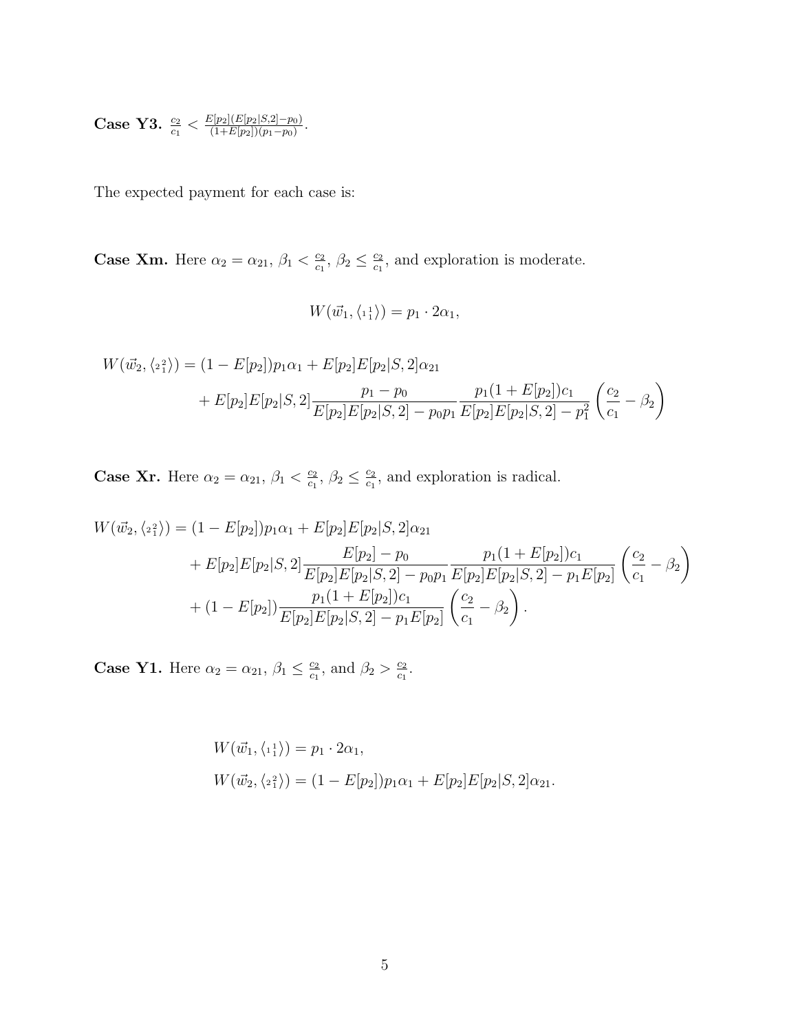**Case Y3.** $\frac{c_2}{c_1} < \frac{E[p_2](E[p_2|S,2]-p_0)}{(1+E[p_2])(p_1-p_0)}$.

The expected payment for each case is:

**Case Xm.** Here $\alpha_2 = \alpha_{21}$, $\beta_1 < \frac{c_2}{c_1}$, $\beta_2 \leq \frac{c_2}{c_1}$, and exploration is moderate.

$$W(\vec{w}_1, \langle {}_1{}^1_1 \rangle) = p_1 \cdot 2\alpha_1,$$

$$\begin{aligned} W(\vec{w}_2, \langle {}_2{}^2_1 \rangle) &= (1 - E[p_2])p_1\alpha_1 + E[p_2]E[p_2|S,2]\alpha_{21} \\ &\quad + E[p_2]E[p_2|S,2]\frac{p_1 - p_0}{E[p_2]E[p_2|S,2] - p_0 p_1}\frac{p_1(1 + E[p_2])c_1}{E[p_2]E[p_2|S,2] - p_1^2}\left(\frac{c_2}{c_1} - \beta_2\right) \end{aligned}$$

**Case Xr.** Here $\alpha_2 = \alpha_{21}$, $\beta_1 < \frac{c_2}{c_1}$, $\beta_2 \leq \frac{c_2}{c_1}$, and exploration is radical.

$$\begin{aligned} W(\vec{w}_2, \langle {}_2{}^2_1 \rangle) &= (1 - E[p_2])p_1\alpha_1 + E[p_2]E[p_2|S,2]\alpha_{21} \\ &\quad + E[p_2]E[p_2|S,2]\frac{E[p_2] - p_0}{E[p_2]E[p_2|S,2] - p_0 p_1}\frac{p_1(1 + E[p_2])c_1}{E[p_2]E[p_2|S,2] - p_1 E[p_2]}\left(\frac{c_2}{c_1} - \beta_2\right) \\ &\quad + (1 - E[p_2])\frac{p_1(1 + E[p_2])c_1}{E[p_2]E[p_2|S,2] - p_1 E[p_2]}\left(\frac{c_2}{c_1} - \beta_2\right). \end{aligned}$$

**Case Y1.** Here $\alpha_2 = \alpha_{21}$, $\beta_1 \leq \frac{c_2}{c_1}$, and $\beta_2 > \frac{c_2}{c_1}$.

$$\begin{aligned} W(\vec{w}_1, \langle {}_1{}^1_1 \rangle) &= p_1 \cdot 2\alpha_1, \\ W(\vec{w}_2, \langle {}_2{}^2_1 \rangle) &= (1 - E[p_2])p_1\alpha_1 + E[p_2]E[p_2|S,2]\alpha_{21}. \end{aligned}$$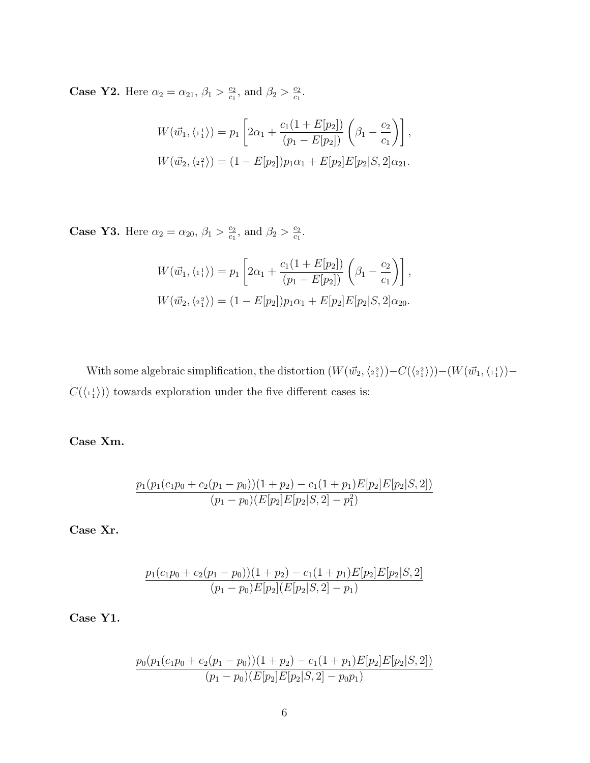**Case Y2.** Here $\alpha_2 = \alpha_{21}$, $\beta_1 > \frac{c_2}{c_1}$, and $\beta_2 > \frac{c_2}{c_1}$.

$$W(\vec{w}_1, \langle {}_1{}^1_1 \rangle) = p_1 \left[ 2\alpha_1 + \frac{c_1(1 + E[p_2])}{(p_1 - E[p_2])} \left( \beta_1 - \frac{c_2}{c_1} \right) \right],$$

$$W(\vec{w}_2, \langle {}_2{}^2_1 \rangle) = (1 - E[p_2]) p_1 \alpha_1 + E[p_2] E[p_2|S, 2] \alpha_{21}.$$

**Case Y3.** Here $\alpha_2 = \alpha_{20}$, $\beta_1 > \frac{c_2}{c_1}$, and $\beta_2 > \frac{c_2}{c_1}$.

$$W(\vec{w}_1, \langle {}_1{}^1_1 \rangle) = p_1 \left[ 2\alpha_1 + \frac{c_1(1 + E[p_2])}{(p_1 - E[p_2])} \left( \beta_1 - \frac{c_2}{c_1} \right) \right],$$

$$W(\vec{w}_2, \langle {}_2{}^2_1 \rangle) = (1 - E[p_2]) p_1 \alpha_1 + E[p_2] E[p_2|S, 2] \alpha_{20}.$$

With some algebraic simplification, the distortion $(W(\vec{w}_2, \langle {}_2{}^2_1 \rangle) - C(\langle {}_2{}^2_1 \rangle)) - (W(\vec{w}_1, \langle {}_1{}^1_1 \rangle) - C(\langle {}_1{}^1_1 \rangle))$ towards exploration under the five different cases is:

**Case Xm.**

$$\frac{p_1(p_1(c_1 p_0 + c_2(p_1 - p_0))(1 + p_2) - c_1(1 + p_1)E[p_2]E[p_2|S, 2])}{(p_1 - p_0)(E[p_2]E[p_2|S, 2] - p_1^2)}$$

**Case Xr.**

$$\frac{p_1(c_1 p_0 + c_2(p_1 - p_0))(1 + p_2) - c_1(1 + p_1)E[p_2]E[p_2|S, 2]}{(p_1 - p_0)E[p_2](E[p_2|S, 2] - p_1)}$$

**Case Y1.**

$$\frac{p_0(p_1(c_1 p_0 + c_2(p_1 - p_0))(1 + p_2) - c_1(1 + p_1)E[p_2]E[p_2|S, 2])}{(p_1 - p_0)(E[p_2]E[p_2|S, 2] - p_0 p_1)}$$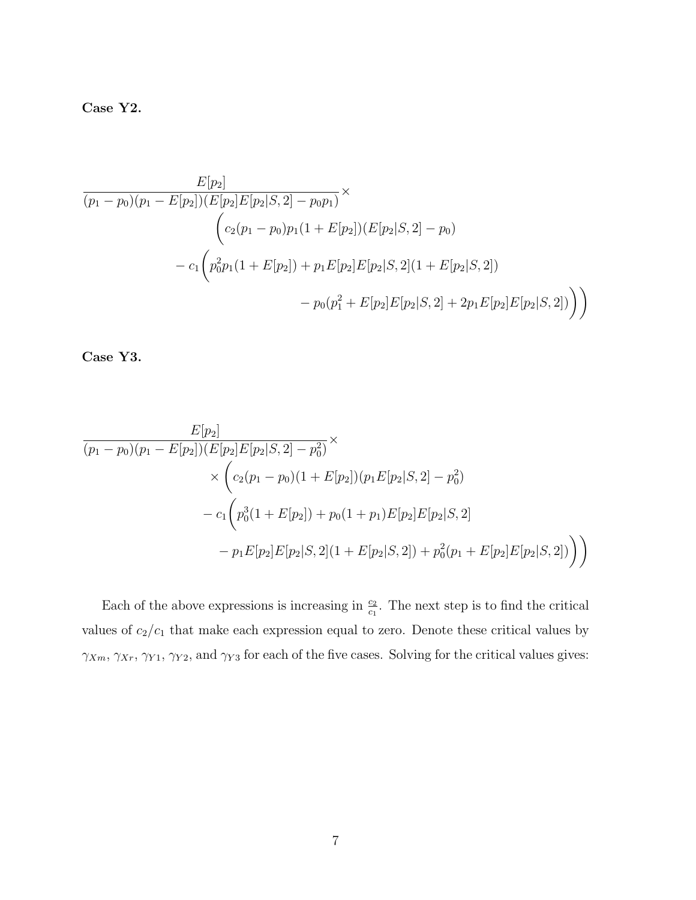**Case Y2.**

$$
\begin{aligned}
&\frac{E[p_2]}{(p_1-p_0)(p_1-E[p_2])(E[p_2]E[p_2|S,2]-p_0p_1)}\times \\
&\qquad\Bigg(c_2(p_1-p_0)p_1(1+E[p_2])(E[p_2|S,2]-p_0) \\
&\qquad -c_1\Bigg(p_0^2p_1(1+E[p_2])+p_1E[p_2]E[p_2|S,2](1+E[p_2|S,2]) \\
&\qquad\qquad -p_0(p_1^2+E[p_2]E[p_2|S,2]+2p_1E[p_2]E[p_2|S,2])\Bigg)\Bigg)
\end{aligned}
$$

**Case Y3.**

$$
\begin{aligned}
&\frac{E[p_2]}{(p_1-p_0)(p_1-E[p_2])(E[p_2]E[p_2|S,2]-p_0^2)}\times \\
&\qquad\times\Bigg(c_2(p_1-p_0)(1+E[p_2])(p_1E[p_2|S,2]-p_0^2) \\
&\qquad -c_1\Bigg(p_0^3(1+E[p_2])+p_0(1+p_1)E[p_2]E[p_2|S,2] \\
&\qquad\qquad -p_1E[p_2]E[p_2|S,2](1+E[p_2|S,2])+p_0^2(p_1+E[p_2]E[p_2|S,2])\Bigg)\Bigg)
\end{aligned}
$$

Each of the above expressions is increasing in $\frac{c_2}{c_1}$. The next step is to find the critical values of $c_2/c_1$ that make each expression equal to zero. Denote these critical values by $\gamma_{Xm}$, $\gamma_{Xr}$, $\gamma_{Y1}$, $\gamma_{Y2}$, and $\gamma_{Y3}$ for each of the five cases. Solving for the critical values gives: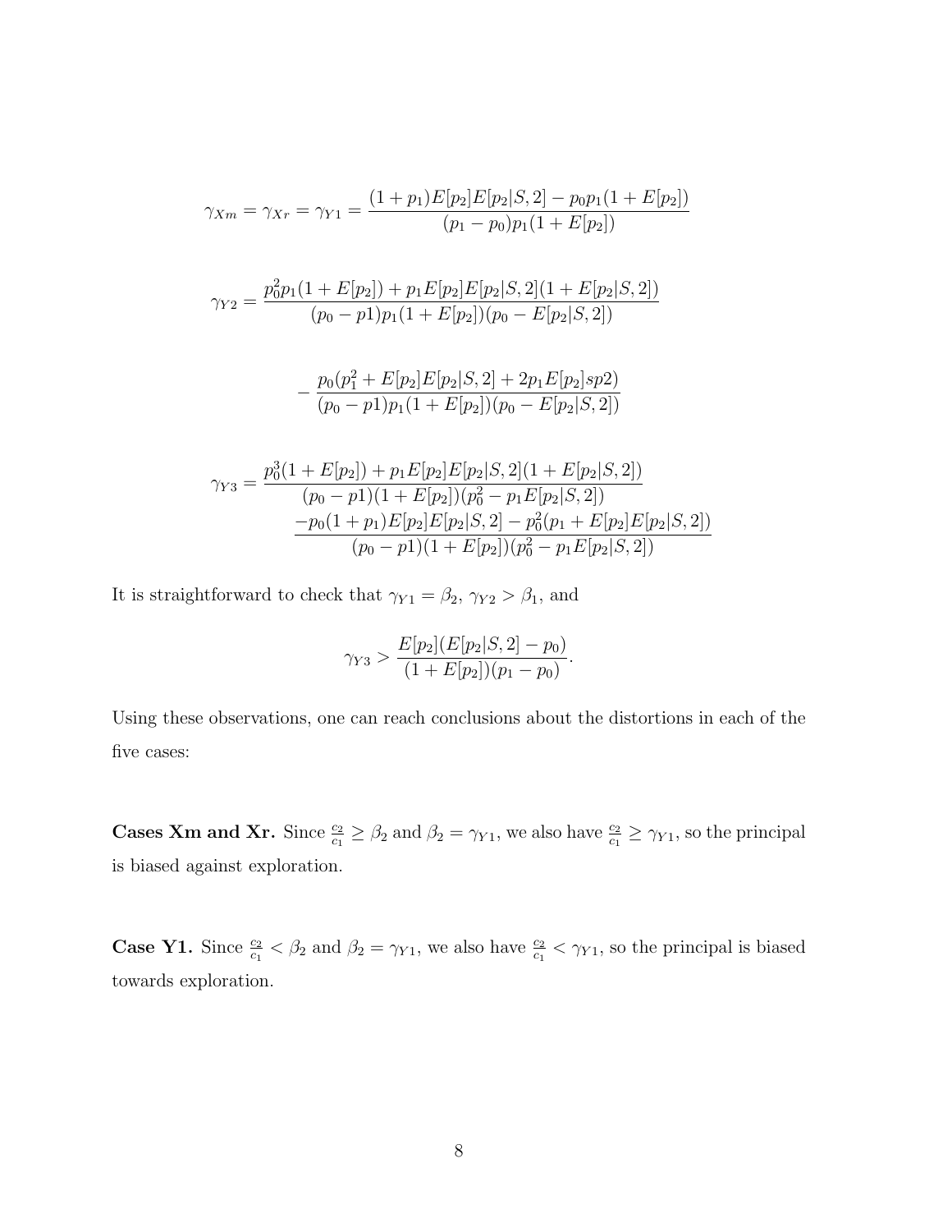$$\gamma_{Xm} = \gamma_{Xr} = \gamma_{Y1} = \frac{(1+p_1)E[p_2]E[p_2|S,2] - p_0 p_1(1+E[p_2])}{(p_1 - p_0)p_1(1+E[p_2])}$$

$$\gamma_{Y2} = \frac{p_0^2 p_1(1+E[p_2]) + p_1 E[p_2]E[p_2|S,2](1+E[p_2|S,2])}{(p_0 - p1)p_1(1+E[p_2])(p_0 - E[p_2|S,2])}$$

$$- \frac{p_0(p_1^2 + E[p_2]E[p_2|S,2] + 2p_1 E[p_2]sp2)}{(p_0 - p1)p_1(1+E[p_2])(p_0 - E[p_2|S,2])}$$

$$\gamma_{Y3} = \frac{p_0^3(1+E[p_2]) + p_1 E[p_2]E[p_2|S,2](1+E[p_2|S,2])}{(p_0 - p1)(1+E[p_2])(p_0^2 - p_1 E[p_2|S,2])}$$
$$\frac{-p_0(1+p_1)E[p_2]E[p_2|S,2] - p_0^2(p_1 + E[p_2]E[p_2|S,2])}{(p_0 - p1)(1+E[p_2])(p_0^2 - p_1 E[p_2|S,2])}$$

It is straightforward to check that $\gamma_{Y1} = \beta_2$, $\gamma_{Y2} > \beta_1$, and

$$\gamma_{Y3} > \frac{E[p_2](E[p_2|S,2] - p_0)}{(1+E[p_2])(p_1 - p_0)}.$$

Using these observations, one can reach conclusions about the distortions in each of the five cases:

**Cases Xm and Xr.** Since $\frac{c_2}{c_1} \geq \beta_2$ and $\beta_2 = \gamma_{Y1}$, we also have $\frac{c_2}{c_1} \geq \gamma_{Y1}$, so the principal is biased against exploration.

**Case Y1.** Since $\frac{c_2}{c_1} < \beta_2$ and $\beta_2 = \gamma_{Y1}$, we also have $\frac{c_2}{c_1} < \gamma_{Y1}$, so the principal is biased towards exploration.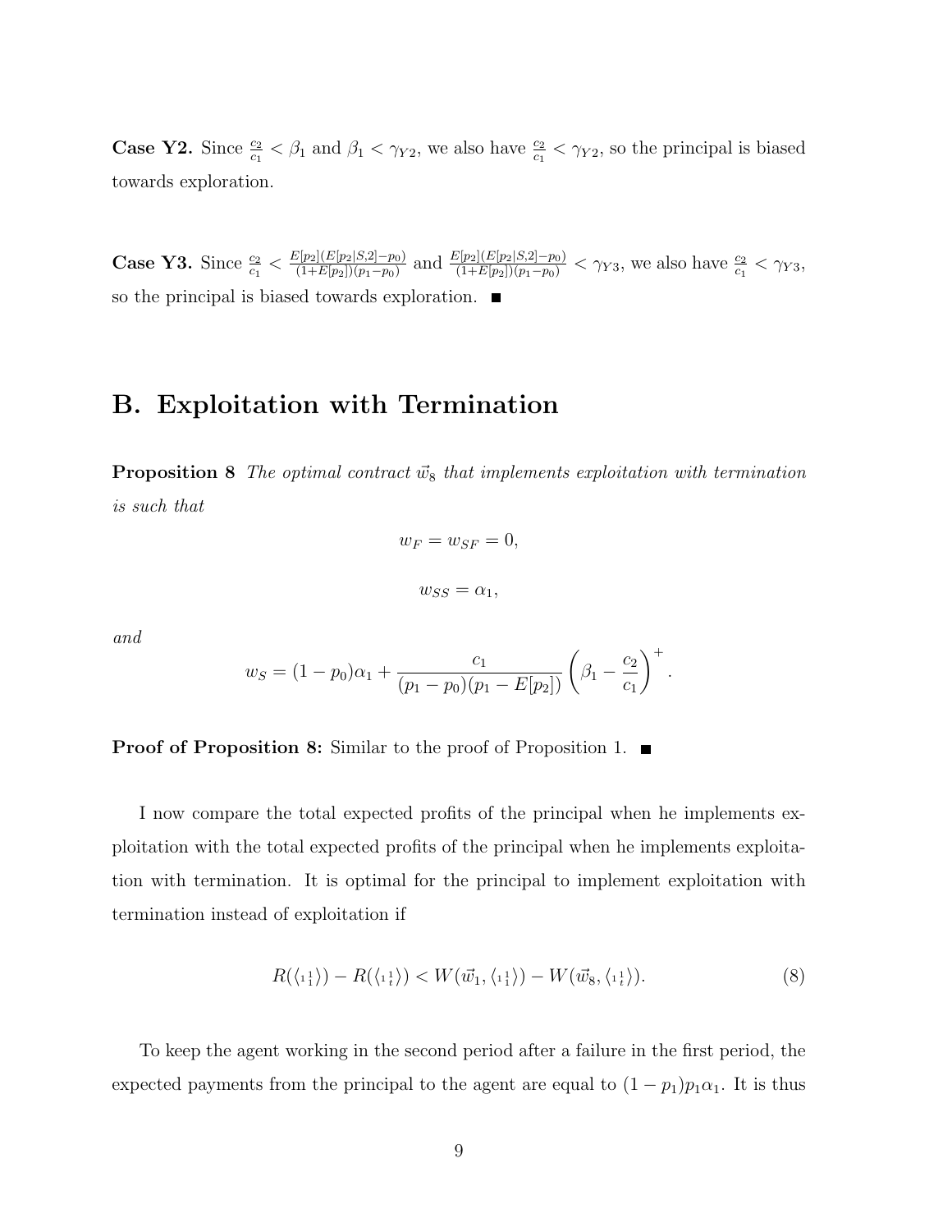**Case Y2.** Since $\frac{c_2}{c_1} < \beta_1$ and $\beta_1 < \gamma_{Y2}$, we also have $\frac{c_2}{c_1} < \gamma_{Y2}$, so the principal is biased towards exploration.

**Case Y3.** Since $\frac{c_2}{c_1} < \frac{E[p_2](E[p_2|S,2]-p_0)}{(1+E[p_2])(p_1-p_0)}$ and $\frac{E[p_2](E[p_2|S,2]-p_0)}{(1+E[p_2])(p_1-p_0)} < \gamma_{Y3}$, we also have $\frac{c_2}{c_1} < \gamma_{Y3}$, so the principal is biased towards exploration. ■

# B. Exploitation with Termination

**Proposition 8** *The optimal contract $\vec{w}_8$ that implements exploitation with termination is such that*

$$w_F = w_{SF} = 0,$$

$$w_{SS} = \alpha_1,$$

*and*

$$w_S = (1-p_0)\alpha_1 + \frac{c_1}{(p_1 - p_0)(p_1 - E[p_2])}\left(\beta_1 - \frac{c_2}{c_1}\right)^+.$$

**Proof of Proposition 8:** Similar to the proof of Proposition 1. ■

I now compare the total expected profits of the principal when he implements exploitation with the total expected profits of the principal when he implements exploitation with termination. It is optimal for the principal to implement exploitation with termination instead of exploitation if

$$R(\langle {}_{1}{}^{1}_{1} \rangle) - R(\langle {}_{1}{}^{1}_{t} \rangle) < W(\vec{w}_1, \langle {}_{1}{}^{1}_{1} \rangle) - W(\vec{w}_8, \langle {}_{1}{}^{1}_{t} \rangle). \tag{8}$$

To keep the agent working in the second period after a failure in the first period, the expected payments from the principal to the agent are equal to $(1-p_1)p_1\alpha_1$. It is thus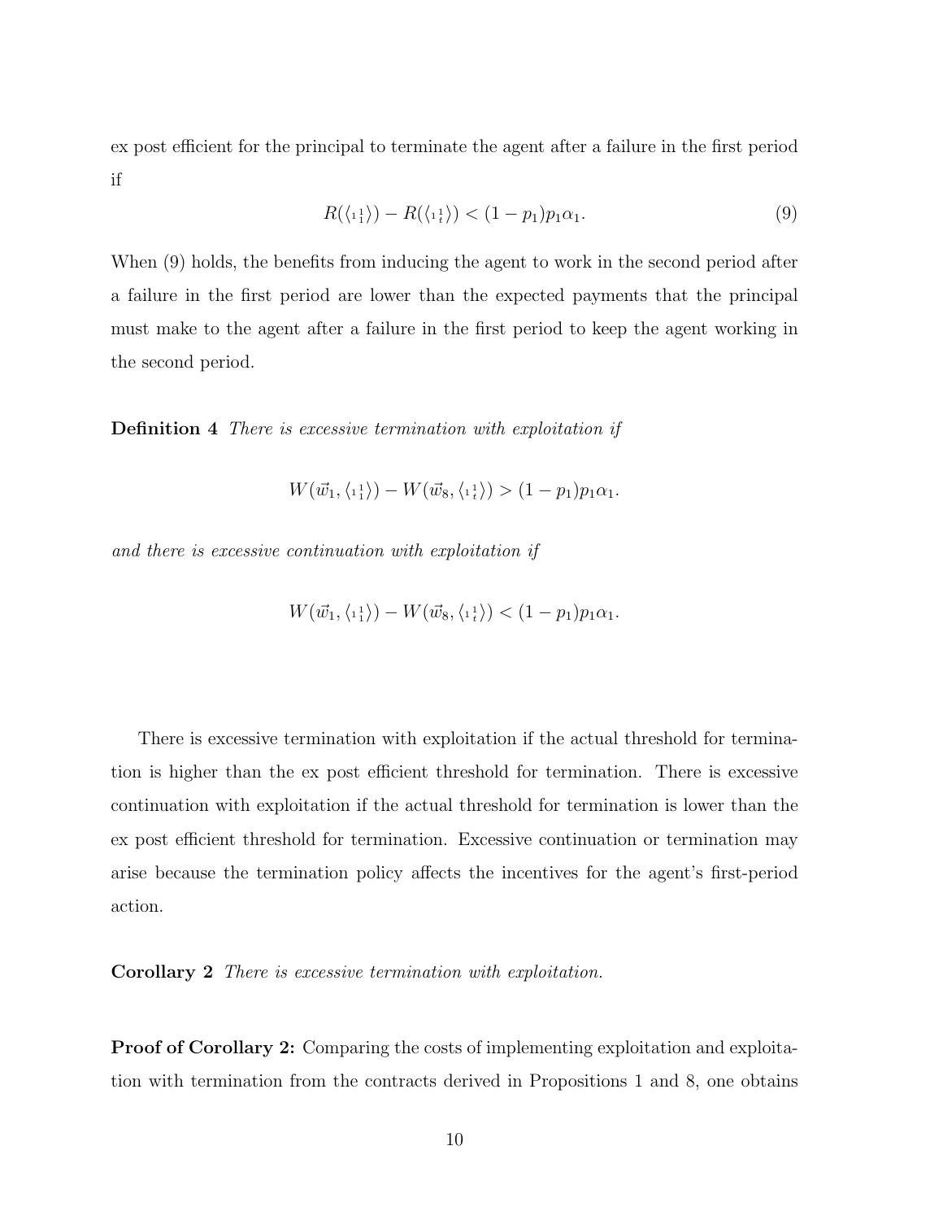ex post efficient for the principal to terminate the agent after a failure in the first period if

$$R(\langle {}_1{}^1_1 \rangle) - R(\langle {}_1{}^1_t \rangle) < (1 - p_1)p_1\alpha_1. \tag{9}$$

When (9) holds, the benefits from inducing the agent to work in the second period after a failure in the first period are lower than the expected payments that the principal must make to the agent after a failure in the first period to keep the agent working in the second period.

**Definition 4** *There is excessive termination with exploitation if*

$$W(\vec{w}_1, \langle {}_1{}^1_1 \rangle) - W(\vec{w}_8, \langle {}_1{}^1_t \rangle) > (1 - p_1)p_1\alpha_1.$$

*and there is excessive continuation with exploitation if*

$$W(\vec{w}_1, \langle {}_1{}^1_1 \rangle) - W(\vec{w}_8, \langle {}_1{}^1_t \rangle) < (1 - p_1)p_1\alpha_1.$$

There is excessive termination with exploitation if the actual threshold for termination is higher than the ex post efficient threshold for termination. There is excessive continuation with exploitation if the actual threshold for termination is lower than the ex post efficient threshold for termination. Excessive continuation or termination may arise because the termination policy affects the incentives for the agent's first-period action.

**Corollary 2** *There is excessive termination with exploitation.*

**Proof of Corollary 2:** Comparing the costs of implementing exploitation and exploitation with termination from the contracts derived in Propositions 1 and 8, one obtains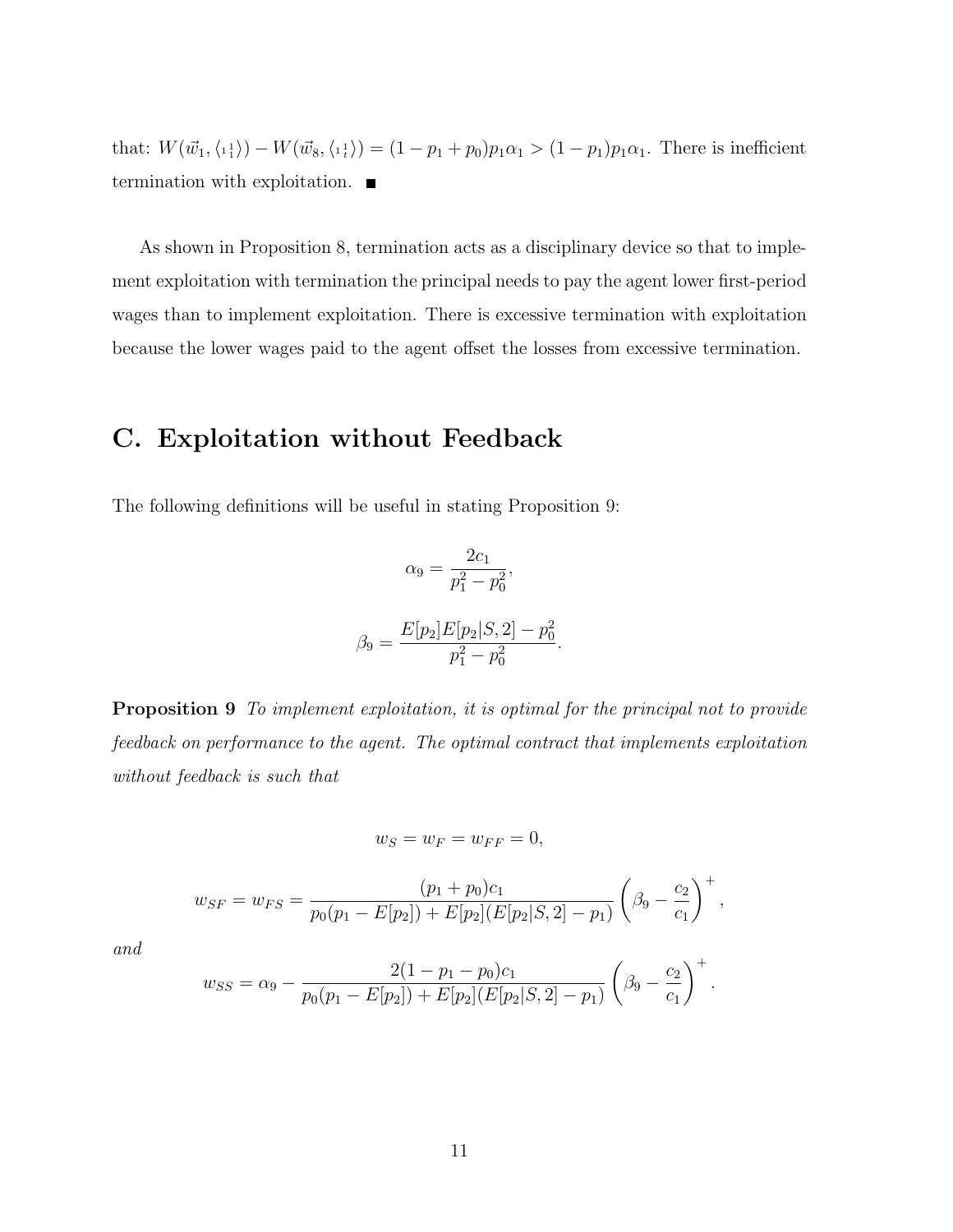that: $W(\vec{w}_1, \langle {}_1{}^1 \rangle) - W(\vec{w}_8, \langle {}_t{}^1 \rangle) = (1 - p_1 + p_0)p_1\alpha_1 > (1 - p_1)p_1\alpha_1$. There is inefficient termination with exploitation. ■

As shown in Proposition 8, termination acts as a disciplinary device so that to implement exploitation with termination the principal needs to pay the agent lower first-period wages than to implement exploitation. There is excessive termination with exploitation because the lower wages paid to the agent offset the losses from excessive termination.

## C. Exploitation without Feedback

The following definitions will be useful in stating Proposition 9:

$$\alpha_9 = \frac{2c_1}{p_1^2 - p_0^2},$$

$$\beta_9 = \frac{E[p_2]E[p_2|S, 2] - p_0^2}{p_1^2 - p_0^2}.$$

**Proposition 9** *To implement exploitation, it is optimal for the principal not to provide feedback on performance to the agent. The optimal contract that implements exploitation without feedback is such that*

$$w_S = w_F = w_{FF} = 0,$$

$$w_{SF} = w_{FS} = \frac{(p_1 + p_0)c_1}{p_0(p_1 - E[p_2]) + E[p_2](E[p_2|S, 2] - p_1)} \left(\beta_9 - \frac{c_2}{c_1}\right)^+,$$

*and*

$$w_{SS} = \alpha_9 - \frac{2(1 - p_1 - p_0)c_1}{p_0(p_1 - E[p_2]) + E[p_2](E[p_2|S, 2] - p_1)} \left(\beta_9 - \frac{c_2}{c_1}\right)^+.$$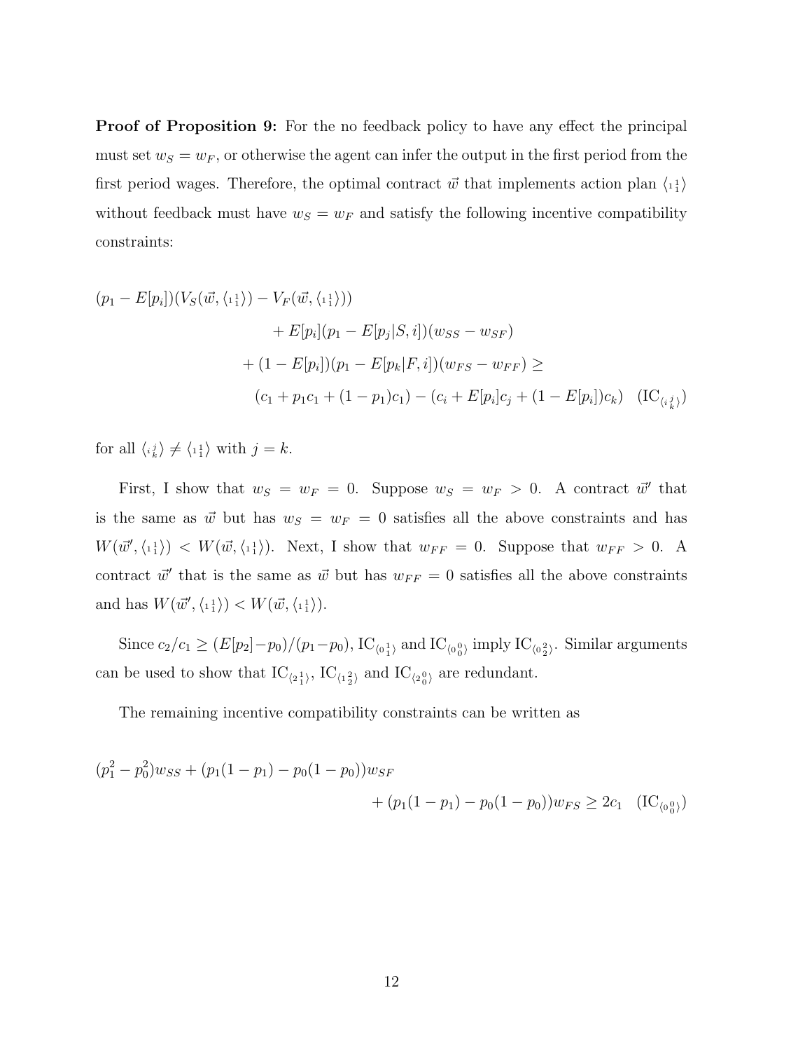**Proof of Proposition 9:** For the no feedback policy to have any effect the principal must set $w_S = w_F$, or otherwise the agent can infer the output in the first period from the first period wages. Therefore, the optimal contract $\vec{w}$ that implements action plan $\langle {}_1{}^1_1 \rangle$ without feedback must have $w_S = w_F$ and satisfy the following incentive compatibility constraints:

$$
\begin{aligned}
(p_1 - E[p_i])(V_S(\vec{w}, \langle {}_1{}^1_1 \rangle) - V_F(\vec{w}, \langle {}_1{}^1_1 \rangle))& \\
+ E[p_i](p_1 - E[p_j|S, i])(w_{SS} - w_{SF})& \\
+ (1 - E[p_i])(p_1 - E[p_k|F, i])(w_{FS} - w_{FF}) \geq& \\
(c_1 + p_1 c_1 + (1 - p_1)c_1) - (c_i + E[p_i]c_j + (1 - E[p_i])c_k)& \quad (\text{IC}_{\langle {}_i{}^j_k \rangle})
\end{aligned}
$$

for all $\langle {}_i{}^j_k \rangle \neq \langle {}_1{}^1_1 \rangle$ with $j = k$.

First, I show that $w_S = w_F = 0$. Suppose $w_S = w_F > 0$. A contract $\vec{w}'$ that is the same as $\vec{w}$ but has $w_S = w_F = 0$ satisfies all the above constraints and has $W(\vec{w}', \langle {}_1{}^1_1 \rangle) < W(\vec{w}, \langle {}_1{}^1_1 \rangle)$. Next, I show that $w_{FF} = 0$. Suppose that $w_{FF} > 0$. A contract $\vec{w}'$ that is the same as $\vec{w}$ but has $w_{FF} = 0$ satisfies all the above constraints and has $W(\vec{w}', \langle {}_1{}^1_1 \rangle) < W(\vec{w}, \langle {}_1{}^1_1 \rangle)$.

Since $c_2/c_1 \geq (E[p_2] - p_0)/(p_1 - p_0)$, $\text{IC}_{\langle {}_0{}^1_1 \rangle}$ and $\text{IC}_{\langle {}_0{}^0_0 \rangle}$ imply $\text{IC}_{\langle {}_0{}^2_2 \rangle}$. Similar arguments can be used to show that $\text{IC}_{\langle {}_2{}^1_1 \rangle}$, $\text{IC}_{\langle {}_1{}^2_2 \rangle}$ and $\text{IC}_{\langle {}_2{}^0_0 \rangle}$ are redundant.

The remaining incentive compatibility constraints can be written as

$$
\begin{aligned}
(p_1^2 - p_0^2)w_{SS} + (p_1(1 - p_1) - p_0(1 - p_0))w_{SF}& \\
+ (p_1(1 - p_1) - p_0(1 - p_0))w_{FS} \geq 2c_1& \quad (\text{IC}_{\langle {}_0{}^0_0 \rangle})
\end{aligned}
$$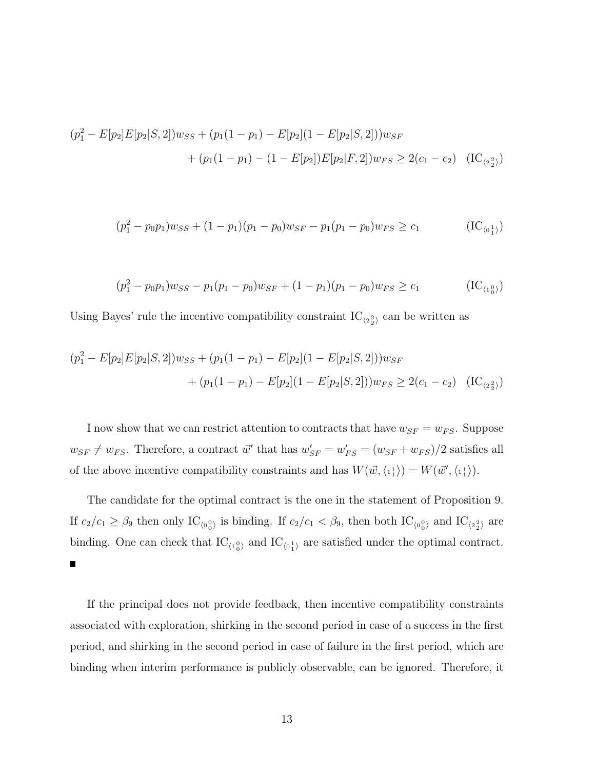$$(p_1^2 - E[p_2]E[p_2|S,2])w_{SS} + (p_1(1-p_1) - E[p_2](1 - E[p_2|S,2]))w_{SF} + (p_1(1-p_1) - (1 - E[p_2])E[p_2|F,2])w_{FS} \geq 2(c_1 - c_2) \quad (\text{IC}_{\langle 2\,{}^2_2 \rangle})$$

$$(p_1^2 - p_0 p_1)w_{SS} + (1-p_1)(p_1 - p_0)w_{SF} - p_1(p_1 - p_0)w_{FS} \geq c_1 \qquad (\text{IC}_{\langle 0\,{}^1_1 \rangle})$$

$$(p_1^2 - p_0 p_1)w_{SS} - p_1(p_1 - p_0)w_{SF} + (1-p_1)(p_1 - p_0)w_{FS} \geq c_1 \qquad (\text{IC}_{\langle 1\,{}^0_0 \rangle})$$

Using Bayes' rule the incentive compatibility constraint $\text{IC}_{\langle 2\,{}^2_2 \rangle}$ can be written as

$$(p_1^2 - E[p_2]E[p_2|S,2])w_{SS} + (p_1(1-p_1) - E[p_2](1 - E[p_2|S,2]))w_{SF} + (p_1(1-p_1) - E[p_2](1 - E[p_2|S,2]))w_{FS} \geq 2(c_1 - c_2) \quad (\text{IC}_{\langle 2\,{}^2_2 \rangle})$$

I now show that we can restrict attention to contracts that have $w_{SF} = w_{FS}$. Suppose $w_{SF} \neq w_{FS}$. Therefore, a contract $\vec{w}'$ that has $w'_{SF} = w'_{FS} = (w_{SF} + w_{FS})/2$ satisfies all of the above incentive compatibility constraints and has $W(\vec{w}, \langle 1\,{}^1_1 \rangle) = W(\vec{w}', \langle 1\,{}^1_1 \rangle)$.

The candidate for the optimal contract is the one in the statement of Proposition 9. If $c_2/c_1 \geq \beta_9$ then only $\text{IC}_{\langle 0\,{}^0_0 \rangle}$ is binding. If $c_2/c_1 < \beta_9$, then both $\text{IC}_{\langle 0\,{}^0_0 \rangle}$ and $\text{IC}_{\langle 2\,{}^2_2 \rangle}$ are binding. One can check that $\text{IC}_{\langle 1\,{}^0_0 \rangle}$ and $\text{IC}_{\langle 0\,{}^1_1 \rangle}$ are satisfied under the optimal contract. ∎

If the principal does not provide feedback, then incentive compatibility constraints associated with exploration, shirking in the second period in case of a success in the first period, and shirking in the second period in case of failure in the first period, which are binding when interim performance is publicly observable, can be ignored. Therefore, it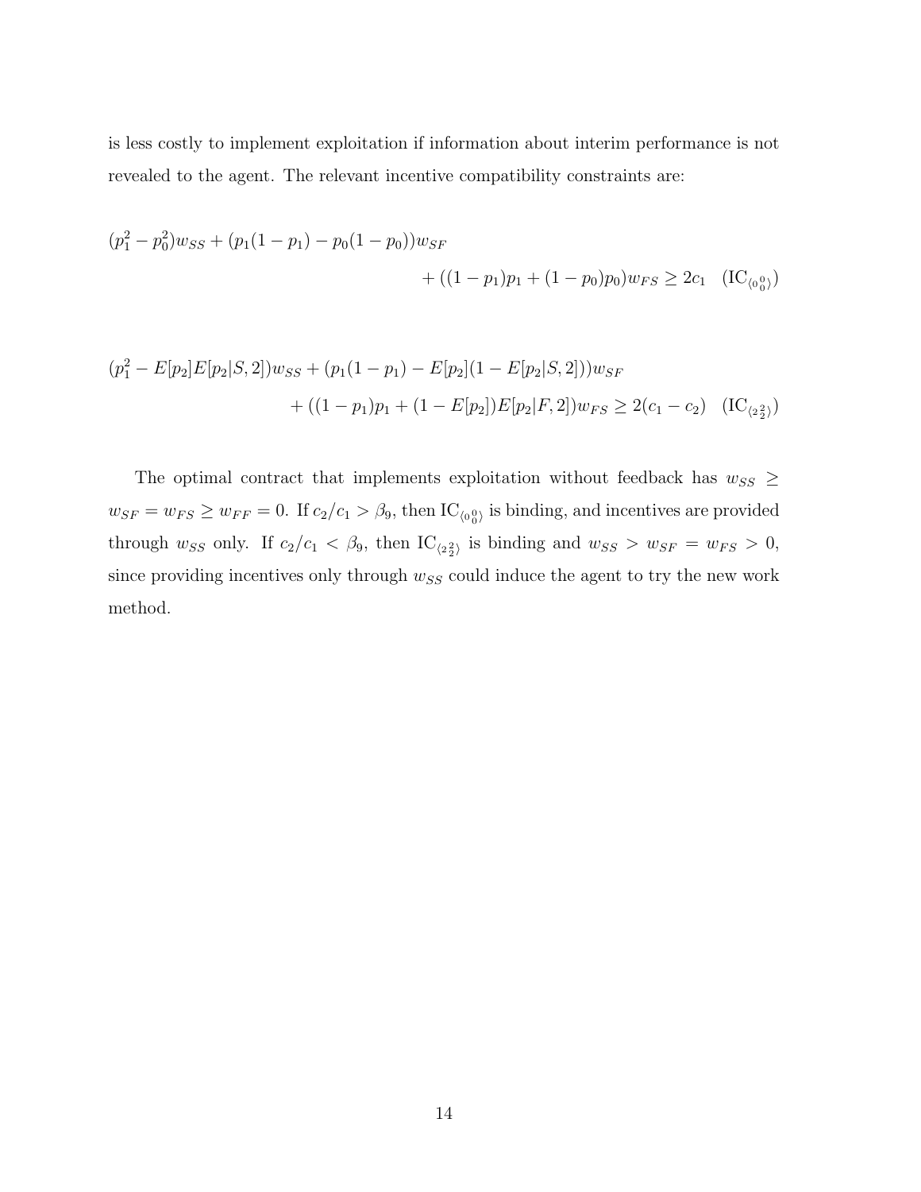is less costly to implement exploitation if information about interim performance is not revealed to the agent. The relevant incentive compatibility constraints are:

$$(p_1^2 - p_0^2)w_{SS} + (p_1(1-p_1) - p_0(1-p_0))w_{SF} + ((1-p_1)p_1 + (1-p_0)p_0)w_{FS} \geq 2c_1 \quad (\text{IC}_{\langle 0\,{}^0_0 \rangle})$$

$$(p_1^2 - E[p_2]E[p_2|S,2])w_{SS} + (p_1(1-p_1) - E[p_2](1-E[p_2|S,2]))w_{SF} + ((1-p_1)p_1 + (1-E[p_2])E[p_2|F,2])w_{FS} \geq 2(c_1 - c_2) \quad (\text{IC}_{\langle 2\,{}^2_2 \rangle})$$

The optimal contract that implements exploitation without feedback has $w_{SS} \geq w_{SF} = w_{FS} \geq w_{FF} = 0$. If $c_2/c_1 > \beta_9$, then $\text{IC}_{\langle 0\,{}^0_0 \rangle}$ is binding, and incentives are provided through $w_{SS}$ only. If $c_2/c_1 < \beta_9$, then $\text{IC}_{\langle 2\,{}^2_2 \rangle}$ is binding and $w_{SS} > w_{SF} = w_{FS} > 0$, since providing incentives only through $w_{SS}$ could induce the agent to try the new work method.